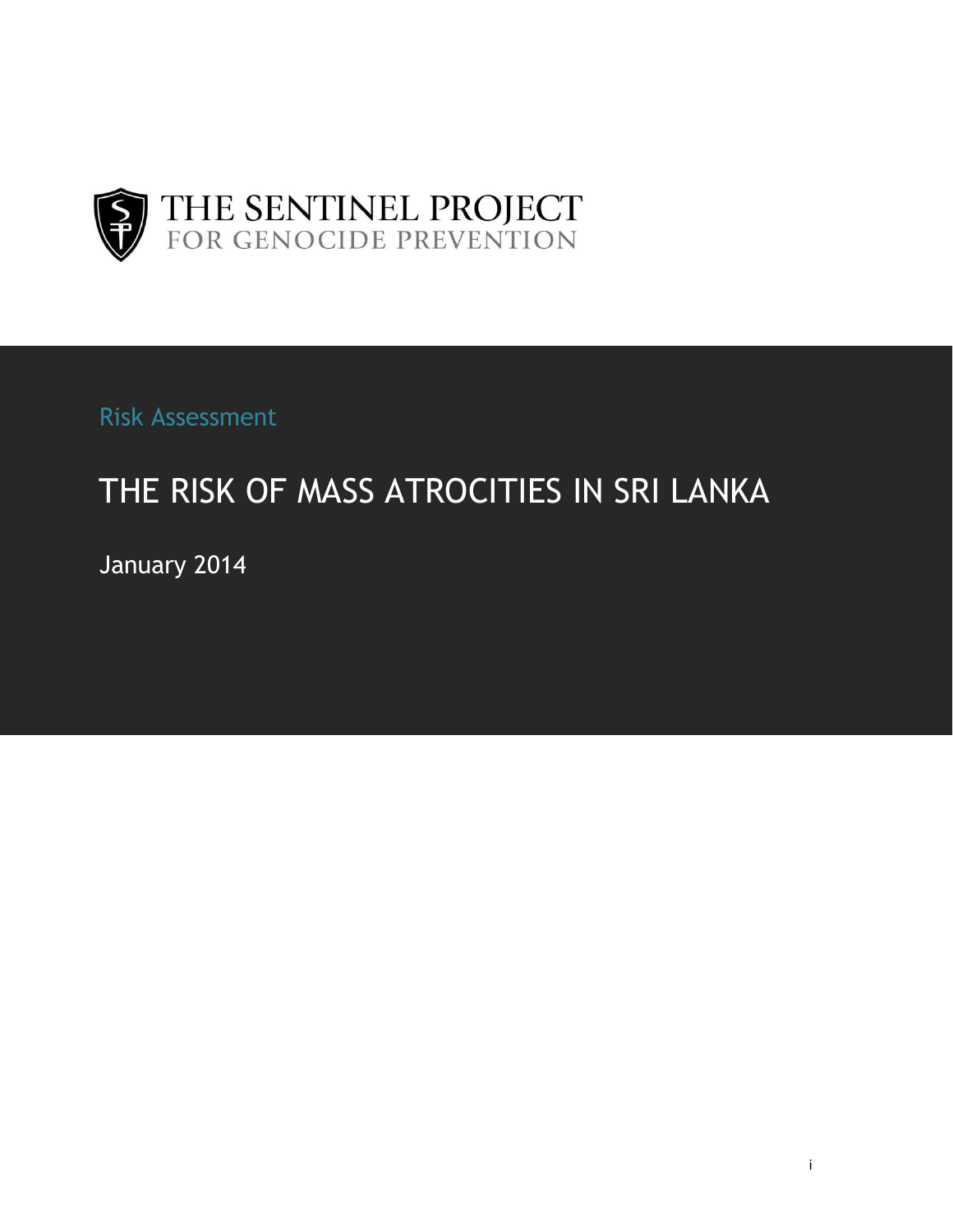THE SENTINEL PROJECT
FOR GENOCIDE PREVENTION

Risk Assessment

# THE RISK OF MASS ATROCITIES IN SRI LANKA

January 2014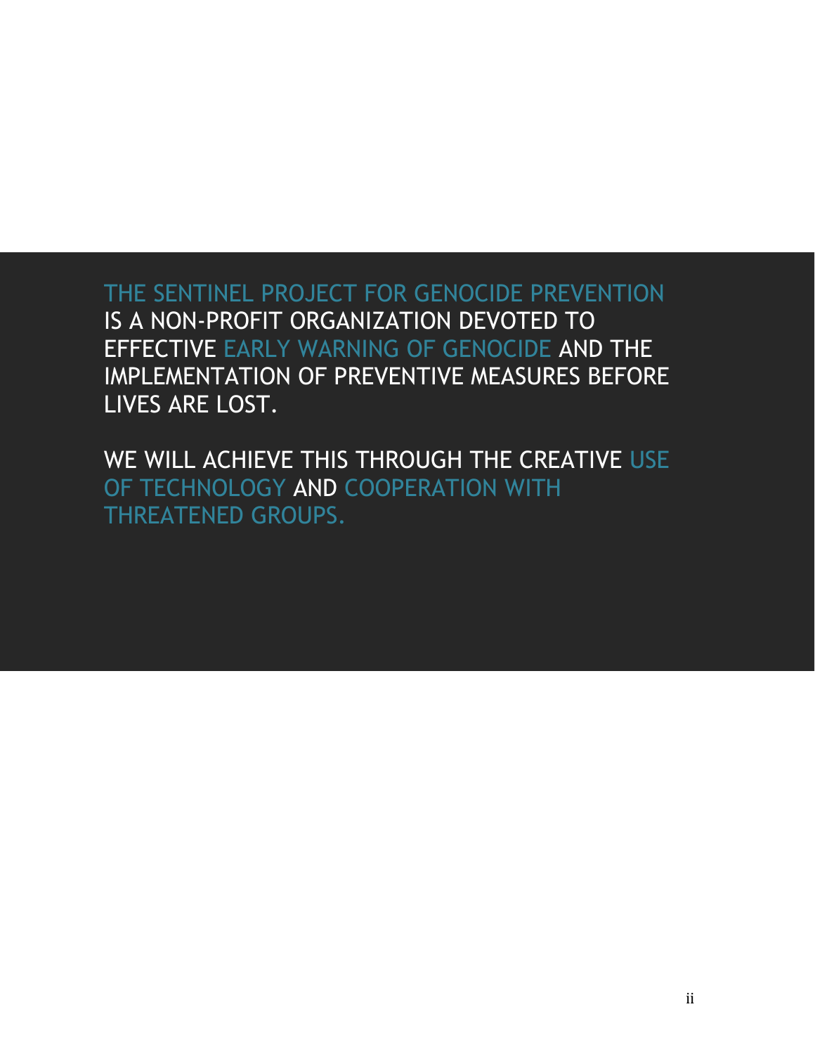THE SENTINEL PROJECT FOR GENOCIDE PREVENTION IS A NON-PROFIT ORGANIZATION DEVOTED TO EFFECTIVE EARLY WARNING OF GENOCIDE AND THE IMPLEMENTATION OF PREVENTIVE MEASURES BEFORE LIVES ARE LOST.

WE WILL ACHIEVE THIS THROUGH THE CREATIVE USE OF TECHNOLOGY AND COOPERATION WITH THREATENED GROUPS.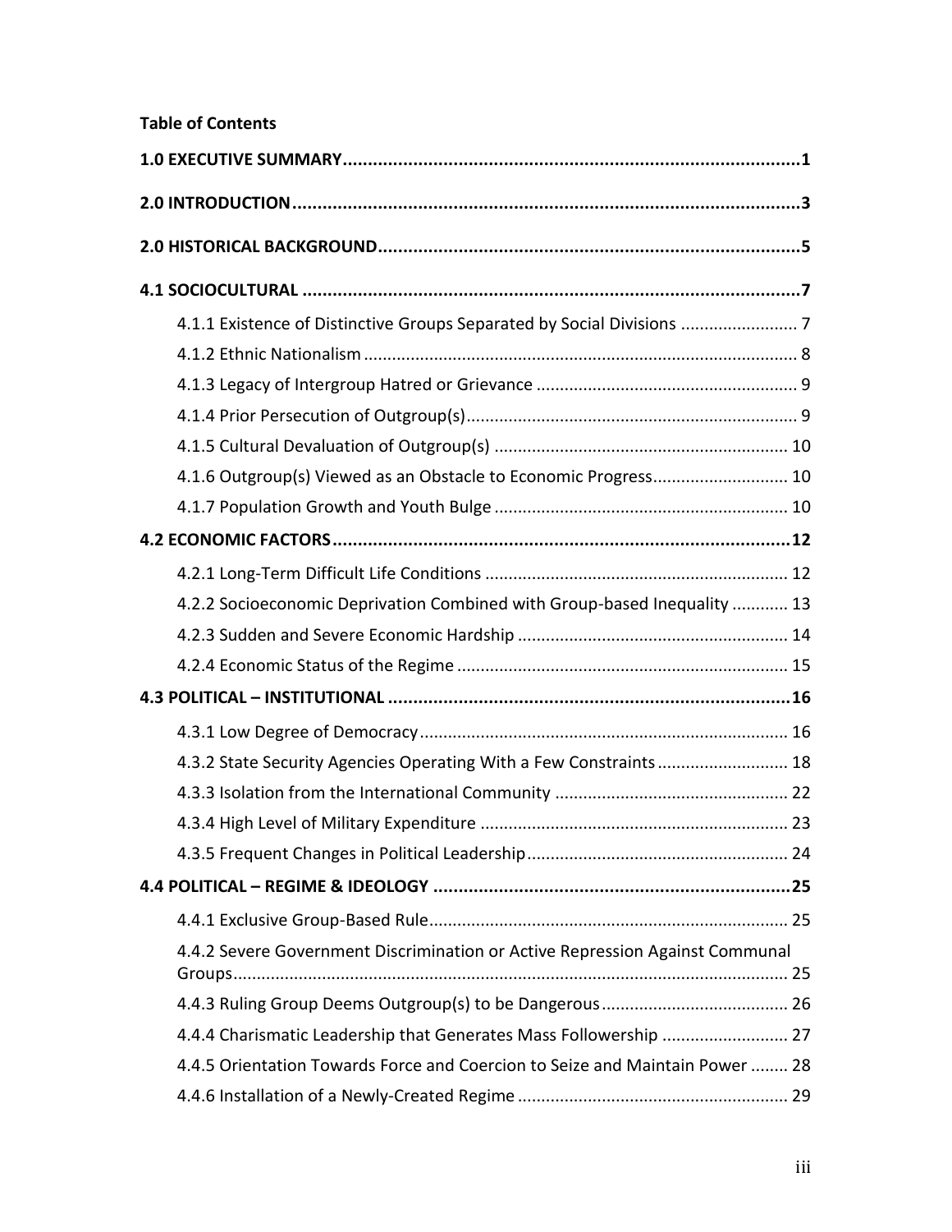**Table of Contents**

**1.0 EXECUTIVE SUMMARY** .......... **1**

**2.0 INTRODUCTION** .......... **3**

**2.0 HISTORICAL BACKGROUND** .......... **5**

**4.1 SOCIOCULTURAL** .......... **7**

- 4.1.1 Existence of Distinctive Groups Separated by Social Divisions .......... 7
- 4.1.2 Ethnic Nationalism .......... 8
- 4.1.3 Legacy of Intergroup Hatred or Grievance .......... 9
- 4.1.4 Prior Persecution of Outgroup(s) .......... 9
- 4.1.5 Cultural Devaluation of Outgroup(s) .......... 10
- 4.1.6 Outgroup(s) Viewed as an Obstacle to Economic Progress .......... 10
- 4.1.7 Population Growth and Youth Bulge .......... 10

**4.2 ECONOMIC FACTORS** .......... **12**

- 4.2.1 Long-Term Difficult Life Conditions .......... 12
- 4.2.2 Socioeconomic Deprivation Combined with Group-based Inequality .......... 13
- 4.2.3 Sudden and Severe Economic Hardship .......... 14
- 4.2.4 Economic Status of the Regime .......... 15

**4.3 POLITICAL – INSTITUTIONAL** .......... **16**

- 4.3.1 Low Degree of Democracy .......... 16
- 4.3.2 State Security Agencies Operating With a Few Constraints .......... 18
- 4.3.3 Isolation from the International Community .......... 22
- 4.3.4 High Level of Military Expenditure .......... 23
- 4.3.5 Frequent Changes in Political Leadership .......... 24

**4.4 POLITICAL – REGIME & IDEOLOGY** .......... **25**

- 4.4.1 Exclusive Group-Based Rule .......... 25
- 4.4.2 Severe Government Discrimination or Active Repression Against Communal Groups .......... 25
- 4.4.3 Ruling Group Deems Outgroup(s) to be Dangerous .......... 26
- 4.4.4 Charismatic Leadership that Generates Mass Followership .......... 27
- 4.4.5 Orientation Towards Force and Coercion to Seize and Maintain Power .......... 28
- 4.4.6 Installation of a Newly-Created Regime .......... 29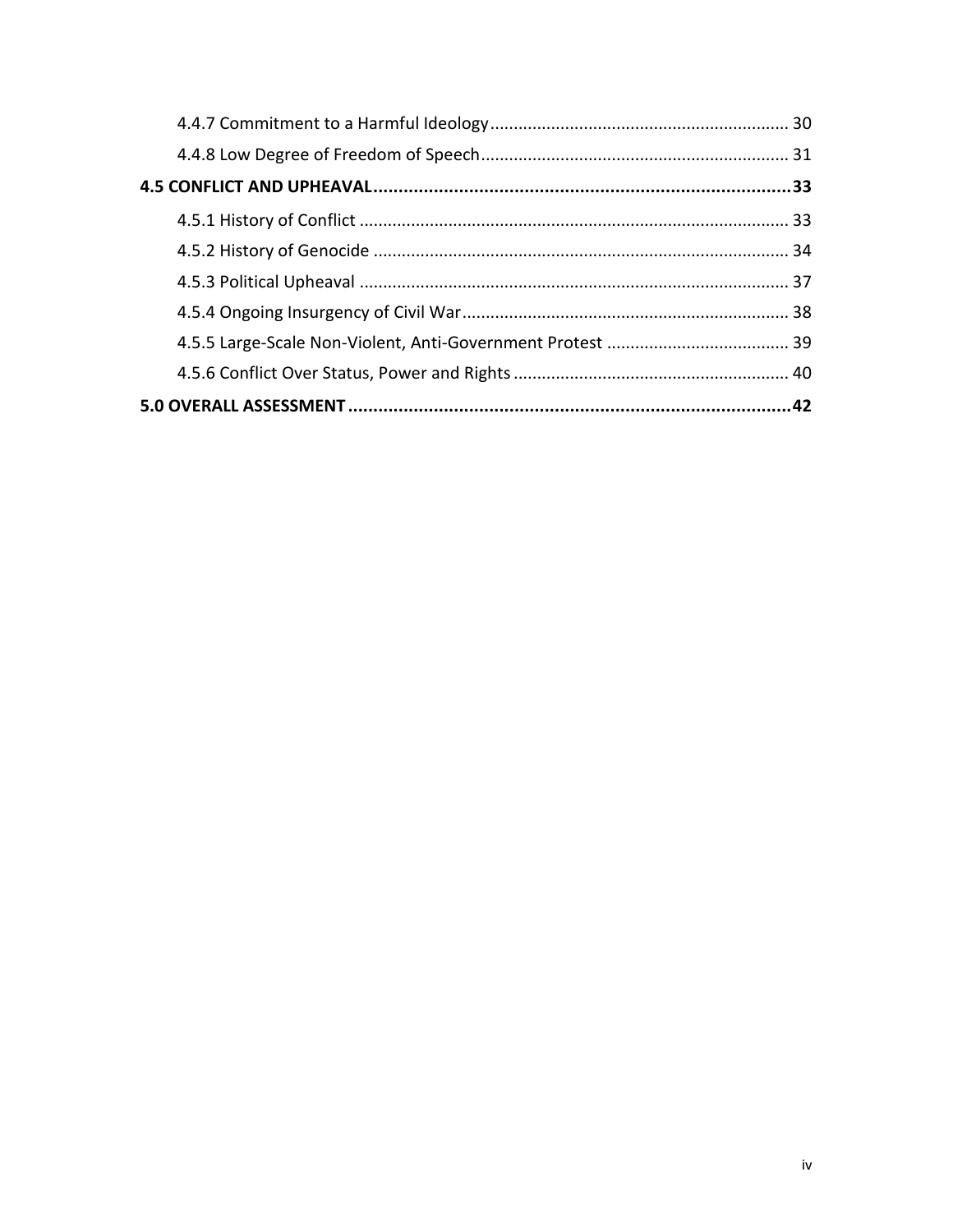4.4.7 Commitment to a Harmful Ideology ............................................................... 30

4.4.8 Low Degree of Freedom of Speech ................................................................. 31

**4.5 CONFLICT AND UPHEAVAL ................................................................................... 33**

4.5.1 History of Conflict ........................................................................................... 33

4.5.2 History of Genocide ........................................................................................ 34

4.5.3 Political Upheaval ........................................................................................... 37

4.5.4 Ongoing Insurgency of Civil War ..................................................................... 38

4.5.5 Large-Scale Non-Violent, Anti-Government Protest ....................................... 39

4.5.6 Conflict Over Status, Power and Rights ........................................................... 40

**5.0 OVERALL ASSESSMENT ........................................................................................ 42**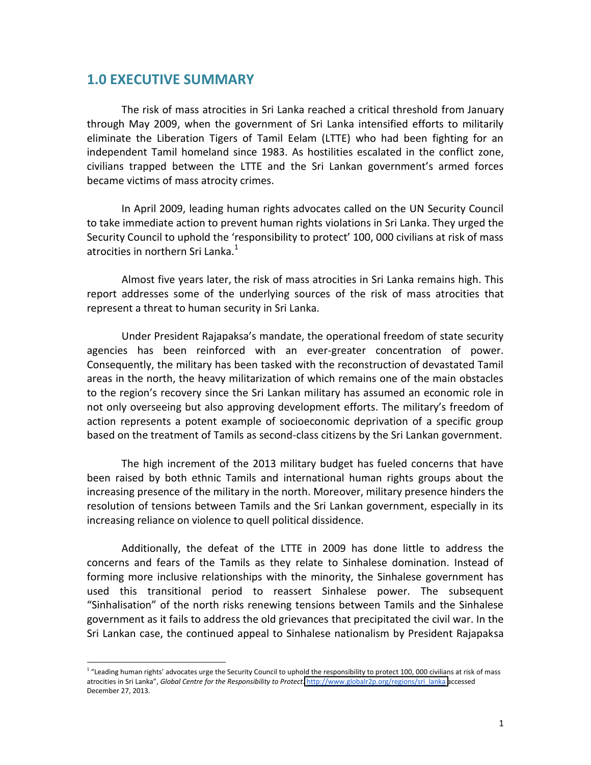## 1.0 EXECUTIVE SUMMARY

The risk of mass atrocities in Sri Lanka reached a critical threshold from January through May 2009, when the government of Sri Lanka intensified efforts to militarily eliminate the Liberation Tigers of Tamil Eelam (LTTE) who had been fighting for an independent Tamil homeland since 1983. As hostilities escalated in the conflict zone, civilians trapped between the LTTE and the Sri Lankan government's armed forces became victims of mass atrocity crimes.

In April 2009, leading human rights advocates called on the UN Security Council to take immediate action to prevent human rights violations in Sri Lanka. They urged the Security Council to uphold the 'responsibility to protect' 100, 000 civilians at risk of mass atrocities in northern Sri Lanka.[1]

Almost five years later, the risk of mass atrocities in Sri Lanka remains high. This report addresses some of the underlying sources of the risk of mass atrocities that represent a threat to human security in Sri Lanka.

Under President Rajapaksa's mandate, the operational freedom of state security agencies has been reinforced with an ever-greater concentration of power. Consequently, the military has been tasked with the reconstruction of devastated Tamil areas in the north, the heavy militarization of which remains one of the main obstacles to the region's recovery since the Sri Lankan military has assumed an economic role in not only overseeing but also approving development efforts. The military's freedom of action represents a potent example of socioeconomic deprivation of a specific group based on the treatment of Tamils as second-class citizens by the Sri Lankan government.

The high increment of the 2013 military budget has fueled concerns that have been raised by both ethnic Tamils and international human rights groups about the increasing presence of the military in the north. Moreover, military presence hinders the resolution of tensions between Tamils and the Sri Lankan government, especially in its increasing reliance on violence to quell political dissidence.

Additionally, the defeat of the LTTE in 2009 has done little to address the concerns and fears of the Tamils as they relate to Sinhalese domination. Instead of forming more inclusive relationships with the minority, the Sinhalese government has used this transitional period to reassert Sinhalese power. The subsequent "Sinhalisation" of the north risks renewing tensions between Tamils and the Sinhalese government as it fails to address the old grievances that precipitated the civil war. In the Sri Lankan case, the continued appeal to Sinhalese nationalism by President Rajapaksa

---

[1] "Leading human rights' advocates urge the Security Council to uphold the responsibility to protect 100, 000 civilians at risk of mass atrocities in Sri Lanka", *Global Centre for the Responsibility to Protect.* http://www.globalr2p.org/regions/sri_lanka accessed December 27, 2013.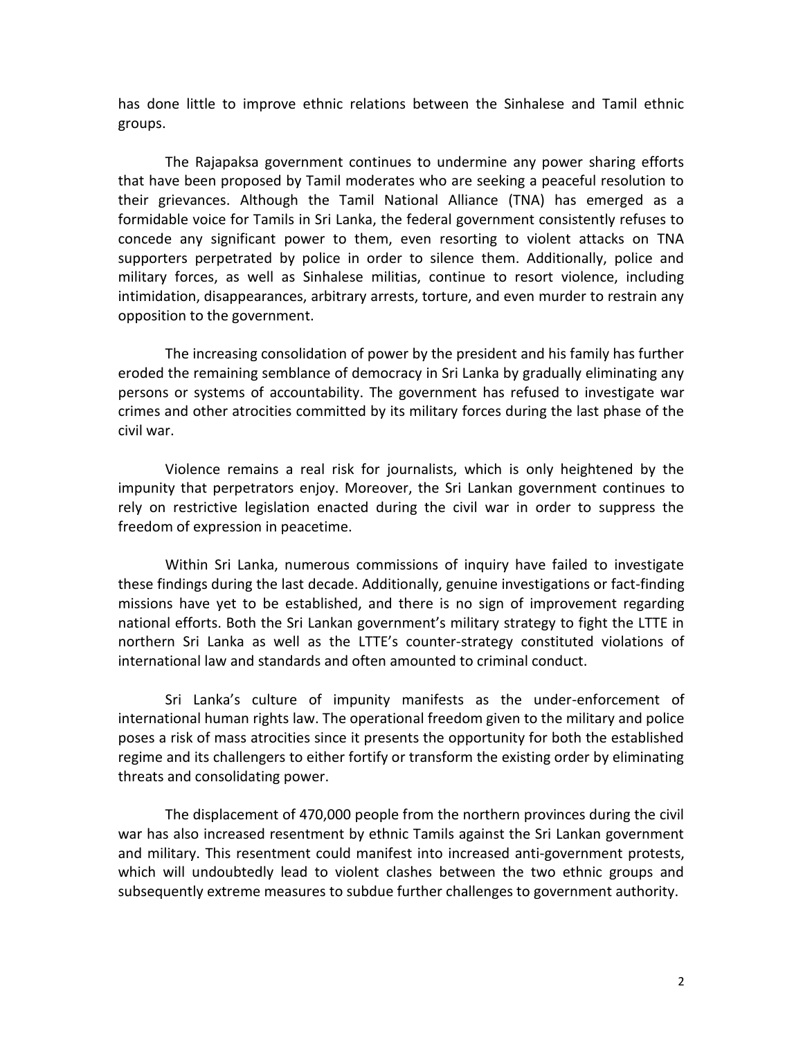has done little to improve ethnic relations between the Sinhalese and Tamil ethnic groups.

The Rajapaksa government continues to undermine any power sharing efforts that have been proposed by Tamil moderates who are seeking a peaceful resolution to their grievances. Although the Tamil National Alliance (TNA) has emerged as a formidable voice for Tamils in Sri Lanka, the federal government consistently refuses to concede any significant power to them, even resorting to violent attacks on TNA supporters perpetrated by police in order to silence them. Additionally, police and military forces, as well as Sinhalese militias, continue to resort violence, including intimidation, disappearances, arbitrary arrests, torture, and even murder to restrain any opposition to the government.

The increasing consolidation of power by the president and his family has further eroded the remaining semblance of democracy in Sri Lanka by gradually eliminating any persons or systems of accountability. The government has refused to investigate war crimes and other atrocities committed by its military forces during the last phase of the civil war.

Violence remains a real risk for journalists, which is only heightened by the impunity that perpetrators enjoy. Moreover, the Sri Lankan government continues to rely on restrictive legislation enacted during the civil war in order to suppress the freedom of expression in peacetime.

Within Sri Lanka, numerous commissions of inquiry have failed to investigate these findings during the last decade. Additionally, genuine investigations or fact-finding missions have yet to be established, and there is no sign of improvement regarding national efforts. Both the Sri Lankan government's military strategy to fight the LTTE in northern Sri Lanka as well as the LTTE's counter-strategy constituted violations of international law and standards and often amounted to criminal conduct.

Sri Lanka's culture of impunity manifests as the under-enforcement of international human rights law. The operational freedom given to the military and police poses a risk of mass atrocities since it presents the opportunity for both the established regime and its challengers to either fortify or transform the existing order by eliminating threats and consolidating power.

The displacement of 470,000 people from the northern provinces during the civil war has also increased resentment by ethnic Tamils against the Sri Lankan government and military. This resentment could manifest into increased anti-government protests, which will undoubtedly lead to violent clashes between the two ethnic groups and subsequently extreme measures to subdue further challenges to government authority.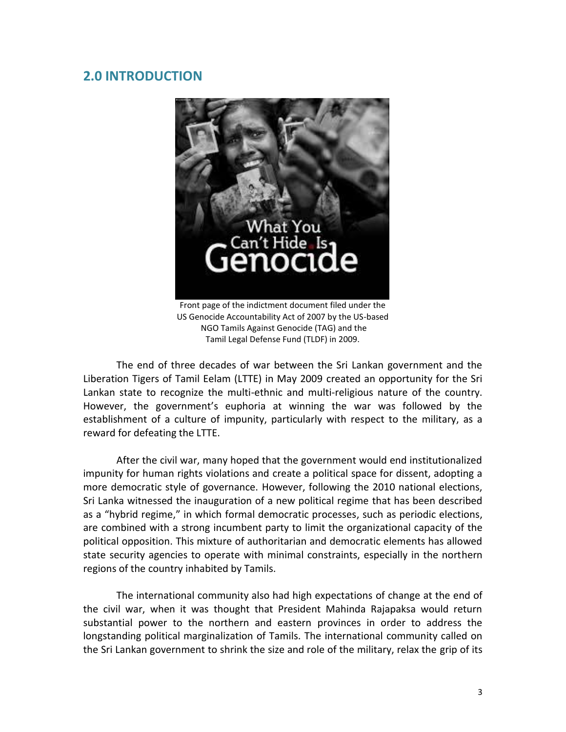## 2.0 INTRODUCTION

Front page of the indictment document filed under the US Genocide Accountability Act of 2007 by the US-based NGO Tamils Against Genocide (TAG) and the Tamil Legal Defense Fund (TLDF) in 2009.

The end of three decades of war between the Sri Lankan government and the Liberation Tigers of Tamil Eelam (LTTE) in May 2009 created an opportunity for the Sri Lankan state to recognize the multi-ethnic and multi-religious nature of the country. However, the government's euphoria at winning the war was followed by the establishment of a culture of impunity, particularly with respect to the military, as a reward for defeating the LTTE.

After the civil war, many hoped that the government would end institutionalized impunity for human rights violations and create a political space for dissent, adopting a more democratic style of governance. However, following the 2010 national elections, Sri Lanka witnessed the inauguration of a new political regime that has been described as a "hybrid regime," in which formal democratic processes, such as periodic elections, are combined with a strong incumbent party to limit the organizational capacity of the political opposition. This mixture of authoritarian and democratic elements has allowed state security agencies to operate with minimal constraints, especially in the northern regions of the country inhabited by Tamils.

The international community also had high expectations of change at the end of the civil war, when it was thought that President Mahinda Rajapaksa would return substantial power to the northern and eastern provinces in order to address the longstanding political marginalization of Tamils. The international community called on the Sri Lankan government to shrink the size and role of the military, relax the grip of its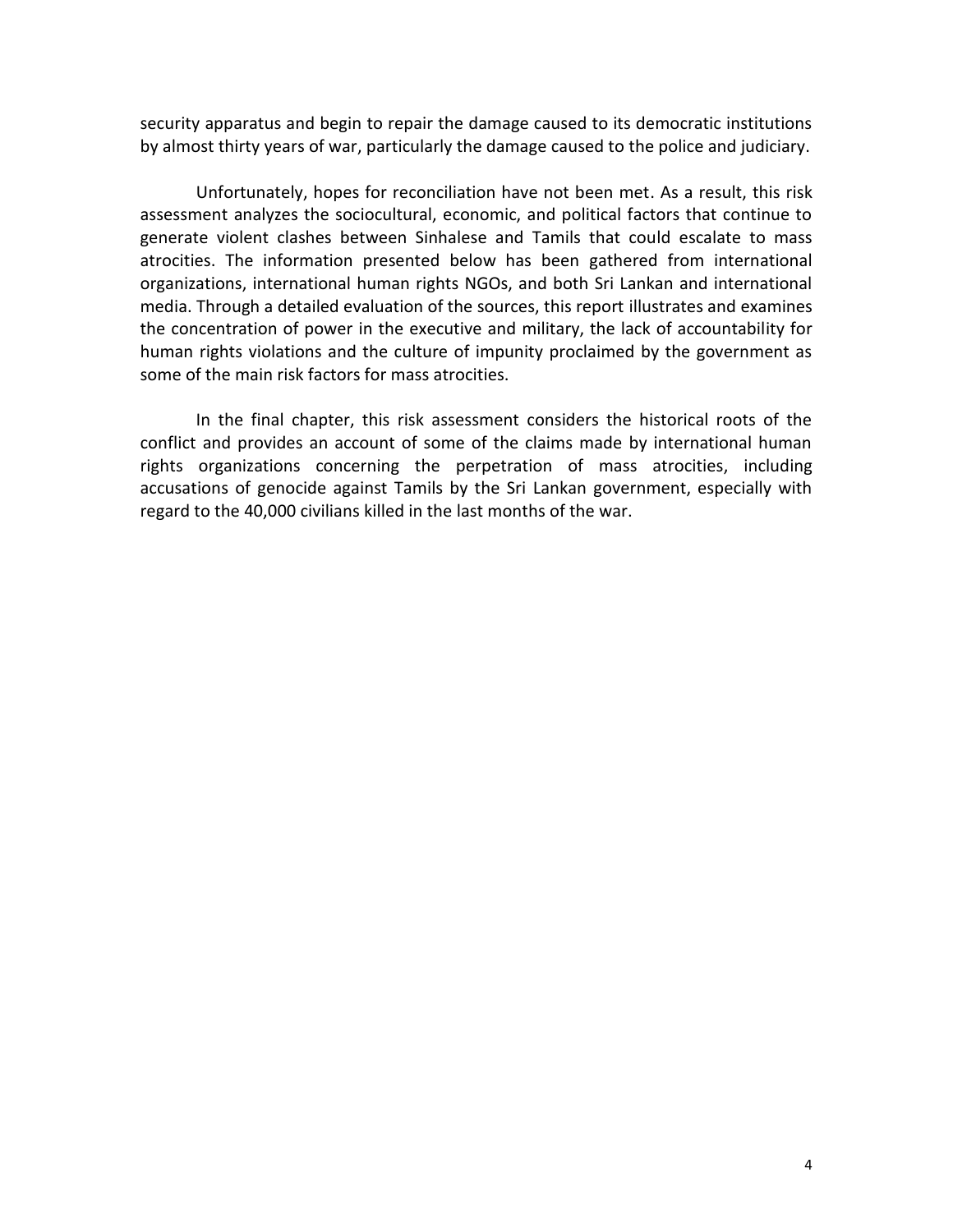security apparatus and begin to repair the damage caused to its democratic institutions by almost thirty years of war, particularly the damage caused to the police and judiciary.

Unfortunately, hopes for reconciliation have not been met. As a result, this risk assessment analyzes the sociocultural, economic, and political factors that continue to generate violent clashes between Sinhalese and Tamils that could escalate to mass atrocities. The information presented below has been gathered from international organizations, international human rights NGOs, and both Sri Lankan and international media. Through a detailed evaluation of the sources, this report illustrates and examines the concentration of power in the executive and military, the lack of accountability for human rights violations and the culture of impunity proclaimed by the government as some of the main risk factors for mass atrocities.

In the final chapter, this risk assessment considers the historical roots of the conflict and provides an account of some of the claims made by international human rights organizations concerning the perpetration of mass atrocities, including accusations of genocide against Tamils by the Sri Lankan government, especially with regard to the 40,000 civilians killed in the last months of the war.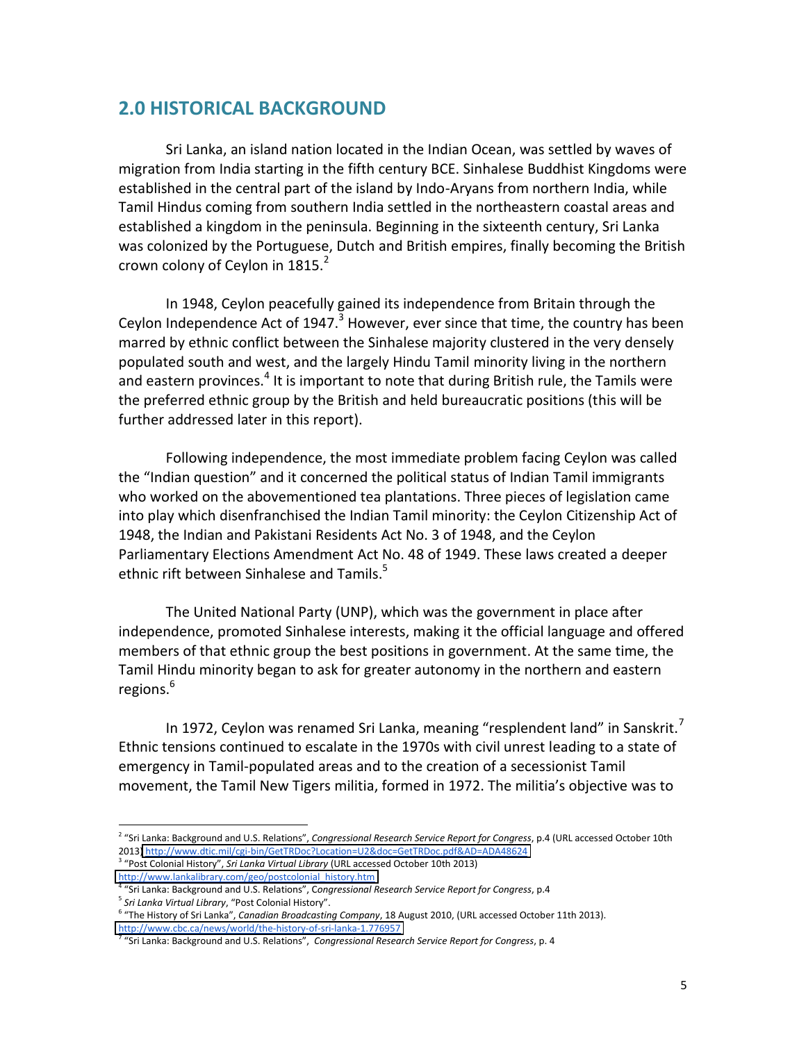## 2.0 HISTORICAL BACKGROUND

Sri Lanka, an island nation located in the Indian Ocean, was settled by waves of migration from India starting in the fifth century BCE. Sinhalese Buddhist Kingdoms were established in the central part of the island by Indo-Aryans from northern India, while Tamil Hindus coming from southern India settled in the northeastern coastal areas and established a kingdom in the peninsula. Beginning in the sixteenth century, Sri Lanka was colonized by the Portuguese, Dutch and British empires, finally becoming the British crown colony of Ceylon in 1815.[2]

In 1948, Ceylon peacefully gained its independence from Britain through the Ceylon Independence Act of 1947.[3] However, ever since that time, the country has been marred by ethnic conflict between the Sinhalese majority clustered in the very densely populated south and west, and the largely Hindu Tamil minority living in the northern and eastern provinces.[4] It is important to note that during British rule, the Tamils were the preferred ethnic group by the British and held bureaucratic positions (this will be further addressed later in this report).

Following independence, the most immediate problem facing Ceylon was called the "Indian question" and it concerned the political status of Indian Tamil immigrants who worked on the abovementioned tea plantations. Three pieces of legislation came into play which disenfranchised the Indian Tamil minority: the Ceylon Citizenship Act of 1948, the Indian and Pakistani Residents Act No. 3 of 1948, and the Ceylon Parliamentary Elections Amendment Act No. 48 of 1949. These laws created a deeper ethnic rift between Sinhalese and Tamils.[5]

The United National Party (UNP), which was the government in place after independence, promoted Sinhalese interests, making it the official language and offered members of that ethnic group the best positions in government. At the same time, the Tamil Hindu minority began to ask for greater autonomy in the northern and eastern regions.[6]

In 1972, Ceylon was renamed Sri Lanka, meaning "resplendent land" in Sanskrit.[7] Ethnic tensions continued to escalate in the 1970s with civil unrest leading to a state of emergency in Tamil-populated areas and to the creation of a secessionist Tamil movement, the Tamil New Tigers militia, formed in 1972. The militia's objective was to

---

[2] "Sri Lanka: Background and U.S. Relations", *Congressional Research Service Report for Congress*, p.4 (URL accessed October 10th 2013) http://www.dtic.mil/cgi-bin/GetTRDoc?Location=U2&doc=GetTRDoc.pdf&AD=ADA48624

[3] "Post Colonial History", *Sri Lanka Virtual Library* (URL accessed October 10th 2013) http://www.lankalibrary.com/geo/postcolonial_history.htm

[4] "Sri Lanka: Background and U.S. Relations", *Congressional Research Service Report for Congress*, p.4

[5] *Sri Lanka Virtual Library*, "Post Colonial History".

[6] "The History of Sri Lanka", *Canadian Broadcasting Company*, 18 August 2010, (URL accessed October 11th 2013). http://www.cbc.ca/news/world/the-history-of-sri-lanka-1.776957

[7] "Sri Lanka: Background and U.S. Relations", *Congressional Research Service Report for Congress*, p. 4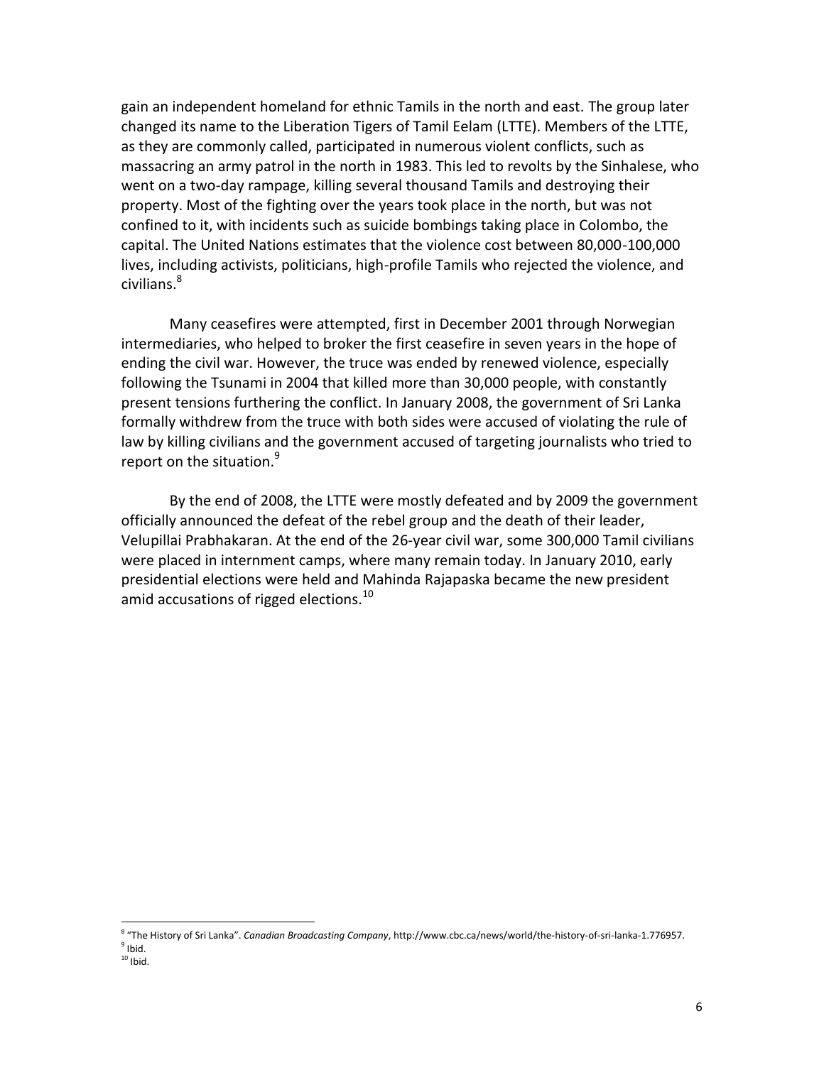gain an independent homeland for ethnic Tamils in the north and east. The group later changed its name to the Liberation Tigers of Tamil Eelam (LTTE). Members of the LTTE, as they are commonly called, participated in numerous violent conflicts, such as massacring an army patrol in the north in 1983. This led to revolts by the Sinhalese, who went on a two-day rampage, killing several thousand Tamils and destroying their property. Most of the fighting over the years took place in the north, but was not confined to it, with incidents such as suicide bombings taking place in Colombo, the capital. The United Nations estimates that the violence cost between 80,000-100,000 lives, including activists, politicians, high-profile Tamils who rejected the violence, and civilians.[8]

Many ceasefires were attempted, first in December 2001 through Norwegian intermediaries, who helped to broker the first ceasefire in seven years in the hope of ending the civil war. However, the truce was ended by renewed violence, especially following the Tsunami in 2004 that killed more than 30,000 people, with constantly present tensions furthering the conflict. In January 2008, the government of Sri Lanka formally withdrew from the truce with both sides were accused of violating the rule of law by killing civilians and the government accused of targeting journalists who tried to report on the situation.[9]

By the end of 2008, the LTTE were mostly defeated and by 2009 the government officially announced the defeat of the rebel group and the death of their leader, Velupillai Prabhakaran. At the end of the 26-year civil war, some 300,000 Tamil civilians were placed in internment camps, where many remain today. In January 2010, early presidential elections were held and Mahinda Rajapaska became the new president amid accusations of rigged elections.[10]

---

[8] "The History of Sri Lanka". *Canadian Broadcasting Company*, http://www.cbc.ca/news/world/the-history-of-sri-lanka-1.776957.

[9] Ibid.

[10] Ibid.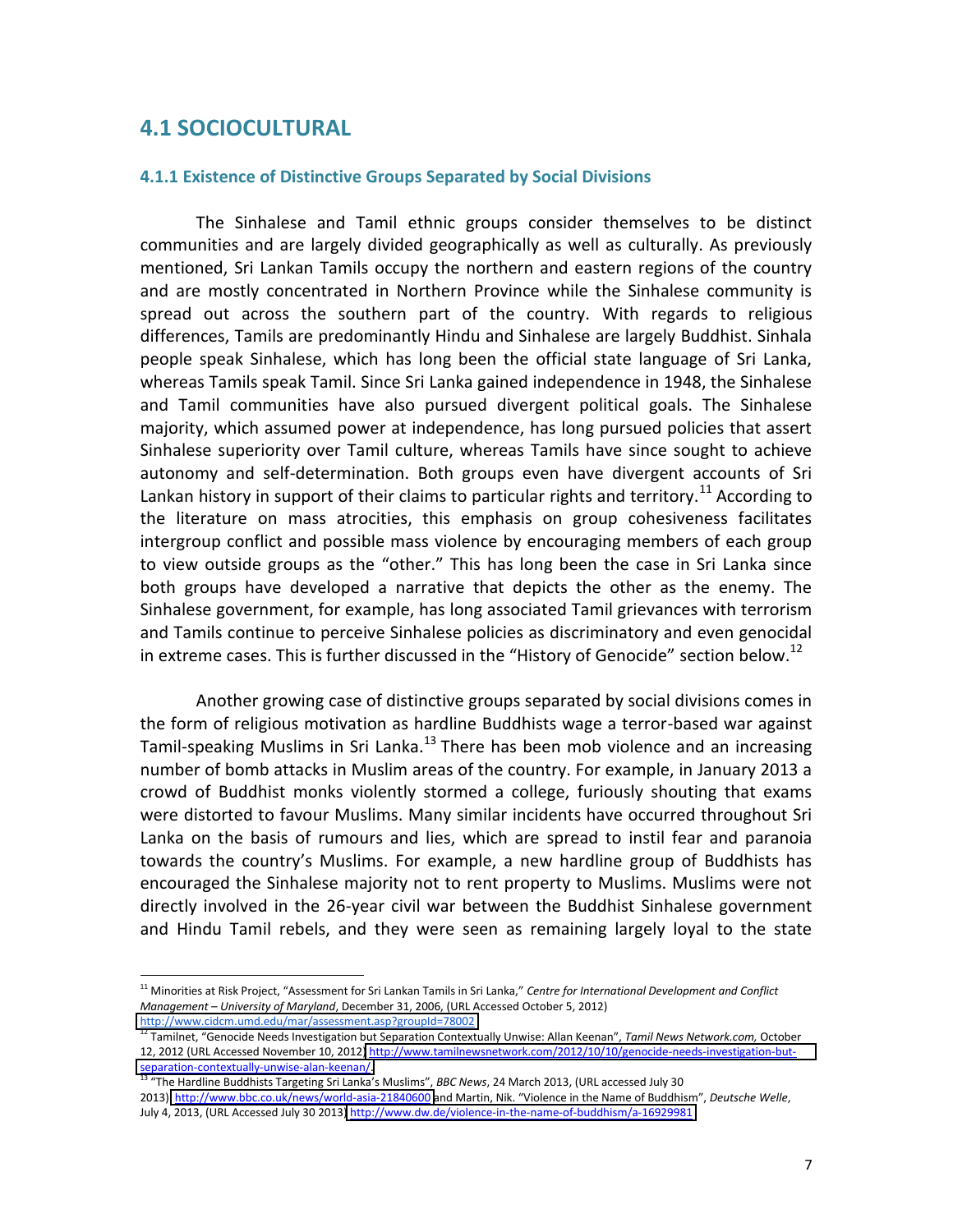## 4.1 SOCIOCULTURAL

### 4.1.1 Existence of Distinctive Groups Separated by Social Divisions

The Sinhalese and Tamil ethnic groups consider themselves to be distinct communities and are largely divided geographically as well as culturally. As previously mentioned, Sri Lankan Tamils occupy the northern and eastern regions of the country and are mostly concentrated in Northern Province while the Sinhalese community is spread out across the southern part of the country. With regards to religious differences, Tamils are predominantly Hindu and Sinhalese are largely Buddhist. Sinhala people speak Sinhalese, which has long been the official state language of Sri Lanka, whereas Tamils speak Tamil. Since Sri Lanka gained independence in 1948, the Sinhalese and Tamil communities have also pursued divergent political goals. The Sinhalese majority, which assumed power at independence, has long pursued policies that assert Sinhalese superiority over Tamil culture, whereas Tamils have since sought to achieve autonomy and self-determination. Both groups even have divergent accounts of Sri Lankan history in support of their claims to particular rights and territory.[11] According to the literature on mass atrocities, this emphasis on group cohesiveness facilitates intergroup conflict and possible mass violence by encouraging members of each group to view outside groups as the "other." This has long been the case in Sri Lanka since both groups have developed a narrative that depicts the other as the enemy. The Sinhalese government, for example, has long associated Tamil grievances with terrorism and Tamils continue to perceive Sinhalese policies as discriminatory and even genocidal in extreme cases. This is further discussed in the "History of Genocide" section below.[12]

Another growing case of distinctive groups separated by social divisions comes in the form of religious motivation as hardline Buddhists wage a terror-based war against Tamil-speaking Muslims in Sri Lanka.[13] There has been mob violence and an increasing number of bomb attacks in Muslim areas of the country. For example, in January 2013 a crowd of Buddhist monks violently stormed a college, furiously shouting that exams were distorted to favour Muslims. Many similar incidents have occurred throughout Sri Lanka on the basis of rumours and lies, which are spread to instil fear and paranoia towards the country's Muslims. For example, a new hardline group of Buddhists has encouraged the Sinhalese majority not to rent property to Muslims. Muslims were not directly involved in the 26-year civil war between the Buddhist Sinhalese government and Hindu Tamil rebels, and they were seen as remaining largely loyal to the state

---

[11] Minorities at Risk Project, "Assessment for Sri Lankan Tamils in Sri Lanka," *Centre for International Development and Conflict Management – University of Maryland*, December 31, 2006, (URL Accessed October 5, 2012) http://www.cidcm.umd.edu/mar/assessment.asp?groupId=78002

[12] Tamilnet, "Genocide Needs Investigation but Separation Contextually Unwise: Allan Keenan", *Tamil News Network.com,* October 12, 2012 (URL Accessed November 10, 2012) http://www.tamilnewsnetwork.com/2012/10/10/genocide-needs-investigation-but-separation-contextually-unwise-alan-keenan/

[13] "The Hardline Buddhists Targeting Sri Lanka's Muslims", *BBC News*, 24 March 2013, (URL accessed July 30 2013) http://www.bbc.co.uk/news/world-asia-21840600 and Martin, Nik. "Violence in the Name of Buddhism", *Deutsche Welle*, July 4, 2013, (URL Accessed July 30 2013) http://www.dw.de/violence-in-the-name-of-buddhism/a-16929981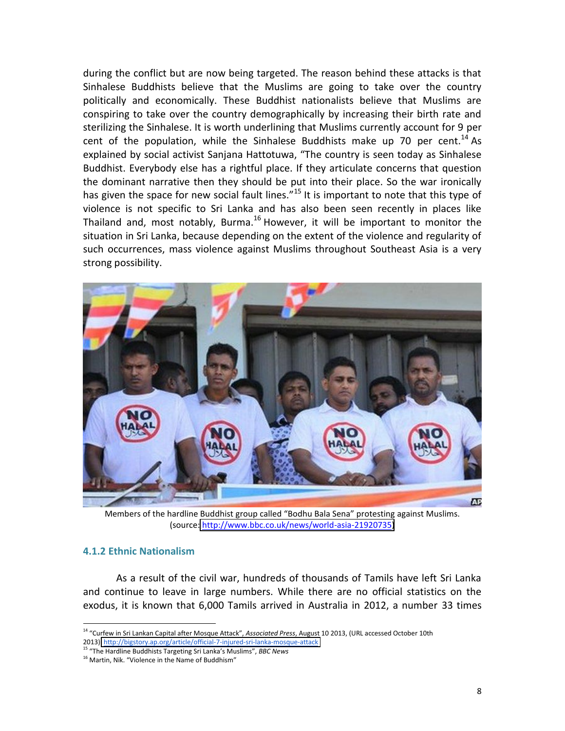during the conflict but are now being targeted. The reason behind these attacks is that Sinhalese Buddhists believe that the Muslims are going to take over the country politically and economically. These Buddhist nationalists believe that Muslims are conspiring to take over the country demographically by increasing their birth rate and sterilizing the Sinhalese. It is worth underlining that Muslims currently account for 9 per cent of the population, while the Sinhalese Buddhists make up 70 per cent.[14] As explained by social activist Sanjana Hattotuwa, "The country is seen today as Sinhalese Buddhist. Everybody else has a rightful place. If they articulate concerns that question the dominant narrative then they should be put into their place. So the war ironically has given the space for new social fault lines."[15] It is important to note that this type of violence is not specific to Sri Lanka and has also been seen recently in places like Thailand and, most notably, Burma.[16] However, it will be important to monitor the situation in Sri Lanka, because depending on the extent of the violence and regularity of such occurrences, mass violence against Muslims throughout Southeast Asia is a very strong possibility.

Members of the hardline Buddhist group called "Bodhu Bala Sena" protesting against Muslims. (source: http://www.bbc.co.uk/news/world-asia-21920735)

### 4.1.2 Ethnic Nationalism

As a result of the civil war, hundreds of thousands of Tamils have left Sri Lanka and continue to leave in large numbers. While there are no official statistics on the exodus, it is known that 6,000 Tamils arrived in Australia in 2012, a number 33 times

---

[14] "Curfew in Sri Lankan Capital after Mosque Attack", *Associated Press*, August 10 2013, (URL accessed October 10th 2013) http://bigstory.ap.org/article/official-7-injured-sri-lanka-mosque-attack

[15] "The Hardline Buddhists Targeting Sri Lanka's Muslims", *BBC News*

[16] Martin, Nik. "Violence in the Name of Buddhism"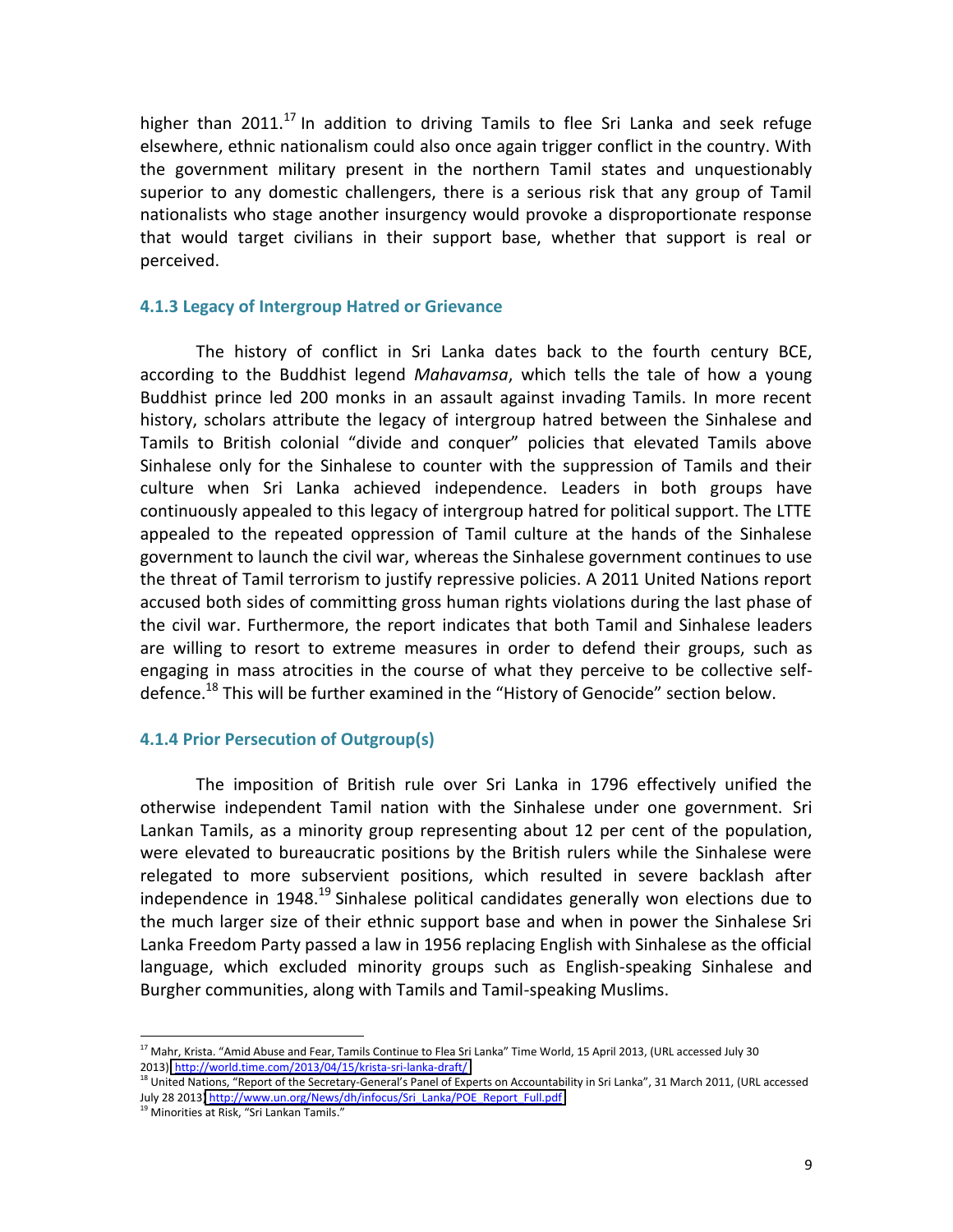higher than 2011.[17] In addition to driving Tamils to flee Sri Lanka and seek refuge elsewhere, ethnic nationalism could also once again trigger conflict in the country. With the government military present in the northern Tamil states and unquestionably superior to any domestic challengers, there is a serious risk that any group of Tamil nationalists who stage another insurgency would provoke a disproportionate response that would target civilians in their support base, whether that support is real or perceived.

### 4.1.3 Legacy of Intergroup Hatred or Grievance

The history of conflict in Sri Lanka dates back to the fourth century BCE, according to the Buddhist legend *Mahavamsa*, which tells the tale of how a young Buddhist prince led 200 monks in an assault against invading Tamils. In more recent history, scholars attribute the legacy of intergroup hatred between the Sinhalese and Tamils to British colonial "divide and conquer" policies that elevated Tamils above Sinhalese only for the Sinhalese to counter with the suppression of Tamils and their culture when Sri Lanka achieved independence. Leaders in both groups have continuously appealed to this legacy of intergroup hatred for political support. The LTTE appealed to the repeated oppression of Tamil culture at the hands of the Sinhalese government to launch the civil war, whereas the Sinhalese government continues to use the threat of Tamil terrorism to justify repressive policies. A 2011 United Nations report accused both sides of committing gross human rights violations during the last phase of the civil war. Furthermore, the report indicates that both Tamil and Sinhalese leaders are willing to resort to extreme measures in order to defend their groups, such as engaging in mass atrocities in the course of what they perceive to be collective self-defence.[18] This will be further examined in the "History of Genocide" section below.

### 4.1.4 Prior Persecution of Outgroup(s)

The imposition of British rule over Sri Lanka in 1796 effectively unified the otherwise independent Tamil nation with the Sinhalese under one government. Sri Lankan Tamils, as a minority group representing about 12 per cent of the population, were elevated to bureaucratic positions by the British rulers while the Sinhalese were relegated to more subservient positions, which resulted in severe backlash after independence in 1948.[19] Sinhalese political candidates generally won elections due to the much larger size of their ethnic support base and when in power the Sinhalese Sri Lanka Freedom Party passed a law in 1956 replacing English with Sinhalese as the official language, which excluded minority groups such as English-speaking Sinhalese and Burgher communities, along with Tamils and Tamil-speaking Muslims.

---

[17] Mahr, Krista. "Amid Abuse and Fear, Tamils Continue to Flea Sri Lanka" Time World, 15 April 2013, (URL accessed July 30 2013) http://world.time.com/2013/04/15/krista-sri-lanka-draft/

[18] United Nations, "Report of the Secretary-General's Panel of Experts on Accountability in Sri Lanka", 31 March 2011, (URL accessed July 28 2013) http://www.un.org/News/dh/infocus/Sri_Lanka/POE_Report_Full.pdf

[19] Minorities at Risk, "Sri Lankan Tamils."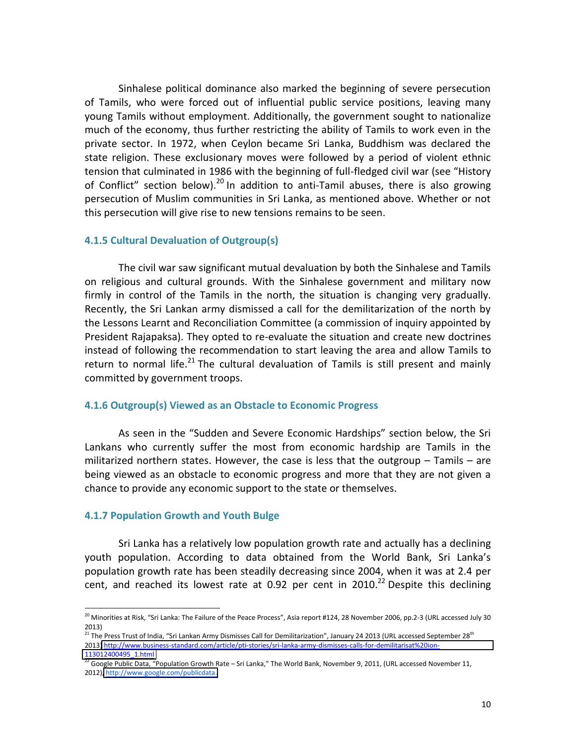Sinhalese political dominance also marked the beginning of severe persecution of Tamils, who were forced out of influential public service positions, leaving many young Tamils without employment. Additionally, the government sought to nationalize much of the economy, thus further restricting the ability of Tamils to work even in the private sector. In 1972, when Ceylon became Sri Lanka, Buddhism was declared the state religion. These exclusionary moves were followed by a period of violent ethnic tension that culminated in 1986 with the beginning of full-fledged civil war (see "History of Conflict" section below).[20] In addition to anti-Tamil abuses, there is also growing persecution of Muslim communities in Sri Lanka, as mentioned above. Whether or not this persecution will give rise to new tensions remains to be seen.

### 4.1.5 Cultural Devaluation of Outgroup(s)

The civil war saw significant mutual devaluation by both the Sinhalese and Tamils on religious and cultural grounds. With the Sinhalese government and military now firmly in control of the Tamils in the north, the situation is changing very gradually. Recently, the Sri Lankan army dismissed a call for the demilitarization of the north by the Lessons Learnt and Reconciliation Committee (a commission of inquiry appointed by President Rajapaksa). They opted to re-evaluate the situation and create new doctrines instead of following the recommendation to start leaving the area and allow Tamils to return to normal life.[21] The cultural devaluation of Tamils is still present and mainly committed by government troops.

### 4.1.6 Outgroup(s) Viewed as an Obstacle to Economic Progress

As seen in the "Sudden and Severe Economic Hardships" section below, the Sri Lankans who currently suffer the most from economic hardship are Tamils in the militarized northern states. However, the case is less that the outgroup – Tamils – are being viewed as an obstacle to economic progress and more that they are not given a chance to provide any economic support to the state or themselves.

### 4.1.7 Population Growth and Youth Bulge

Sri Lanka has a relatively low population growth rate and actually has a declining youth population. According to data obtained from the World Bank, Sri Lanka's population growth rate has been steadily decreasing since 2004, when it was at 2.4 per cent, and reached its lowest rate at 0.92 per cent in 2010.[22] Despite this declining

---

[20] Minorities at Risk, "Sri Lanka: The Failure of the Peace Process", Asia report #124, 28 November 2006, pp.2-3 (URL accessed July 30 2013)

[21] The Press Trust of India, "Sri Lankan Army Dismisses Call for Demilitarization", January 24 2013 (URL accessed September 28th 2013) http://www.business-standard.com/article/pti-stories/sri-lanka-army-dismisses-calls-for-demilitarisat%20ion-113012400495_1.html

[22] Google Public Data, "Population Growth Rate – Sri Lanka," The World Bank, November 9, 2011, (URL accessed November 11, 2012), http://www.google.com/publicdata.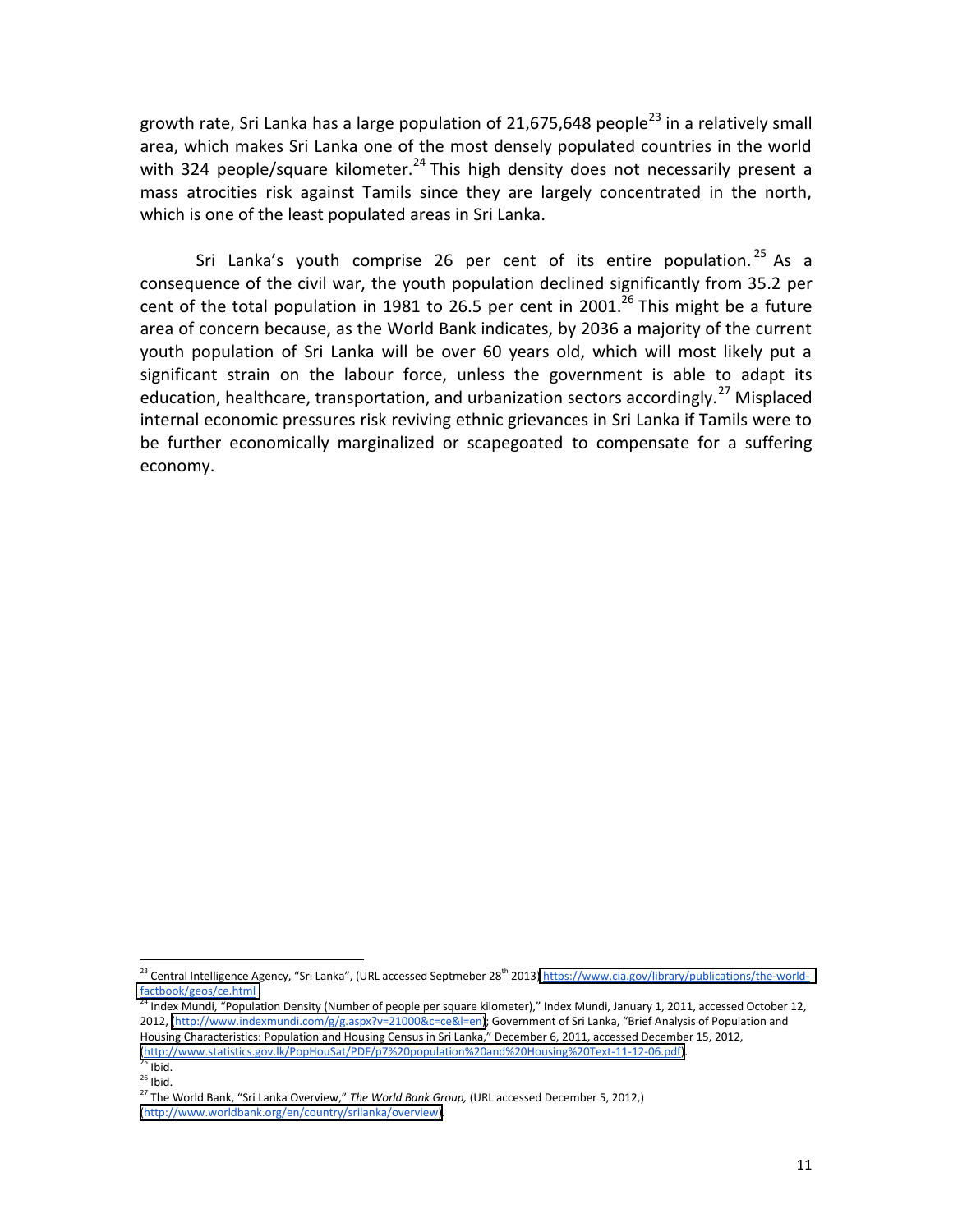growth rate, Sri Lanka has a large population of 21,675,648 people[23] in a relatively small area, which makes Sri Lanka one of the most densely populated countries in the world with 324 people/square kilometer.[24] This high density does not necessarily present a mass atrocities risk against Tamils since they are largely concentrated in the north, which is one of the least populated areas in Sri Lanka.

Sri Lanka's youth comprise 26 per cent of its entire population.[25] As a consequence of the civil war, the youth population declined significantly from 35.2 per cent of the total population in 1981 to 26.5 per cent in 2001.[26] This might be a future area of concern because, as the World Bank indicates, by 2036 a majority of the current youth population of Sri Lanka will be over 60 years old, which will most likely put a significant strain on the labour force, unless the government is able to adapt its education, healthcare, transportation, and urbanization sectors accordingly.[27] Misplaced internal economic pressures risk reviving ethnic grievances in Sri Lanka if Tamils were to be further economically marginalized or scapegoated to compensate for a suffering economy.

---

[23] Central Intelligence Agency, "Sri Lanka", (URL accessed Septmeber 28th 2013) https://www.cia.gov/library/publications/the-world-factbook/geos/ce.html

[24] Index Mundi, "Population Density (Number of people per square kilometer)," Index Mundi, January 1, 2011, accessed October 12, 2012, (http://www.indexmundi.com/g/g.aspx?v=21000&c=ce&l=en); Government of Sri Lanka, "Brief Analysis of Population and Housing Characteristics: Population and Housing Census in Sri Lanka," December 6, 2011, accessed December 15, 2012, (http://www.statistics.gov.lk/PopHouSat/PDF/p7%20population%20and%20Housing%20Text-11-12-06.pdf).

[25] Ibid.

[26] Ibid.

[27] The World Bank, "Sri Lanka Overview," *The World Bank Group,* (URL accessed December 5, 2012,) (http://www.worldbank.org/en/country/srilanka/overview).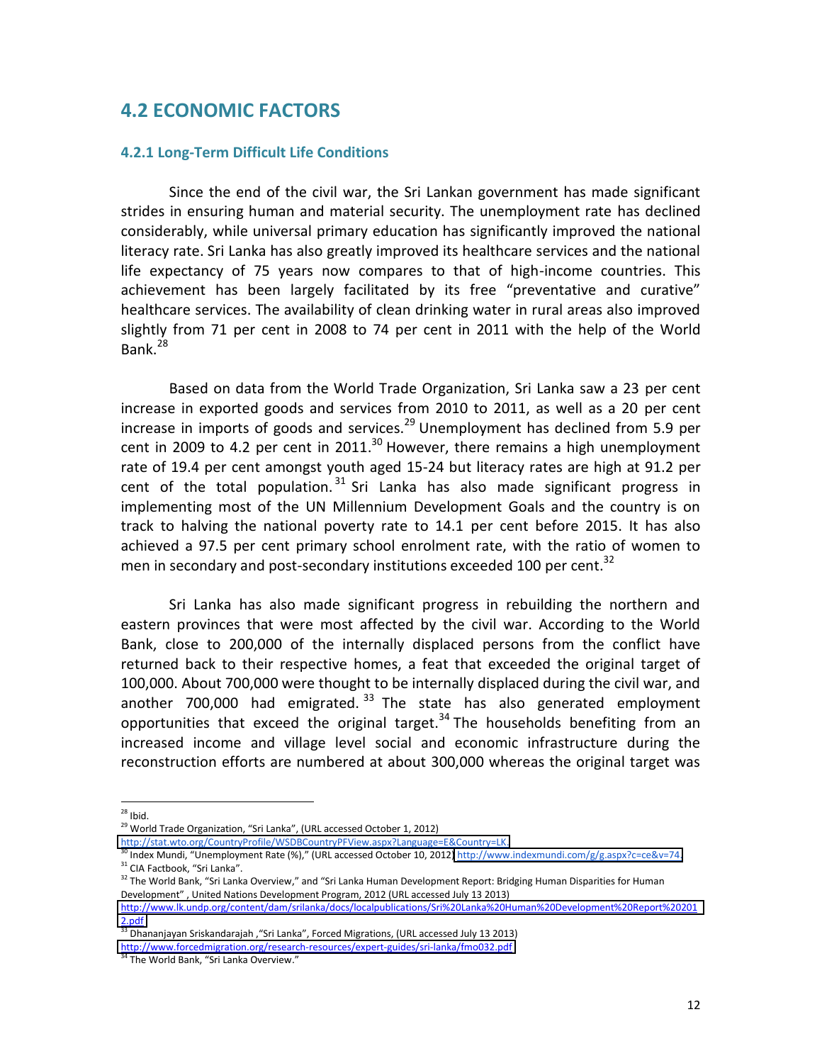## 4.2 ECONOMIC FACTORS

### 4.2.1 Long-Term Difficult Life Conditions

Since the end of the civil war, the Sri Lankan government has made significant strides in ensuring human and material security. The unemployment rate has declined considerably, while universal primary education has significantly improved the national literacy rate. Sri Lanka has also greatly improved its healthcare services and the national life expectancy of 75 years now compares to that of high-income countries. This achievement has been largely facilitated by its free "preventative and curative" healthcare services. The availability of clean drinking water in rural areas also improved slightly from 71 per cent in 2008 to 74 per cent in 2011 with the help of the World Bank.[28]

Based on data from the World Trade Organization, Sri Lanka saw a 23 per cent increase in exported goods and services from 2010 to 2011, as well as a 20 per cent increase in imports of goods and services.[29] Unemployment has declined from 5.9 per cent in 2009 to 4.2 per cent in 2011.[30] However, there remains a high unemployment rate of 19.4 per cent amongst youth aged 15-24 but literacy rates are high at 91.2 per cent of the total population.[31] Sri Lanka has also made significant progress in implementing most of the UN Millennium Development Goals and the country is on track to halving the national poverty rate to 14.1 per cent before 2015. It has also achieved a 97.5 per cent primary school enrolment rate, with the ratio of women to men in secondary and post-secondary institutions exceeded 100 per cent.[32]

Sri Lanka has also made significant progress in rebuilding the northern and eastern provinces that were most affected by the civil war. According to the World Bank, close to 200,000 of the internally displaced persons from the conflict have returned back to their respective homes, a feat that exceeded the original target of 100,000. About 700,000 were thought to be internally displaced during the civil war, and another 700,000 had emigrated.[33] The state has also generated employment opportunities that exceed the original target.[34] The households benefiting from an increased income and village level social and economic infrastructure during the reconstruction efforts are numbered at about 300,000 whereas the original target was

---

[28] Ibid.

[29] World Trade Organization, "Sri Lanka", (URL accessed October 1, 2012) http://stat.wto.org/CountryProfile/WSDBCountryPFView.aspx?Language=E&Country=LK

[30] Index Mundi, "Unemployment Rate (%)," (URL accessed October 10, 2012) http://www.indexmundi.com/g/g.aspx?c=ce&v=74

[31] CIA Factbook, "Sri Lanka".

[32] The World Bank, "Sri Lanka Overview," and "Sri Lanka Human Development Report: Bridging Human Disparities for Human Development" , United Nations Development Program, 2012 (URL accessed July 13 2013) http://www.lk.undp.org/content/dam/srilanka/docs/localpublications/Sri%20Lanka%20Human%20Development%20Report%202012.pdf

[33] Dhananjayan Sriskandarajah ,"Sri Lanka", Forced Migrations, (URL accessed July 13 2013) http://www.forcedmigration.org/research-resources/expert-guides/sri-lanka/fmo032.pdf

[34] The World Bank, "Sri Lanka Overview."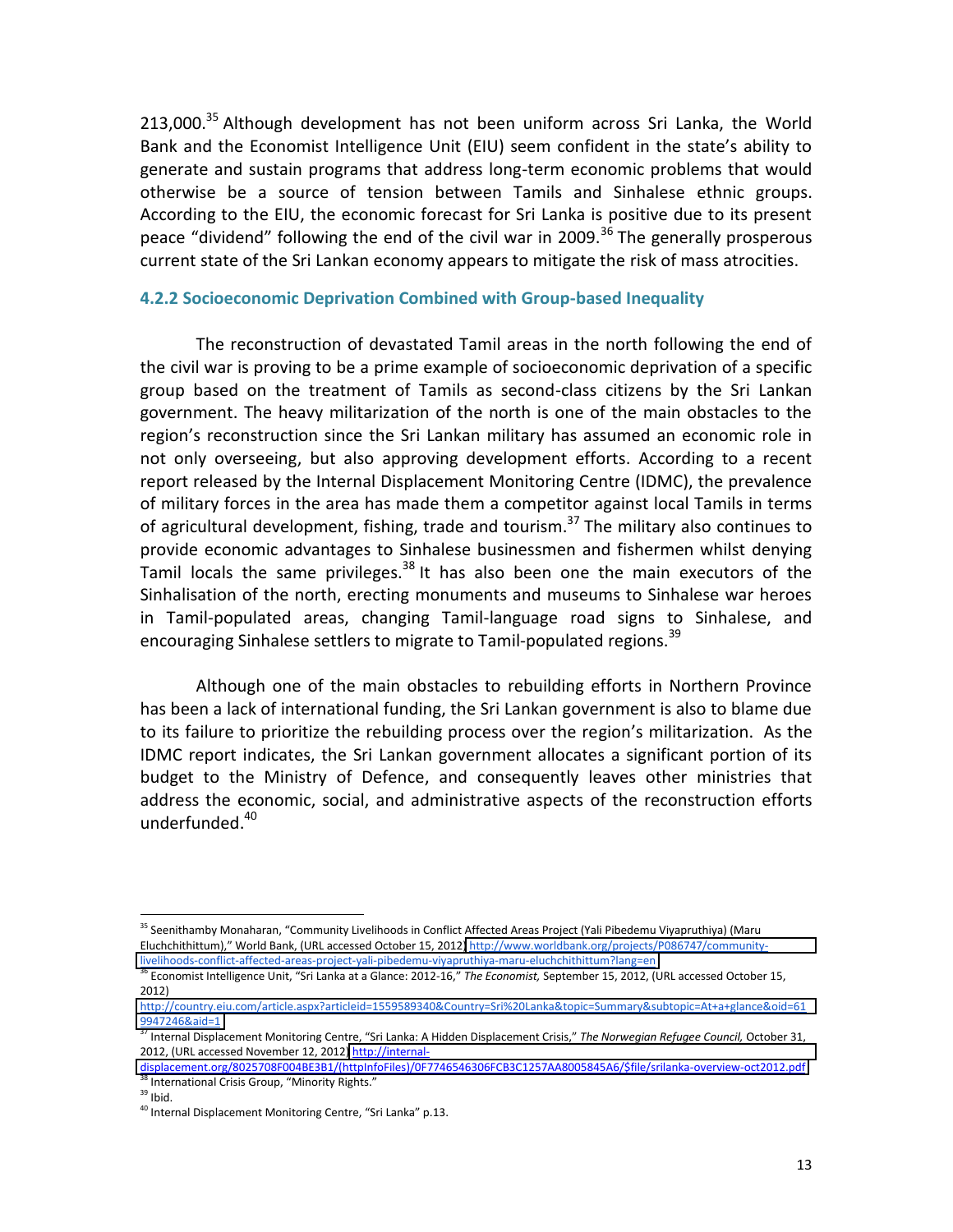213,000.[35] Although development has not been uniform across Sri Lanka, the World Bank and the Economist Intelligence Unit (EIU) seem confident in the state's ability to generate and sustain programs that address long-term economic problems that would otherwise be a source of tension between Tamils and Sinhalese ethnic groups. According to the EIU, the economic forecast for Sri Lanka is positive due to its present peace "dividend" following the end of the civil war in 2009.[36] The generally prosperous current state of the Sri Lankan economy appears to mitigate the risk of mass atrocities.

### 4.2.2 Socioeconomic Deprivation Combined with Group-based Inequality

The reconstruction of devastated Tamil areas in the north following the end of the civil war is proving to be a prime example of socioeconomic deprivation of a specific group based on the treatment of Tamils as second-class citizens by the Sri Lankan government. The heavy militarization of the north is one of the main obstacles to the region's reconstruction since the Sri Lankan military has assumed an economic role in not only overseeing, but also approving development efforts. According to a recent report released by the Internal Displacement Monitoring Centre (IDMC), the prevalence of military forces in the area has made them a competitor against local Tamils in terms of agricultural development, fishing, trade and tourism.[37] The military also continues to provide economic advantages to Sinhalese businessmen and fishermen whilst denying Tamil locals the same privileges.[38] It has also been one the main executors of the Sinhalisation of the north, erecting monuments and museums to Sinhalese war heroes in Tamil-populated areas, changing Tamil-language road signs to Sinhalese, and encouraging Sinhalese settlers to migrate to Tamil-populated regions.[39]

Although one of the main obstacles to rebuilding efforts in Northern Province has been a lack of international funding, the Sri Lankan government is also to blame due to its failure to prioritize the rebuilding process over the region's militarization. As the IDMC report indicates, the Sri Lankan government allocates a significant portion of its budget to the Ministry of Defence, and consequently leaves other ministries that address the economic, social, and administrative aspects of the reconstruction efforts underfunded.[40]

---

[35] Seenithamby Monaharan, "Community Livelihoods in Conflict Affected Areas Project (Yali Pibedemu Viyapruthiya) (Maru Eluchchithittum)," World Bank, (URL accessed October 15, 2012) http://www.worldbank.org/projects/P086747/community-livelihoods-conflict-affected-areas-project-yali-pibedemu-viyapruthiya-maru-eluchchithittum?lang=en

[36] Economist Intelligence Unit, "Sri Lanka at a Glance: 2012-16," *The Economist,* September 15, 2012, (URL accessed October 15, 2012) http://country.eiu.com/article.aspx?articleid=1559589340&Country=Sri%20Lanka&topic=Summary&subtopic=At+a+glance&oid=619947246&aid=1

[37] Internal Displacement Monitoring Centre, "Sri Lanka: A Hidden Displacement Crisis," *The Norwegian Refugee Council,* October 31, 2012, (URL accessed November 12, 2012) http://internal-displacement.org/8025708F004BE3B1/(httpInfoFiles)/0F7746546306FCB3C1257AA8005845A6/$file/srilanka-overview-oct2012.pdf

[38] International Crisis Group, "Minority Rights."

[39] Ibid.

[40] Internal Displacement Monitoring Centre, "Sri Lanka" p.13.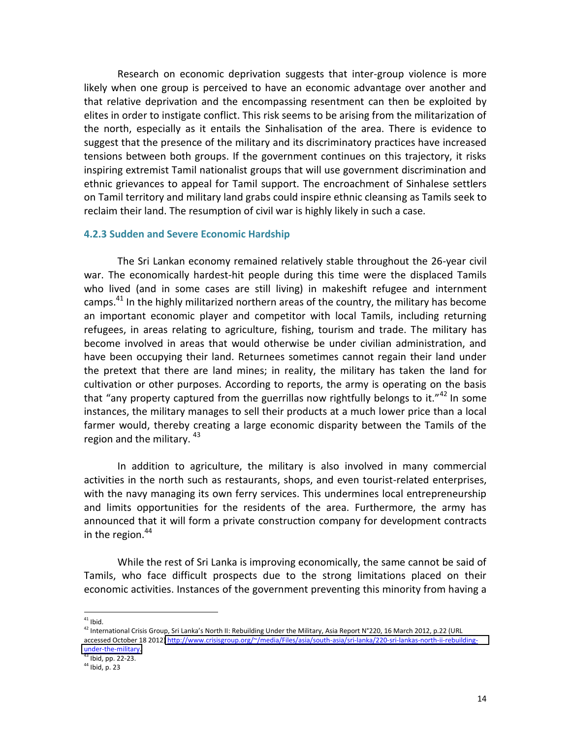Research on economic deprivation suggests that inter-group violence is more likely when one group is perceived to have an economic advantage over another and that relative deprivation and the encompassing resentment can then be exploited by elites in order to instigate conflict. This risk seems to be arising from the militarization of the north, especially as it entails the Sinhalisation of the area. There is evidence to suggest that the presence of the military and its discriminatory practices have increased tensions between both groups. If the government continues on this trajectory, it risks inspiring extremist Tamil nationalist groups that will use government discrimination and ethnic grievances to appeal for Tamil support. The encroachment of Sinhalese settlers on Tamil territory and military land grabs could inspire ethnic cleansing as Tamils seek to reclaim their land. The resumption of civil war is highly likely in such a case.

### 4.2.3 Sudden and Severe Economic Hardship

The Sri Lankan economy remained relatively stable throughout the 26-year civil war. The economically hardest-hit people during this time were the displaced Tamils who lived (and in some cases are still living) in makeshift refugee and internment camps.[41] In the highly militarized northern areas of the country, the military has become an important economic player and competitor with local Tamils, including returning refugees, in areas relating to agriculture, fishing, tourism and trade. The military has become involved in areas that would otherwise be under civilian administration, and have been occupying their land. Returnees sometimes cannot regain their land under the pretext that there are land mines; in reality, the military has taken the land for cultivation or other purposes. According to reports, the army is operating on the basis that "any property captured from the guerrillas now rightfully belongs to it."[42] In some instances, the military manages to sell their products at a much lower price than a local farmer would, thereby creating a large economic disparity between the Tamils of the region and the military.[43]

In addition to agriculture, the military is also involved in many commercial activities in the north such as restaurants, shops, and even tourist-related enterprises, with the navy managing its own ferry services. This undermines local entrepreneurship and limits opportunities for the residents of the area. Furthermore, the army has announced that it will form a private construction company for development contracts in the region.[44]

While the rest of Sri Lanka is improving economically, the same cannot be said of Tamils, who face difficult prospects due to the strong limitations placed on their economic activities. Instances of the government preventing this minority from having a

---

[41] Ibid.

[42] International Crisis Group, Sri Lanka's North II: Rebuilding Under the Military, Asia Report N°220, 16 March 2012, p.22 (URL accessed October 18 2012) http://www.crisisgroup.org/~/media/Files/asia/south-asia/sri-lanka/220-sri-lankas-north-ii-rebuilding-under-the-military.

[43] Ibid, pp. 22-23.

[44] Ibid, p. 23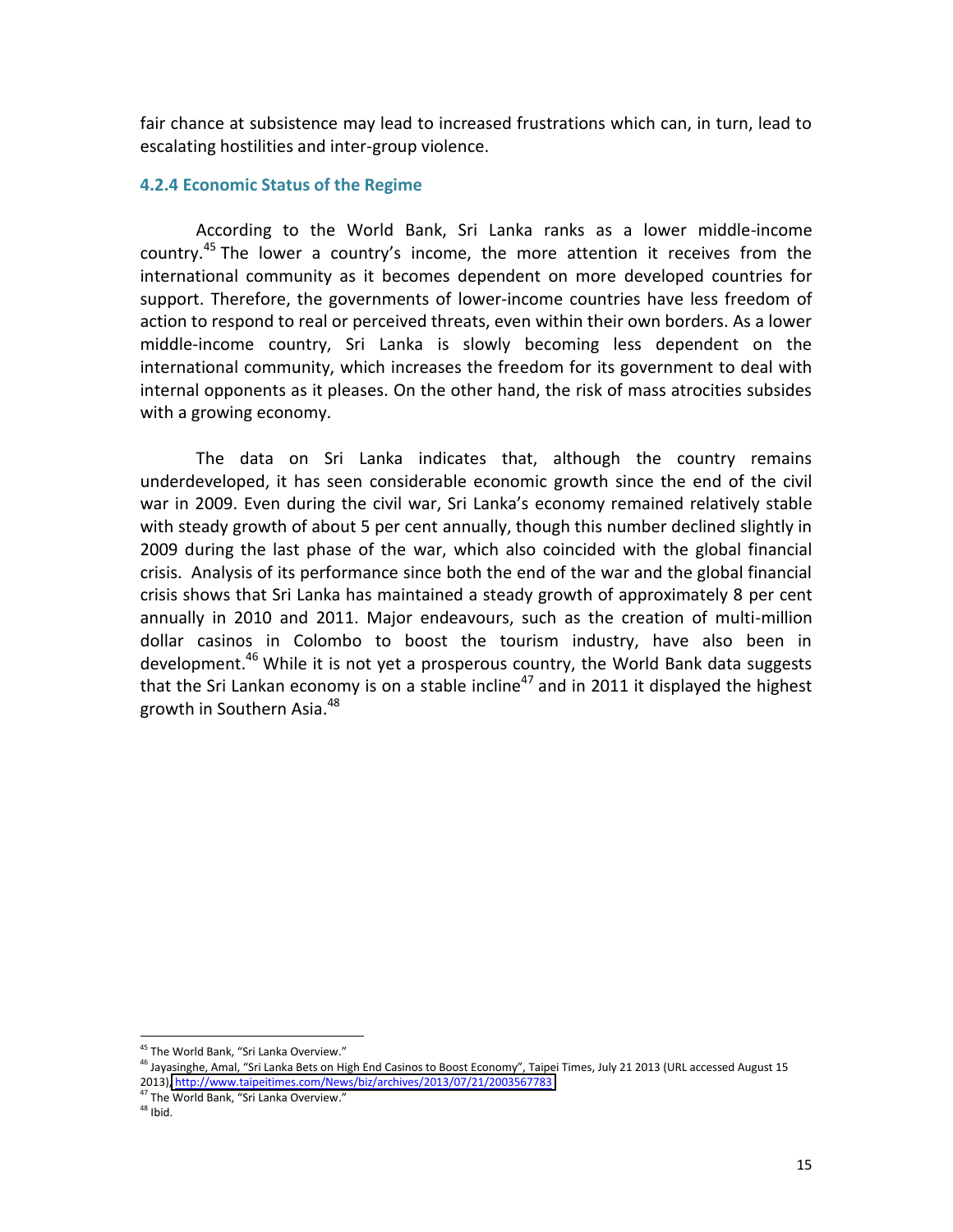fair chance at subsistence may lead to increased frustrations which can, in turn, lead to escalating hostilities and inter-group violence.

### 4.2.4 Economic Status of the Regime

According to the World Bank, Sri Lanka ranks as a lower middle-income country.[45] The lower a country's income, the more attention it receives from the international community as it becomes dependent on more developed countries for support. Therefore, the governments of lower-income countries have less freedom of action to respond to real or perceived threats, even within their own borders. As a lower middle-income country, Sri Lanka is slowly becoming less dependent on the international community, which increases the freedom for its government to deal with internal opponents as it pleases. On the other hand, the risk of mass atrocities subsides with a growing economy.

The data on Sri Lanka indicates that, although the country remains underdeveloped, it has seen considerable economic growth since the end of the civil war in 2009. Even during the civil war, Sri Lanka's economy remained relatively stable with steady growth of about 5 per cent annually, though this number declined slightly in 2009 during the last phase of the war, which also coincided with the global financial crisis. Analysis of its performance since both the end of the war and the global financial crisis shows that Sri Lanka has maintained a steady growth of approximately 8 per cent annually in 2010 and 2011. Major endeavours, such as the creation of multi-million dollar casinos in Colombo to boost the tourism industry, have also been in development.[46] While it is not yet a prosperous country, the World Bank data suggests that the Sri Lankan economy is on a stable incline[47] and in 2011 it displayed the highest growth in Southern Asia.[48]

---

[45] The World Bank, "Sri Lanka Overview."

[46] Jayasinghe, Amal, "Sri Lanka Bets on High End Casinos to Boost Economy", Taipei Times, July 21 2013 (URL accessed August 15 2013), http://www.taipeitimes.com/News/biz/archives/2013/07/21/2003567783

[47] The World Bank, "Sri Lanka Overview."

[48] Ibid.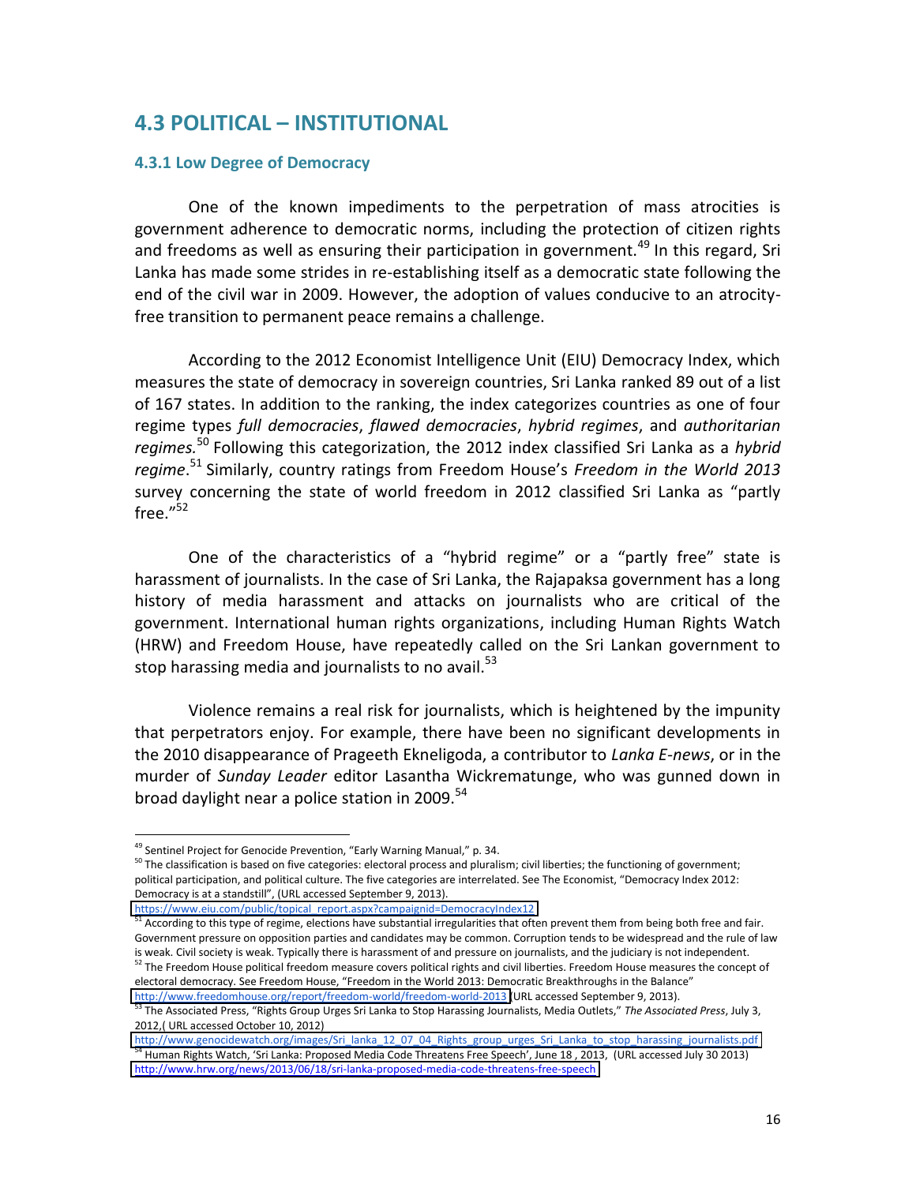## 4.3 POLITICAL – INSTITUTIONAL

### 4.3.1 Low Degree of Democracy

One of the known impediments to the perpetration of mass atrocities is government adherence to democratic norms, including the protection of citizen rights and freedoms as well as ensuring their participation in government.[49] In this regard, Sri Lanka has made some strides in re-establishing itself as a democratic state following the end of the civil war in 2009. However, the adoption of values conducive to an atrocity-free transition to permanent peace remains a challenge.

According to the 2012 Economist Intelligence Unit (EIU) Democracy Index, which measures the state of democracy in sovereign countries, Sri Lanka ranked 89 out of a list of 167 states. In addition to the ranking, the index categorizes countries as one of four regime types *full democracies*, *flawed democracies*, *hybrid regimes*, and *authoritarian regimes.*[50] Following this categorization, the 2012 index classified Sri Lanka as a *hybrid regime*.[51] Similarly, country ratings from Freedom House's *Freedom in the World 2013* survey concerning the state of world freedom in 2012 classified Sri Lanka as "partly free."[52]

One of the characteristics of a "hybrid regime" or a "partly free" state is harassment of journalists. In the case of Sri Lanka, the Rajapaksa government has a long history of media harassment and attacks on journalists who are critical of the government. International human rights organizations, including Human Rights Watch (HRW) and Freedom House, have repeatedly called on the Sri Lankan government to stop harassing media and journalists to no avail.[53]

Violence remains a real risk for journalists, which is heightened by the impunity that perpetrators enjoy. For example, there have been no significant developments in the 2010 disappearance of Prageeth Ekneligoda, a contributor to *Lanka E-news*, or in the murder of *Sunday Leader* editor Lasantha Wickrematunge, who was gunned down in broad daylight near a police station in 2009.[54]

---

[49] Sentinel Project for Genocide Prevention, "Early Warning Manual," p. 34.

[50] The classification is based on five categories: electoral process and pluralism; civil liberties; the functioning of government; political participation, and political culture. The five categories are interrelated. See The Economist, "Democracy Index 2012: Democracy is at a standstill", (URL accessed September 9, 2013). https://www.eiu.com/public/topical_report.aspx?campaignid=DemocracyIndex12

[51] According to this type of regime, elections have substantial irregularities that often prevent them from being both free and fair. Government pressure on opposition parties and candidates may be common. Corruption tends to be widespread and the rule of law is weak. Civil society is weak. Typically there is harassment of and pressure on journalists, and the judiciary is not independent.

[52] The Freedom House political freedom measure covers political rights and civil liberties. Freedom House measures the concept of electoral democracy. See Freedom House, "Freedom in the World 2013: Democratic Breakthroughs in the Balance" http://www.freedomhouse.org/report/freedom-world/freedom-world-2013 (URL accessed September 9, 2013).

[53] The Associated Press, "Rights Group Urges Sri Lanka to Stop Harassing Journalists, Media Outlets," *The Associated Press*, July 3, 2012,( URL accessed October 10, 2012) http://www.genocidewatch.org/images/Sri_lanka_12_07_04_Rights_group_urges_Sri_Lanka_to_stop_harassing_journalists.pdf

[54] Human Rights Watch, 'Sri Lanka: Proposed Media Code Threatens Free Speech', June 18 , 2013, (URL accessed July 30 2013) http://www.hrw.org/news/2013/06/18/sri-lanka-proposed-media-code-threatens-free-speech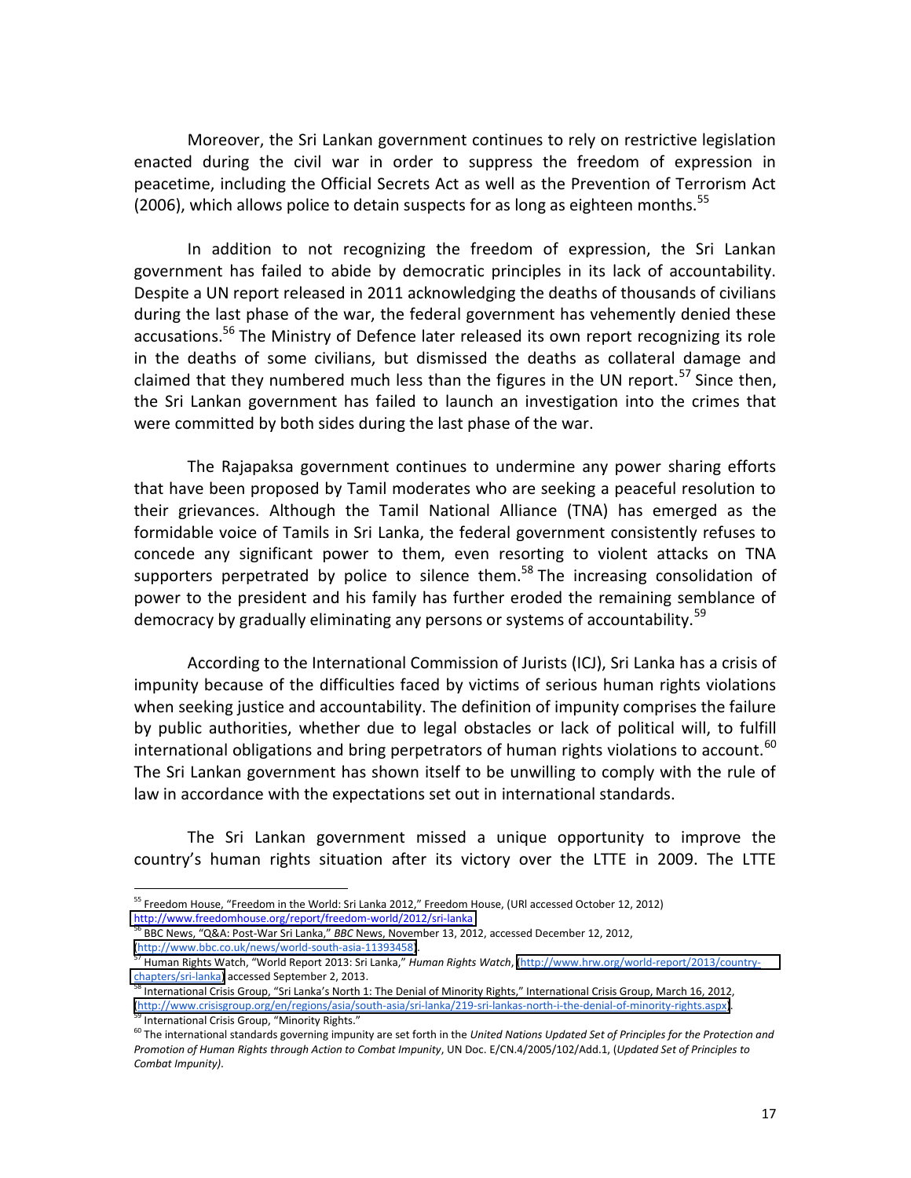Moreover, the Sri Lankan government continues to rely on restrictive legislation enacted during the civil war in order to suppress the freedom of expression in peacetime, including the Official Secrets Act as well as the Prevention of Terrorism Act (2006), which allows police to detain suspects for as long as eighteen months.[55]

In addition to not recognizing the freedom of expression, the Sri Lankan government has failed to abide by democratic principles in its lack of accountability. Despite a UN report released in 2011 acknowledging the deaths of thousands of civilians during the last phase of the war, the federal government has vehemently denied these accusations.[56] The Ministry of Defence later released its own report recognizing its role in the deaths of some civilians, but dismissed the deaths as collateral damage and claimed that they numbered much less than the figures in the UN report.[57] Since then, the Sri Lankan government has failed to launch an investigation into the crimes that were committed by both sides during the last phase of the war.

The Rajapaksa government continues to undermine any power sharing efforts that have been proposed by Tamil moderates who are seeking a peaceful resolution to their grievances. Although the Tamil National Alliance (TNA) has emerged as the formidable voice of Tamils in Sri Lanka, the federal government consistently refuses to concede any significant power to them, even resorting to violent attacks on TNA supporters perpetrated by police to silence them.[58] The increasing consolidation of power to the president and his family has further eroded the remaining semblance of democracy by gradually eliminating any persons or systems of accountability.[59]

According to the International Commission of Jurists (ICJ), Sri Lanka has a crisis of impunity because of the difficulties faced by victims of serious human rights violations when seeking justice and accountability. The definition of impunity comprises the failure by public authorities, whether due to legal obstacles or lack of political will, to fulfill international obligations and bring perpetrators of human rights violations to account.[60] The Sri Lankan government has shown itself to be unwilling to comply with the rule of law in accordance with the expectations set out in international standards.

The Sri Lankan government missed a unique opportunity to improve the country's human rights situation after its victory over the LTTE in 2009. The LTTE

---

[55] Freedom House, "Freedom in the World: Sri Lanka 2012," Freedom House, (URl accessed October 12, 2012) http://www.freedomhouse.org/report/freedom-world/2012/sri-lanka

[56] BBC News, "Q&A: Post-War Sri Lanka," *BBC* News, November 13, 2012, accessed December 12, 2012, (http://www.bbc.co.uk/news/world-south-asia-11393458).

[57] Human Rights Watch, "World Report 2013: Sri Lanka," *Human Rights Watch*, (http://www.hrw.org/world-report/2013/country-chapters/sri-lanka) accessed September 2, 2013.

[58] International Crisis Group, "Sri Lanka's North 1: The Denial of Minority Rights," International Crisis Group, March 16, 2012, (http://www.crisisgroup.org/en/regions/asia/south-asia/sri-lanka/219-sri-lankas-north-i-the-denial-of-minority-rights.aspx).

[59] International Crisis Group, "Minority Rights."

[60] The international standards governing impunity are set forth in the *United Nations Updated Set of Principles for the Protection and Promotion of Human Rights through Action to Combat Impunity*, UN Doc. E/CN.4/2005/102/Add.1, (*Updated Set of Principles to Combat Impunity)*.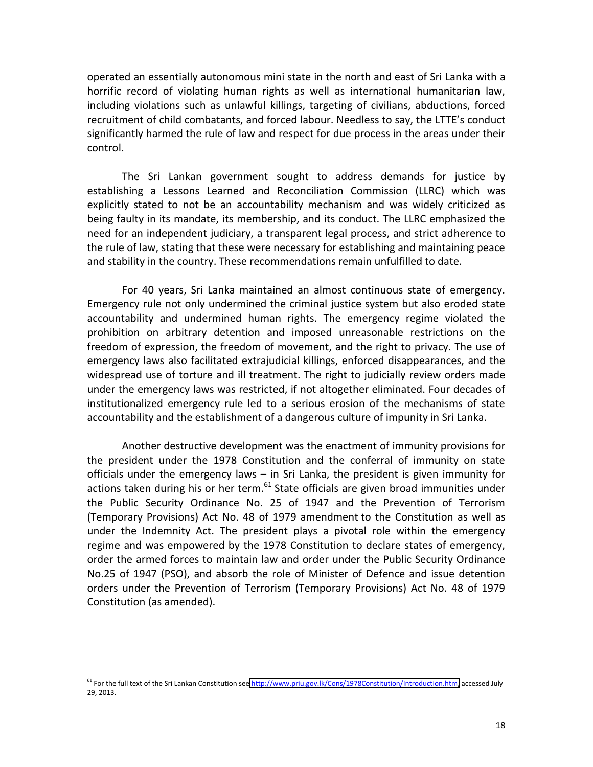operated an essentially autonomous mini state in the north and east of Sri Lanka with a horrific record of violating human rights as well as international humanitarian law, including violations such as unlawful killings, targeting of civilians, abductions, forced recruitment of child combatants, and forced labour. Needless to say, the LTTE's conduct significantly harmed the rule of law and respect for due process in the areas under their control.

The Sri Lankan government sought to address demands for justice by establishing a Lessons Learned and Reconciliation Commission (LLRC) which was explicitly stated to not be an accountability mechanism and was widely criticized as being faulty in its mandate, its membership, and its conduct. The LLRC emphasized the need for an independent judiciary, a transparent legal process, and strict adherence to the rule of law, stating that these were necessary for establishing and maintaining peace and stability in the country. These recommendations remain unfulfilled to date.

For 40 years, Sri Lanka maintained an almost continuous state of emergency. Emergency rule not only undermined the criminal justice system but also eroded state accountability and undermined human rights. The emergency regime violated the prohibition on arbitrary detention and imposed unreasonable restrictions on the freedom of expression, the freedom of movement, and the right to privacy. The use of emergency laws also facilitated extrajudicial killings, enforced disappearances, and the widespread use of torture and ill treatment. The right to judicially review orders made under the emergency laws was restricted, if not altogether eliminated. Four decades of institutionalized emergency rule led to a serious erosion of the mechanisms of state accountability and the establishment of a dangerous culture of impunity in Sri Lanka.

Another destructive development was the enactment of immunity provisions for the president under the 1978 Constitution and the conferral of immunity on state officials under the emergency laws – in Sri Lanka, the president is given immunity for actions taken during his or her term.[61] State officials are given broad immunities under the Public Security Ordinance No. 25 of 1947 and the Prevention of Terrorism (Temporary Provisions) Act No. 48 of 1979 amendment to the Constitution as well as under the Indemnity Act. The president plays a pivotal role within the emergency regime and was empowered by the 1978 Constitution to declare states of emergency, order the armed forces to maintain law and order under the Public Security Ordinance No.25 of 1947 (PSO), and absorb the role of Minister of Defence and issue detention orders under the Prevention of Terrorism (Temporary Provisions) Act No. 48 of 1979 Constitution (as amended).

---

[61] For the full text of the Sri Lankan Constitution see http://www.priu.gov.lk/Cons/1978Constitution/Introduction.htm, accessed July 29, 2013.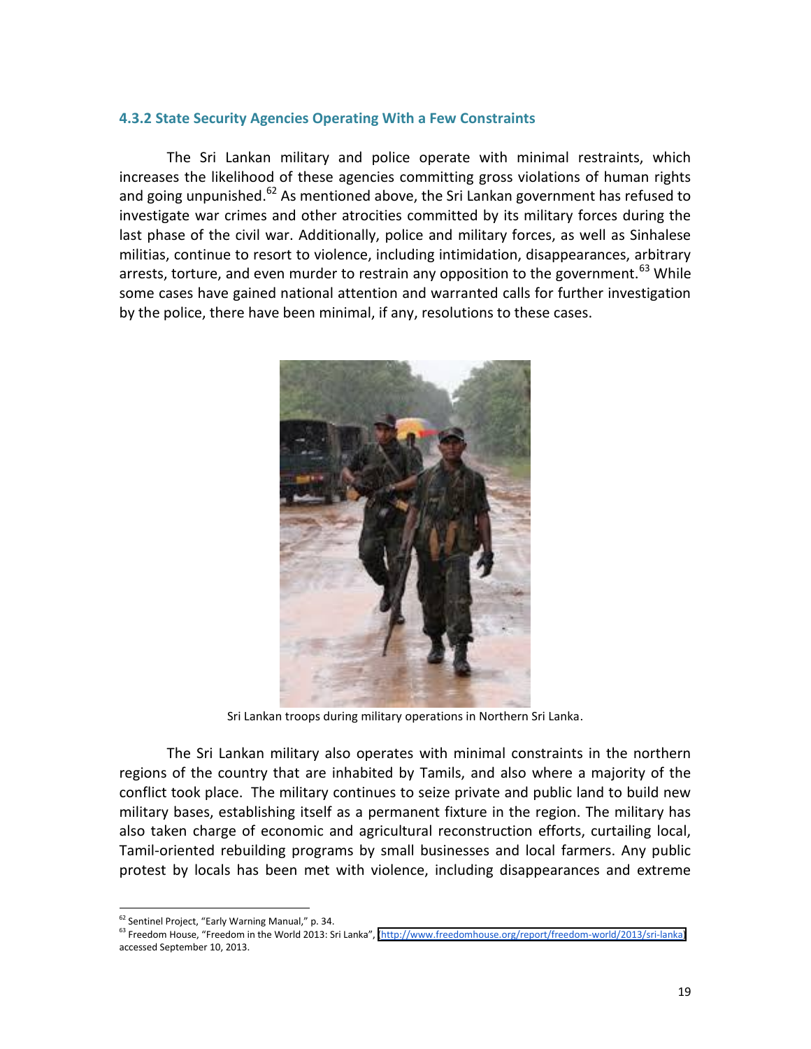### 4.3.2 State Security Agencies Operating With a Few Constraints

The Sri Lankan military and police operate with minimal restraints, which increases the likelihood of these agencies committing gross violations of human rights and going unpunished.[62] As mentioned above, the Sri Lankan government has refused to investigate war crimes and other atrocities committed by its military forces during the last phase of the civil war. Additionally, police and military forces, as well as Sinhalese militias, continue to resort to violence, including intimidation, disappearances, arbitrary arrests, torture, and even murder to restrain any opposition to the government.[63] While some cases have gained national attention and warranted calls for further investigation by the police, there have been minimal, if any, resolutions to these cases.

Sri Lankan troops during military operations in Northern Sri Lanka.

The Sri Lankan military also operates with minimal constraints in the northern regions of the country that are inhabited by Tamils, and also where a majority of the conflict took place. The military continues to seize private and public land to build new military bases, establishing itself as a permanent fixture in the region. The military has also taken charge of economic and agricultural reconstruction efforts, curtailing local, Tamil-oriented rebuilding programs by small businesses and local farmers. Any public protest by locals has been met with violence, including disappearances and extreme

---

[62] Sentinel Project, "Early Warning Manual," p. 34.

[63] Freedom House, "Freedom in the World 2013: Sri Lanka", http://www.freedomhouse.org/report/freedom-world/2013/sri-lanka accessed September 10, 2013.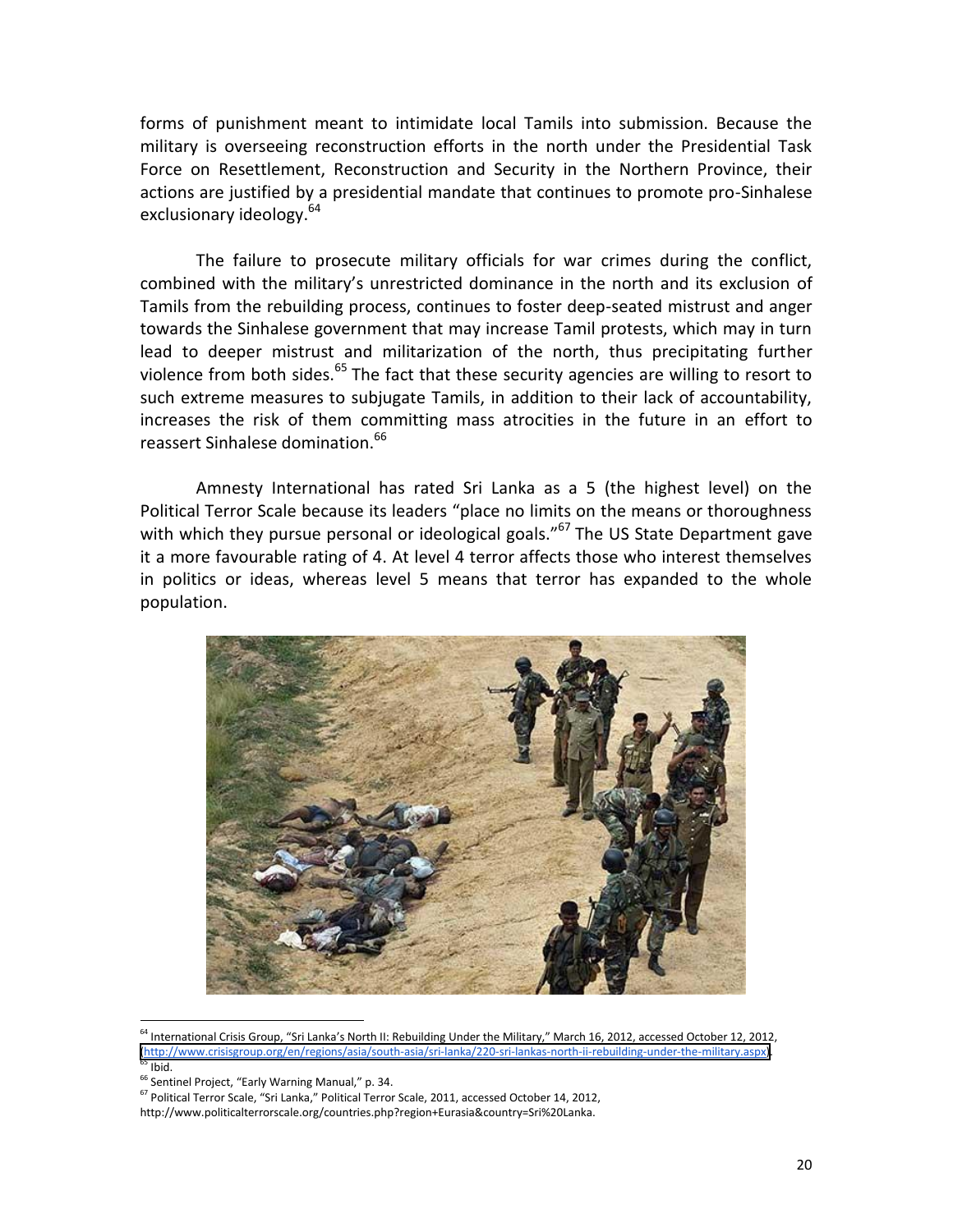forms of punishment meant to intimidate local Tamils into submission. Because the military is overseeing reconstruction efforts in the north under the Presidential Task Force on Resettlement, Reconstruction and Security in the Northern Province, their actions are justified by a presidential mandate that continues to promote pro-Sinhalese exclusionary ideology.[64]

The failure to prosecute military officials for war crimes during the conflict, combined with the military's unrestricted dominance in the north and its exclusion of Tamils from the rebuilding process, continues to foster deep-seated mistrust and anger towards the Sinhalese government that may increase Tamil protests, which may in turn lead to deeper mistrust and militarization of the north, thus precipitating further violence from both sides.[65] The fact that these security agencies are willing to resort to such extreme measures to subjugate Tamils, in addition to their lack of accountability, increases the risk of them committing mass atrocities in the future in an effort to reassert Sinhalese domination.[66]

Amnesty International has rated Sri Lanka as a 5 (the highest level) on the Political Terror Scale because its leaders "place no limits on the means or thoroughness with which they pursue personal or ideological goals."[67] The US State Department gave it a more favourable rating of 4. At level 4 terror affects those who interest themselves in politics or ideas, whereas level 5 means that terror has expanded to the whole population.

---

[64] International Crisis Group, "Sri Lanka's North II: Rebuilding Under the Military," March 16, 2012, accessed October 12, 2012, (http://www.crisisgroup.org/en/regions/asia/south-asia/sri-lanka/220-sri-lankas-north-ii-rebuilding-under-the-military.aspx).

[65] Ibid.

[66] Sentinel Project, "Early Warning Manual," p. 34.

[67] Political Terror Scale, "Sri Lanka," Political Terror Scale, 2011, accessed October 14, 2012, http://www.politicalterrorscale.org/countries.php?region+Eurasia&country=Sri%20Lanka.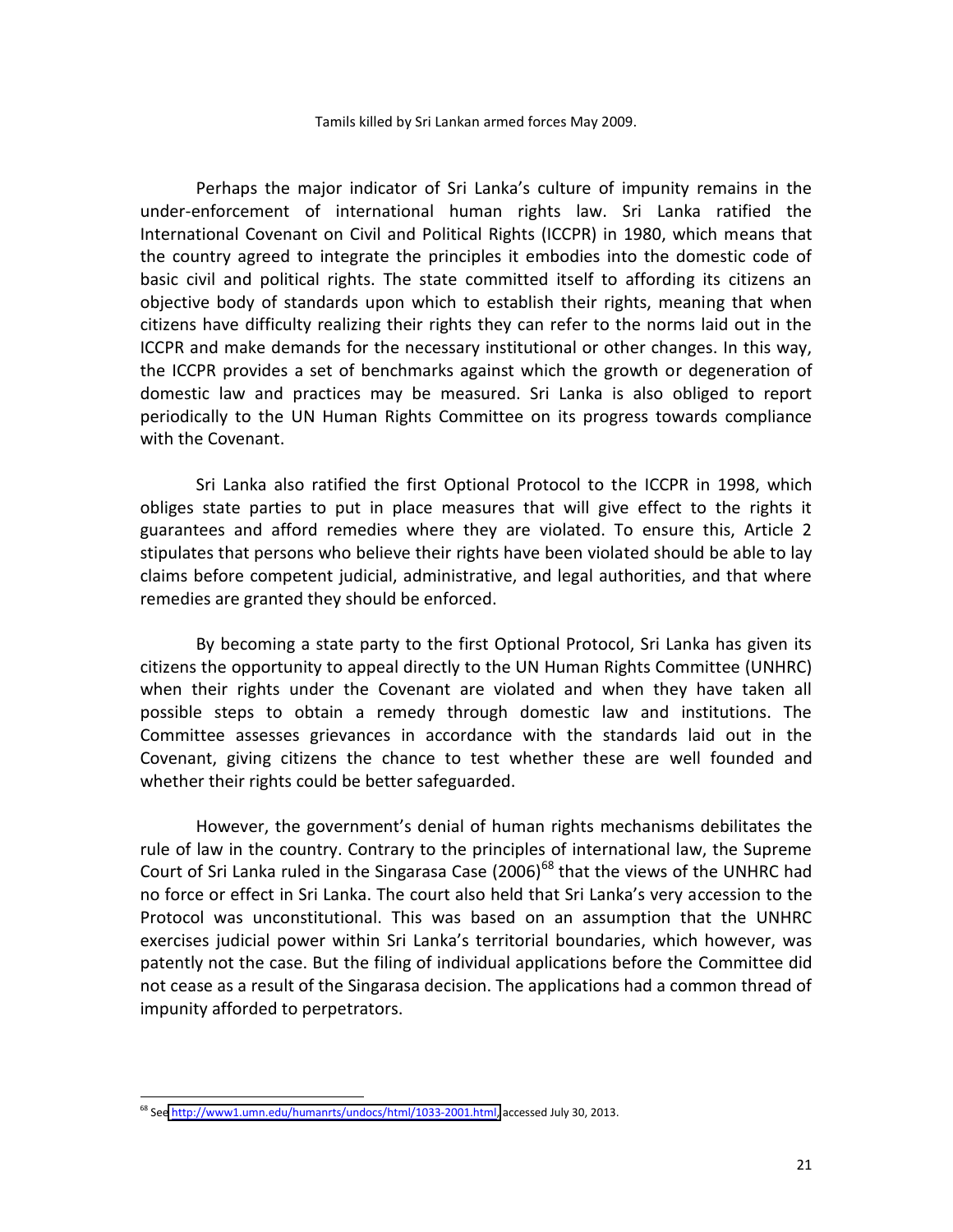Tamils killed by Sri Lankan armed forces May 2009.

Perhaps the major indicator of Sri Lanka's culture of impunity remains in the under-enforcement of international human rights law. Sri Lanka ratified the International Covenant on Civil and Political Rights (ICCPR) in 1980, which means that the country agreed to integrate the principles it embodies into the domestic code of basic civil and political rights. The state committed itself to affording its citizens an objective body of standards upon which to establish their rights, meaning that when citizens have difficulty realizing their rights they can refer to the norms laid out in the ICCPR and make demands for the necessary institutional or other changes. In this way, the ICCPR provides a set of benchmarks against which the growth or degeneration of domestic law and practices may be measured. Sri Lanka is also obliged to report periodically to the UN Human Rights Committee on its progress towards compliance with the Covenant.

Sri Lanka also ratified the first Optional Protocol to the ICCPR in 1998, which obliges state parties to put in place measures that will give effect to the rights it guarantees and afford remedies where they are violated. To ensure this, Article 2 stipulates that persons who believe their rights have been violated should be able to lay claims before competent judicial, administrative, and legal authorities, and that where remedies are granted they should be enforced.

By becoming a state party to the first Optional Protocol, Sri Lanka has given its citizens the opportunity to appeal directly to the UN Human Rights Committee (UNHRC) when their rights under the Covenant are violated and when they have taken all possible steps to obtain a remedy through domestic law and institutions. The Committee assesses grievances in accordance with the standards laid out in the Covenant, giving citizens the chance to test whether these are well founded and whether their rights could be better safeguarded.

However, the government's denial of human rights mechanisms debilitates the rule of law in the country. Contrary to the principles of international law, the Supreme Court of Sri Lanka ruled in the Singarasa Case (2006)[68] that the views of the UNHRC had no force or effect in Sri Lanka. The court also held that Sri Lanka's very accession to the Protocol was unconstitutional. This was based on an assumption that the UNHRC exercises judicial power within Sri Lanka's territorial boundaries, which however, was patently not the case. But the filing of individual applications before the Committee did not cease as a result of the Singarasa decision. The applications had a common thread of impunity afforded to perpetrators.

---

[68] See http://www1.umn.edu/humanrts/undocs/html/1033-2001.html, accessed July 30, 2013.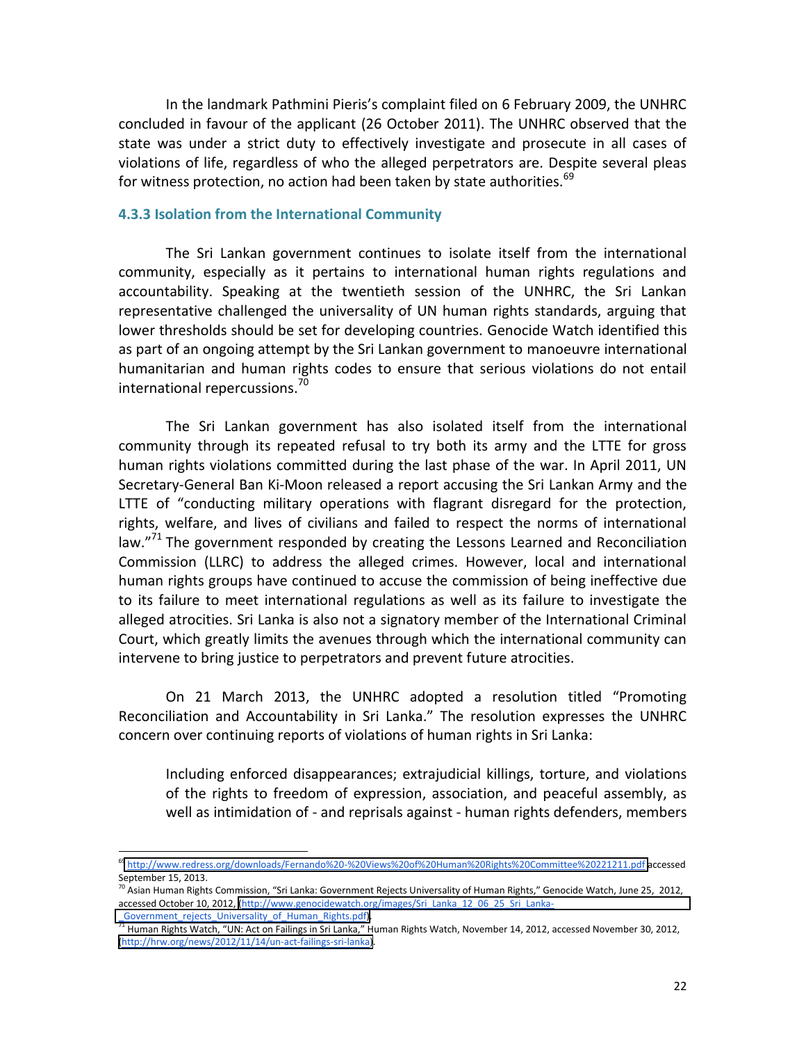In the landmark Pathmini Pieris's complaint filed on 6 February 2009, the UNHRC concluded in favour of the applicant (26 October 2011). The UNHRC observed that the state was under a strict duty to effectively investigate and prosecute in all cases of violations of life, regardless of who the alleged perpetrators are. Despite several pleas for witness protection, no action had been taken by state authorities.[69]

### 4.3.3 Isolation from the International Community

The Sri Lankan government continues to isolate itself from the international community, especially as it pertains to international human rights regulations and accountability. Speaking at the twentieth session of the UNHRC, the Sri Lankan representative challenged the universality of UN human rights standards, arguing that lower thresholds should be set for developing countries. Genocide Watch identified this as part of an ongoing attempt by the Sri Lankan government to manoeuvre international humanitarian and human rights codes to ensure that serious violations do not entail international repercussions.[70]

The Sri Lankan government has also isolated itself from the international community through its repeated refusal to try both its army and the LTTE for gross human rights violations committed during the last phase of the war. In April 2011, UN Secretary-General Ban Ki-Moon released a report accusing the Sri Lankan Army and the LTTE of "conducting military operations with flagrant disregard for the protection, rights, welfare, and lives of civilians and failed to respect the norms of international law."[71] The government responded by creating the Lessons Learned and Reconciliation Commission (LLRC) to address the alleged crimes. However, local and international human rights groups have continued to accuse the commission of being ineffective due to its failure to meet international regulations as well as its failure to investigate the alleged atrocities. Sri Lanka is also not a signatory member of the International Criminal Court, which greatly limits the avenues through which the international community can intervene to bring justice to perpetrators and prevent future atrocities.

On 21 March 2013, the UNHRC adopted a resolution titled "Promoting Reconciliation and Accountability in Sri Lanka." The resolution expresses the UNHRC concern over continuing reports of violations of human rights in Sri Lanka:

> Including enforced disappearances; extrajudicial killings, torture, and violations of the rights to freedom of expression, association, and peaceful assembly, as well as intimidation of - and reprisals against - human rights defenders, members

---

[69] http://www.redress.org/downloads/Fernando%20-%20Views%20of%20Human%20Rights%20Committee%20221211.pdf accessed September 15, 2013.

[70] Asian Human Rights Commission, "Sri Lanka: Government Rejects Universality of Human Rights," Genocide Watch, June 25, 2012, accessed October 10, 2012, (http://www.genocidewatch.org/images/Sri_Lanka_12_06_25_Sri_Lanka-_Government_rejects_Universality_of_Human_Rights.pdf).

[71] Human Rights Watch, "UN: Act on Failings in Sri Lanka," Human Rights Watch, November 14, 2012, accessed November 30, 2012, (http://hrw.org/news/2012/11/14/un-act-failings-sri-lanka).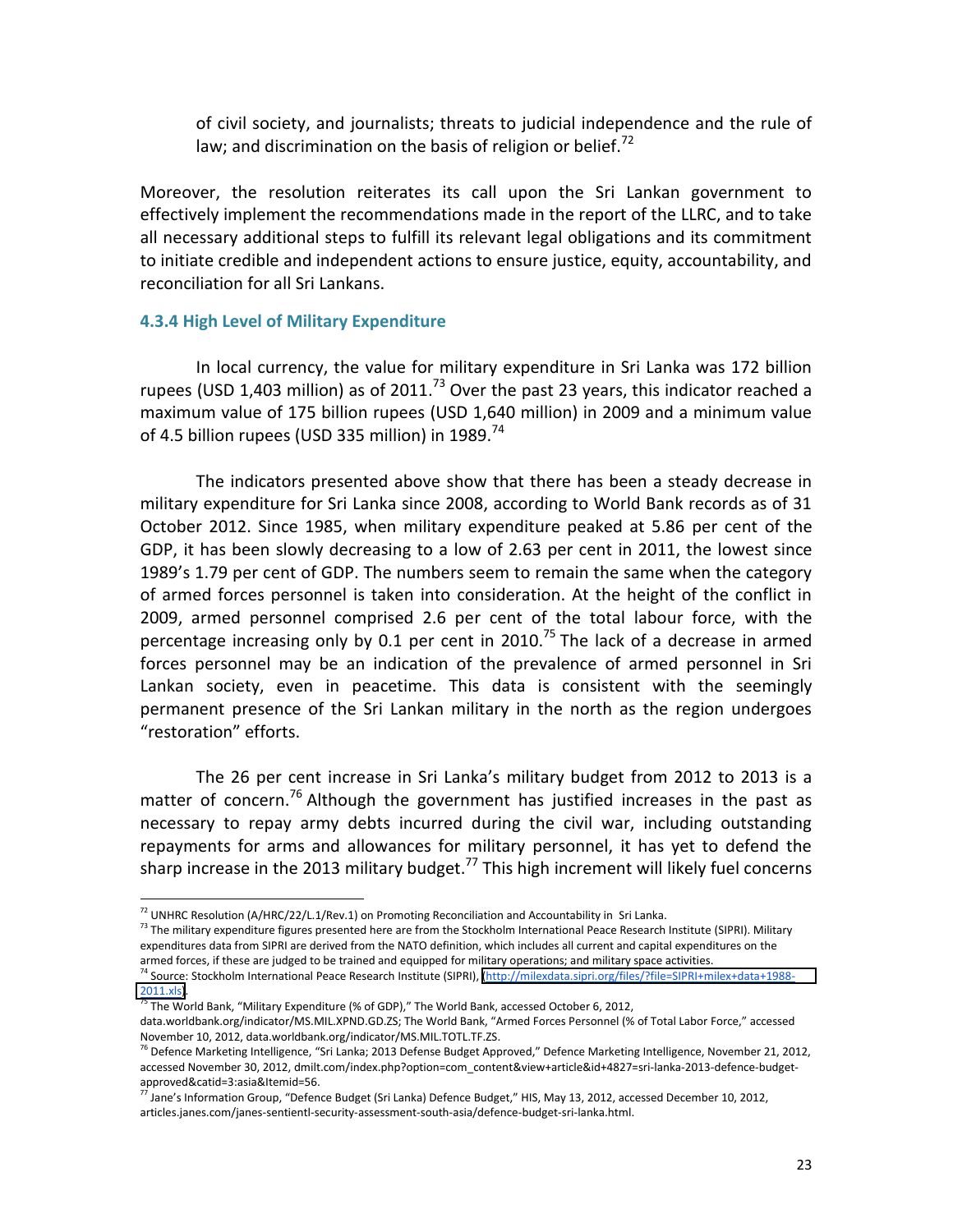of civil society, and journalists; threats to judicial independence and the rule of law; and discrimination on the basis of religion or belief.[72]

Moreover, the resolution reiterates its call upon the Sri Lankan government to effectively implement the recommendations made in the report of the LLRC, and to take all necessary additional steps to fulfill its relevant legal obligations and its commitment to initiate credible and independent actions to ensure justice, equity, accountability, and reconciliation for all Sri Lankans.

### 4.3.4 High Level of Military Expenditure

In local currency, the value for military expenditure in Sri Lanka was 172 billion rupees (USD 1,403 million) as of 2011.[73] Over the past 23 years, this indicator reached a maximum value of 175 billion rupees (USD 1,640 million) in 2009 and a minimum value of 4.5 billion rupees (USD 335 million) in 1989.[74]

The indicators presented above show that there has been a steady decrease in military expenditure for Sri Lanka since 2008, according to World Bank records as of 31 October 2012. Since 1985, when military expenditure peaked at 5.86 per cent of the GDP, it has been slowly decreasing to a low of 2.63 per cent in 2011, the lowest since 1989's 1.79 per cent of GDP. The numbers seem to remain the same when the category of armed forces personnel is taken into consideration. At the height of the conflict in 2009, armed personnel comprised 2.6 per cent of the total labour force, with the percentage increasing only by 0.1 per cent in 2010.[75] The lack of a decrease in armed forces personnel may be an indication of the prevalence of armed personnel in Sri Lankan society, even in peacetime. This data is consistent with the seemingly permanent presence of the Sri Lankan military in the north as the region undergoes "restoration" efforts.

The 26 per cent increase in Sri Lanka's military budget from 2012 to 2013 is a matter of concern.[76] Although the government has justified increases in the past as necessary to repay army debts incurred during the civil war, including outstanding repayments for arms and allowances for military personnel, it has yet to defend the sharp increase in the 2013 military budget.[77] This high increment will likely fuel concerns

---

[72] UNHRC Resolution (A/HRC/22/L.1/Rev.1) on Promoting Reconciliation and Accountability in Sri Lanka.

[73] The military expenditure figures presented here are from the Stockholm International Peace Research Institute (SIPRI). Military expenditures data from SIPRI are derived from the NATO definition, which includes all current and capital expenditures on the armed forces, if these are judged to be trained and equipped for military operations; and military space activities.

[74] Source: Stockholm International Peace Research Institute (SIPRI), (http://milexdata.sipri.org/files/?file=SIPRI+milex+data+1988-2011.xls).

[75] The World Bank, "Military Expenditure (% of GDP)," The World Bank, accessed October 6, 2012, data.worldbank.org/indicator/MS.MIL.XPND.GD.ZS; The World Bank, "Armed Forces Personnel (% of Total Labor Force," accessed November 10, 2012, data.worldbank.org/indicator/MS.MIL.TOTL.TF.ZS.

[76] Defence Marketing Intelligence, "Sri Lanka; 2013 Defense Budget Approved," Defence Marketing Intelligence, November 21, 2012, accessed November 30, 2012, dmilt.com/index.php?option=com_content&view+article&id+4827=sri-lanka-2013-defence-budget-approved&catid=3:asia&Itemid=56.

[77] Jane's Information Group, "Defence Budget (Sri Lanka) Defence Budget," HIS, May 13, 2012, accessed December 10, 2012, articles.janes.com/janes-sentientl-security-assessment-south-asia/defence-budget-sri-lanka.html.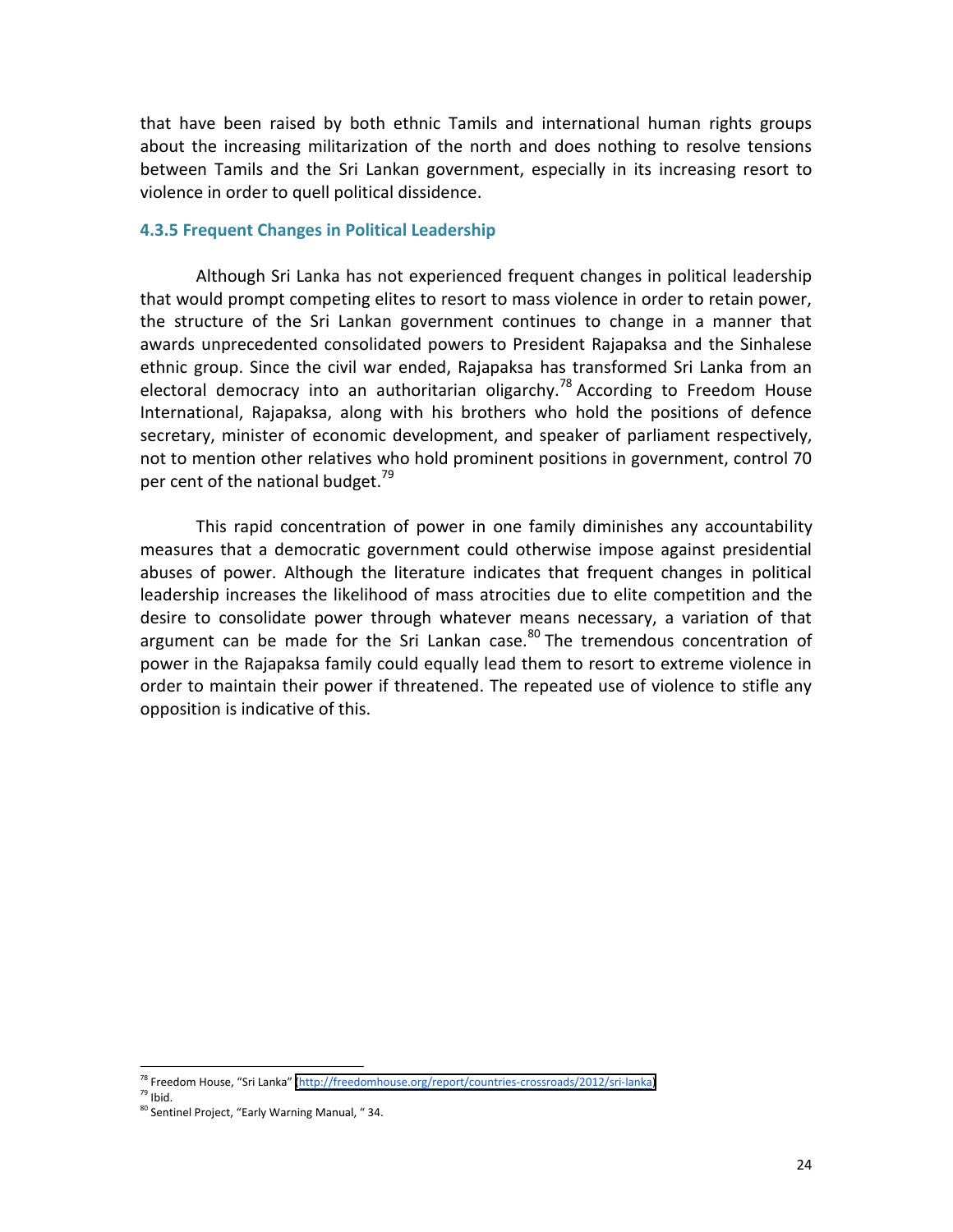that have been raised by both ethnic Tamils and international human rights groups about the increasing militarization of the north and does nothing to resolve tensions between Tamils and the Sri Lankan government, especially in its increasing resort to violence in order to quell political dissidence.

### 4.3.5 Frequent Changes in Political Leadership

Although Sri Lanka has not experienced frequent changes in political leadership that would prompt competing elites to resort to mass violence in order to retain power, the structure of the Sri Lankan government continues to change in a manner that awards unprecedented consolidated powers to President Rajapaksa and the Sinhalese ethnic group. Since the civil war ended, Rajapaksa has transformed Sri Lanka from an electoral democracy into an authoritarian oligarchy.[78] According to Freedom House International, Rajapaksa, along with his brothers who hold the positions of defence secretary, minister of economic development, and speaker of parliament respectively, not to mention other relatives who hold prominent positions in government, control 70 per cent of the national budget.[79]

This rapid concentration of power in one family diminishes any accountability measures that a democratic government could otherwise impose against presidential abuses of power. Although the literature indicates that frequent changes in political leadership increases the likelihood of mass atrocities due to elite competition and the desire to consolidate power through whatever means necessary, a variation of that argument can be made for the Sri Lankan case.[80] The tremendous concentration of power in the Rajapaksa family could equally lead them to resort to extreme violence in order to maintain their power if threatened. The repeated use of violence to stifle any opposition is indicative of this.

---

[78] Freedom House, "Sri Lanka" (http://freedomhouse.org/report/countries-crossroads/2012/sri-lanka)
[79] Ibid.
[80] Sentinel Project, "Early Warning Manual, " 34.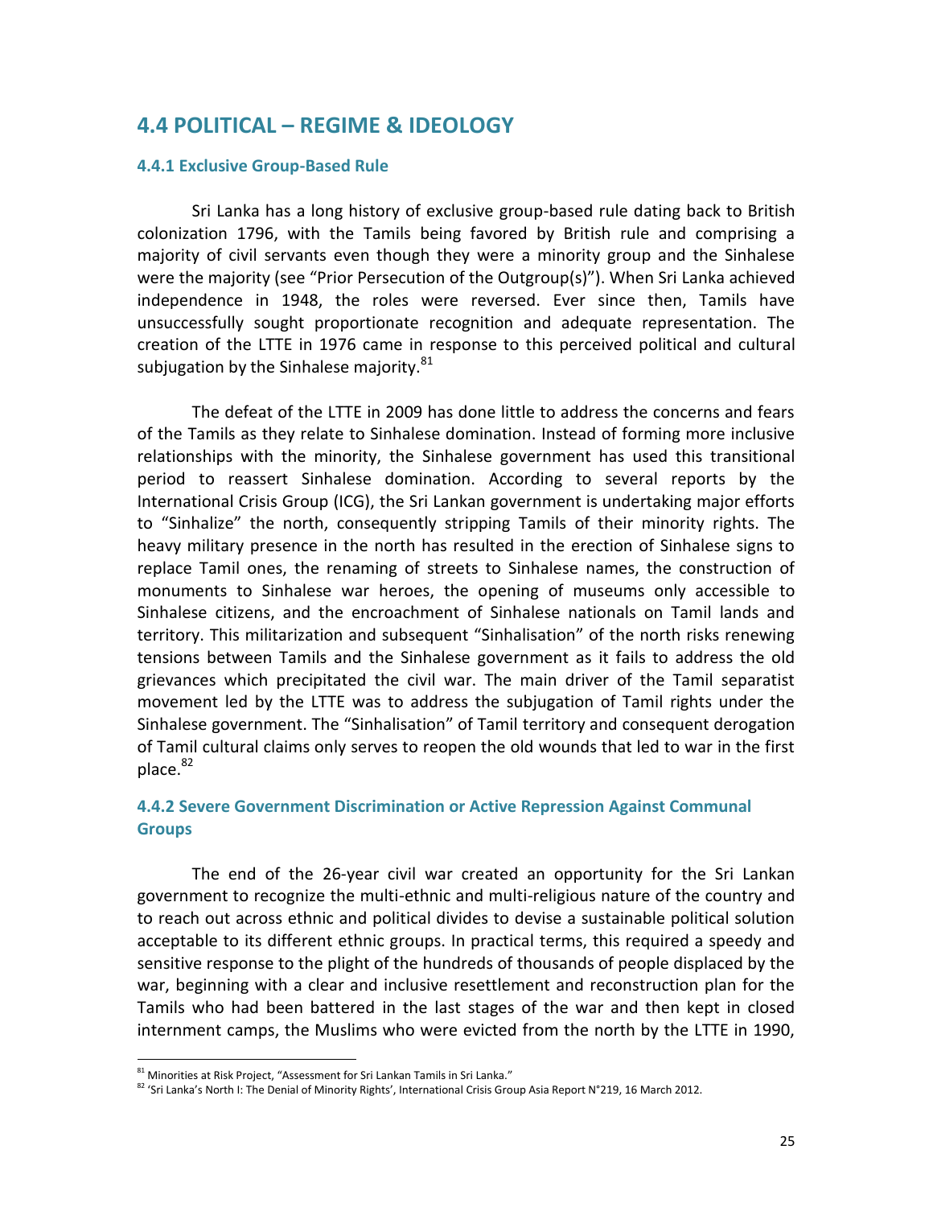## 4.4 POLITICAL – REGIME & IDEOLOGY

### 4.4.1 Exclusive Group-Based Rule

Sri Lanka has a long history of exclusive group-based rule dating back to British colonization 1796, with the Tamils being favored by British rule and comprising a majority of civil servants even though they were a minority group and the Sinhalese were the majority (see "Prior Persecution of the Outgroup(s)"). When Sri Lanka achieved independence in 1948, the roles were reversed. Ever since then, Tamils have unsuccessfully sought proportionate recognition and adequate representation. The creation of the LTTE in 1976 came in response to this perceived political and cultural subjugation by the Sinhalese majority.[81]

The defeat of the LTTE in 2009 has done little to address the concerns and fears of the Tamils as they relate to Sinhalese domination. Instead of forming more inclusive relationships with the minority, the Sinhalese government has used this transitional period to reassert Sinhalese domination. According to several reports by the International Crisis Group (ICG), the Sri Lankan government is undertaking major efforts to "Sinhalize" the north, consequently stripping Tamils of their minority rights. The heavy military presence in the north has resulted in the erection of Sinhalese signs to replace Tamil ones, the renaming of streets to Sinhalese names, the construction of monuments to Sinhalese war heroes, the opening of museums only accessible to Sinhalese citizens, and the encroachment of Sinhalese nationals on Tamil lands and territory. This militarization and subsequent "Sinhalisation" of the north risks renewing tensions between Tamils and the Sinhalese government as it fails to address the old grievances which precipitated the civil war. The main driver of the Tamil separatist movement led by the LTTE was to address the subjugation of Tamil rights under the Sinhalese government. The "Sinhalisation" of Tamil territory and consequent derogation of Tamil cultural claims only serves to reopen the old wounds that led to war in the first place.[82]

### 4.4.2 Severe Government Discrimination or Active Repression Against Communal Groups

The end of the 26-year civil war created an opportunity for the Sri Lankan government to recognize the multi-ethnic and multi-religious nature of the country and to reach out across ethnic and political divides to devise a sustainable political solution acceptable to its different ethnic groups. In practical terms, this required a speedy and sensitive response to the plight of the hundreds of thousands of people displaced by the war, beginning with a clear and inclusive resettlement and reconstruction plan for the Tamils who had been battered in the last stages of the war and then kept in closed internment camps, the Muslims who were evicted from the north by the LTTE in 1990,

---

[81] Minorities at Risk Project, "Assessment for Sri Lankan Tamils in Sri Lanka."

[82] 'Sri Lanka's North I: The Denial of Minority Rights', International Crisis Group Asia Report N°219, 16 March 2012.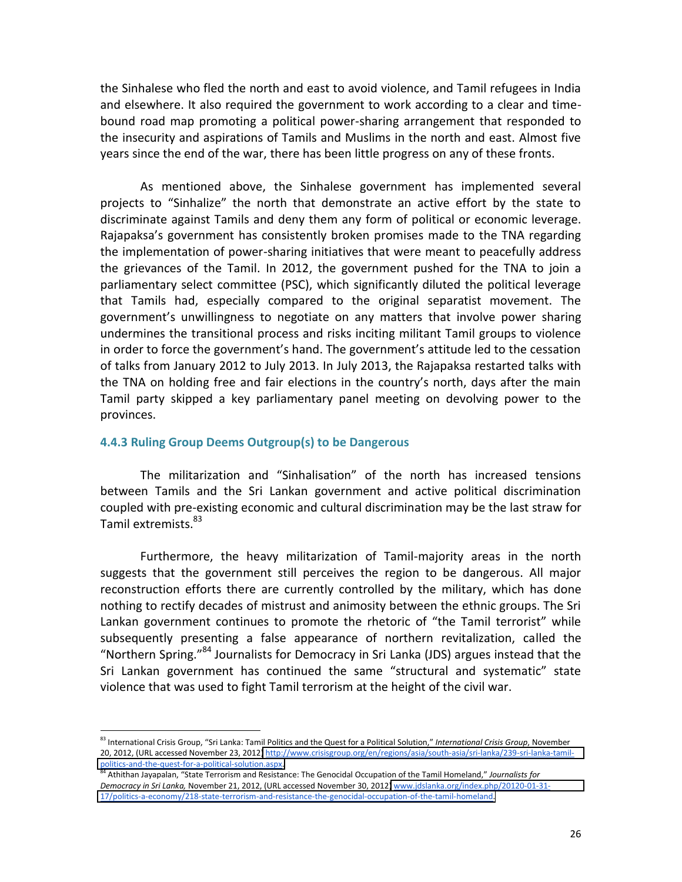the Sinhalese who fled the north and east to avoid violence, and Tamil refugees in India and elsewhere. It also required the government to work according to a clear and time-bound road map promoting a political power-sharing arrangement that responded to the insecurity and aspirations of Tamils and Muslims in the north and east. Almost five years since the end of the war, there has been little progress on any of these fronts.

As mentioned above, the Sinhalese government has implemented several projects to "Sinhalize" the north that demonstrate an active effort by the state to discriminate against Tamils and deny them any form of political or economic leverage. Rajapaksa's government has consistently broken promises made to the TNA regarding the implementation of power-sharing initiatives that were meant to peacefully address the grievances of the Tamil. In 2012, the government pushed for the TNA to join a parliamentary select committee (PSC), which significantly diluted the political leverage that Tamils had, especially compared to the original separatist movement. The government's unwillingness to negotiate on any matters that involve power sharing undermines the transitional process and risks inciting militant Tamil groups to violence in order to force the government's hand. The government's attitude led to the cessation of talks from January 2012 to July 2013. In July 2013, the Rajapaksa restarted talks with the TNA on holding free and fair elections in the country's north, days after the main Tamil party skipped a key parliamentary panel meeting on devolving power to the provinces.

### 4.4.3 Ruling Group Deems Outgroup(s) to be Dangerous

The militarization and "Sinhalisation" of the north has increased tensions between Tamils and the Sri Lankan government and active political discrimination coupled with pre-existing economic and cultural discrimination may be the last straw for Tamil extremists.[83]

Furthermore, the heavy militarization of Tamil-majority areas in the north suggests that the government still perceives the region to be dangerous. All major reconstruction efforts there are currently controlled by the military, which has done nothing to rectify decades of mistrust and animosity between the ethnic groups. The Sri Lankan government continues to promote the rhetoric of "the Tamil terrorist" while subsequently presenting a false appearance of northern revitalization, called the "Northern Spring."[84] Journalists for Democracy in Sri Lanka (JDS) argues instead that the Sri Lankan government has continued the same "structural and systematic" state violence that was used to fight Tamil terrorism at the height of the civil war.

---

[83] International Crisis Group, "Sri Lanka: Tamil Politics and the Quest for a Political Solution," *International Crisis Group*, November 20, 2012, (URL accessed November 23, 2012) http://www.crisisgroup.org/en/regions/asia/south-asia/sri-lanka/239-sri-lanka-tamil-politics-and-the-quest-for-a-political-solution.aspx.

[84] Athithan Jayapalan, "State Terrorism and Resistance: The Genocidal Occupation of the Tamil Homeland," *Journalists for Democracy in Sri Lanka,* November 21, 2012, (URL accessed November 30, 2012) www.jdslanka.org/index.php/20120-01-31-17/politics-a-economy/218-state-terrorism-and-resistance-the-genocidal-occupation-of-the-tamil-homeland.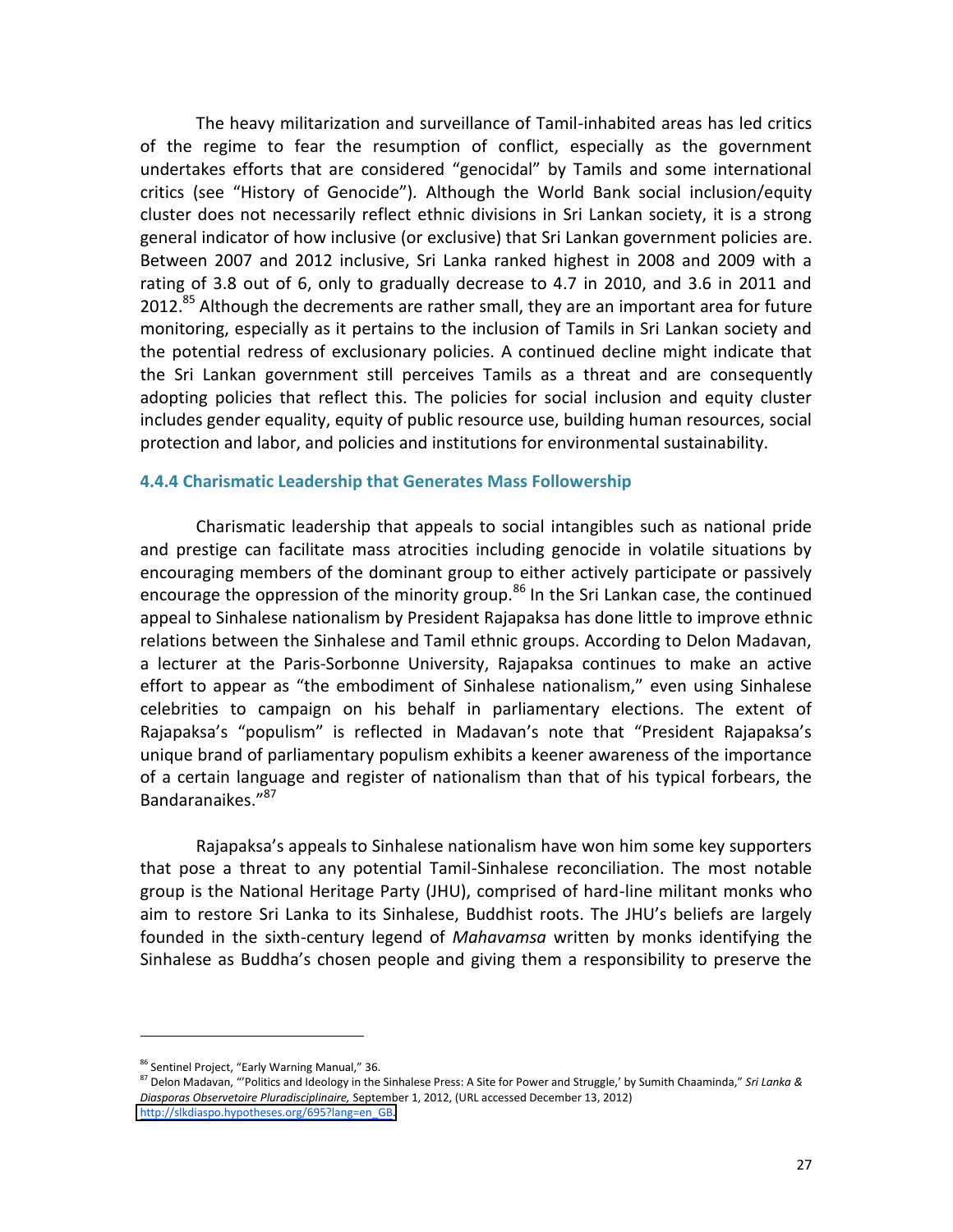The heavy militarization and surveillance of Tamil-inhabited areas has led critics of the regime to fear the resumption of conflict, especially as the government undertakes efforts that are considered "genocidal" by Tamils and some international critics (see "History of Genocide"). Although the World Bank social inclusion/equity cluster does not necessarily reflect ethnic divisions in Sri Lankan society, it is a strong general indicator of how inclusive (or exclusive) that Sri Lankan government policies are. Between 2007 and 2012 inclusive, Sri Lanka ranked highest in 2008 and 2009 with a rating of 3.8 out of 6, only to gradually decrease to 4.7 in 2010, and 3.6 in 2011 and 2012.[85] Although the decrements are rather small, they are an important area for future monitoring, especially as it pertains to the inclusion of Tamils in Sri Lankan society and the potential redress of exclusionary policies. A continued decline might indicate that the Sri Lankan government still perceives Tamils as a threat and are consequently adopting policies that reflect this. The policies for social inclusion and equity cluster includes gender equality, equity of public resource use, building human resources, social protection and labor, and policies and institutions for environmental sustainability.

### 4.4.4 Charismatic Leadership that Generates Mass Followership

Charismatic leadership that appeals to social intangibles such as national pride and prestige can facilitate mass atrocities including genocide in volatile situations by encouraging members of the dominant group to either actively participate or passively encourage the oppression of the minority group.[86] In the Sri Lankan case, the continued appeal to Sinhalese nationalism by President Rajapaksa has done little to improve ethnic relations between the Sinhalese and Tamil ethnic groups. According to Delon Madavan, a lecturer at the Paris-Sorbonne University, Rajapaksa continues to make an active effort to appear as "the embodiment of Sinhalese nationalism," even using Sinhalese celebrities to campaign on his behalf in parliamentary elections. The extent of Rajapaksa's "populism" is reflected in Madavan's note that "President Rajapaksa's unique brand of parliamentary populism exhibits a keener awareness of the importance of a certain language and register of nationalism than that of his typical forbears, the Bandaranaikes."[87]

Rajapaksa's appeals to Sinhalese nationalism have won him some key supporters that pose a threat to any potential Tamil-Sinhalese reconciliation. The most notable group is the National Heritage Party (JHU), comprised of hard-line militant monks who aim to restore Sri Lanka to its Sinhalese, Buddhist roots. The JHU's beliefs are largely founded in the sixth-century legend of *Mahavamsa* written by monks identifying the Sinhalese as Buddha's chosen people and giving them a responsibility to preserve the

---

[86] Sentinel Project, "Early Warning Manual," 36.

[87] Delon Madavan, "'Politics and Ideology in the Sinhalese Press: A Site for Power and Struggle,' by Sumith Chaaminda," *Sri Lanka & Diasporas Observetoire Pluradisciplinaire,* September 1, 2012, (URL accessed December 13, 2012) http://slkdiaspo.hypotheses.org/695?lang=en_GB.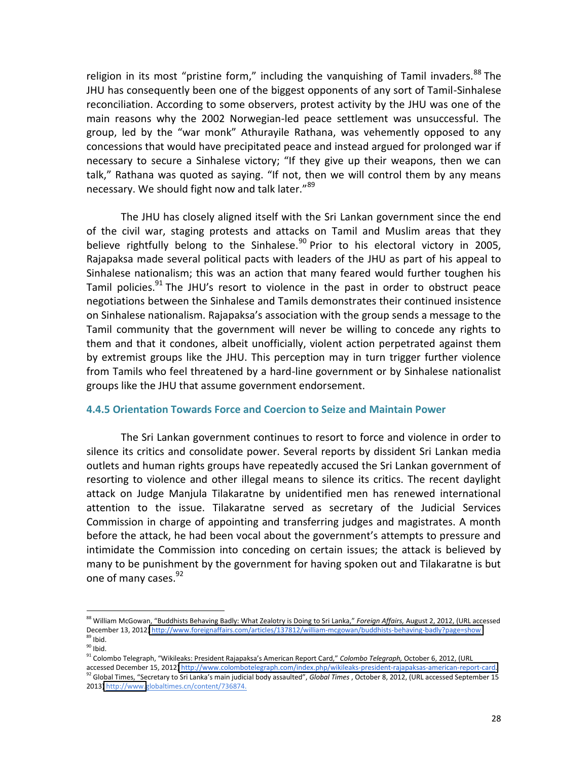religion in its most "pristine form," including the vanquishing of Tamil invaders.[88] The JHU has consequently been one of the biggest opponents of any sort of Tamil-Sinhalese reconciliation. According to some observers, protest activity by the JHU was one of the main reasons why the 2002 Norwegian-led peace settlement was unsuccessful. The group, led by the "war monk" Athurayile Rathana, was vehemently opposed to any concessions that would have precipitated peace and instead argued for prolonged war if necessary to secure a Sinhalese victory; "If they give up their weapons, then we can talk," Rathana was quoted as saying. "If not, then we will control them by any means necessary. We should fight now and talk later."[89]

The JHU has closely aligned itself with the Sri Lankan government since the end of the civil war, staging protests and attacks on Tamil and Muslim areas that they believe rightfully belong to the Sinhalese.[90] Prior to his electoral victory in 2005, Rajapaksa made several political pacts with leaders of the JHU as part of his appeal to Sinhalese nationalism; this was an action that many feared would further toughen his Tamil policies.[91] The JHU's resort to violence in the past in order to obstruct peace negotiations between the Sinhalese and Tamils demonstrates their continued insistence on Sinhalese nationalism. Rajapaksa's association with the group sends a message to the Tamil community that the government will never be willing to concede any rights to them and that it condones, albeit unofficially, violent action perpetrated against them by extremist groups like the JHU. This perception may in turn trigger further violence from Tamils who feel threatened by a hard-line government or by Sinhalese nationalist groups like the JHU that assume government endorsement.

### 4.4.5 Orientation Towards Force and Coercion to Seize and Maintain Power

The Sri Lankan government continues to resort to force and violence in order to silence its critics and consolidate power. Several reports by dissident Sri Lankan media outlets and human rights groups have repeatedly accused the Sri Lankan government of resorting to violence and other illegal means to silence its critics. The recent daylight attack on Judge Manjula Tilakaratne by unidentified men has renewed international attention to the issue. Tilakaratne served as secretary of the Judicial Services Commission in charge of appointing and transferring judges and magistrates. A month before the attack, he had been vocal about the government's attempts to pressure and intimidate the Commission into conceding on certain issues; the attack is believed by many to be punishment by the government for having spoken out and Tilakaratne is but one of many cases.[92]

---

[88] William McGowan, "Buddhists Behaving Badly: What Zealotry is Doing to Sri Lanka," *Foreign Affairs,* August 2, 2012, (URL accessed December 13, 2012) http://www.foreignaffairs.com/articles/137812/william-mcgowan/buddhists-behaving-badly?page=show

[89] Ibid.

[90] Ibid.

[91] Colombo Telegraph, "Wikileaks: President Rajapaksa's American Report Card," *Colombo Telegraph,* October 6, 2012, (URL accessed December 15, 2012) http://www.colombotelegraph.com/index.php/wikileaks-president-rajapaksas-american-report-card.

[92] Global Times, "Secretary to Sri Lanka's main judicial body assaulted", *Global Times* , October 8, 2012, (URL accessed September 15 2013) http://www.globaltimes.cn/content/736874.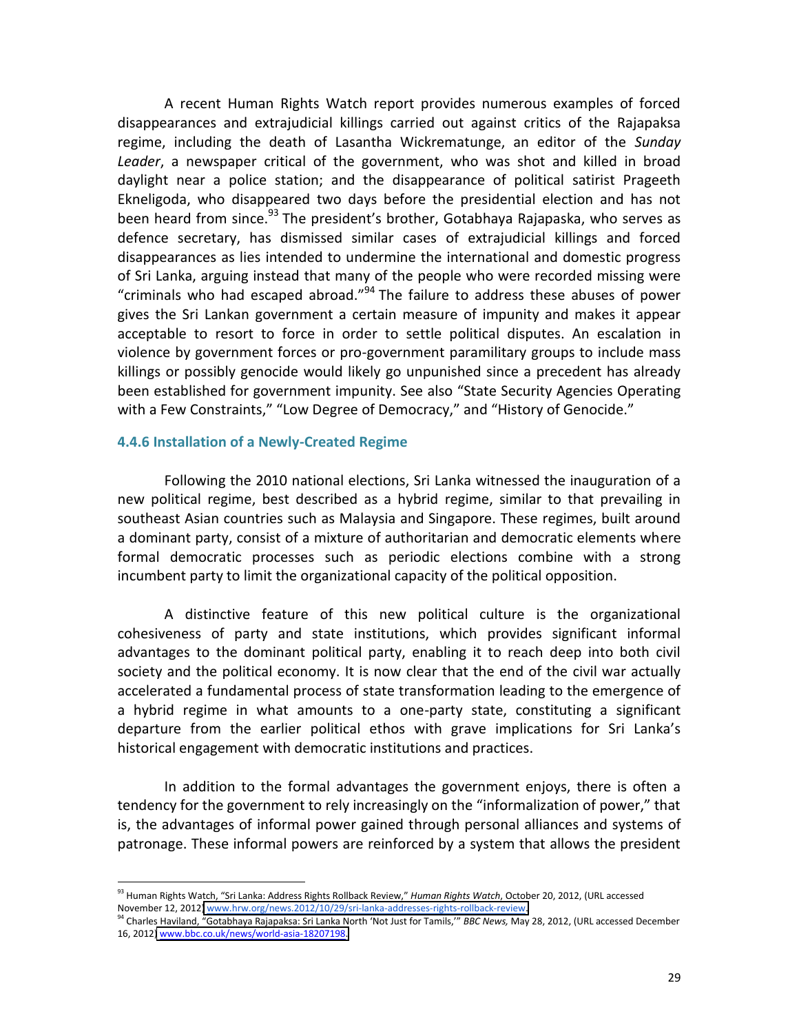A recent Human Rights Watch report provides numerous examples of forced disappearances and extrajudicial killings carried out against critics of the Rajapaksa regime, including the death of Lasantha Wickrematunge, an editor of the *Sunday Leader*, a newspaper critical of the government, who was shot and killed in broad daylight near a police station; and the disappearance of political satirist Prageeth Ekneligoda, who disappeared two days before the presidential election and has not been heard from since.[93] The president's brother, Gotabhaya Rajapaska, who serves as defence secretary, has dismissed similar cases of extrajudicial killings and forced disappearances as lies intended to undermine the international and domestic progress of Sri Lanka, arguing instead that many of the people who were recorded missing were "criminals who had escaped abroad."[94] The failure to address these abuses of power gives the Sri Lankan government a certain measure of impunity and makes it appear acceptable to resort to force in order to settle political disputes. An escalation in violence by government forces or pro-government paramilitary groups to include mass killings or possibly genocide would likely go unpunished since a precedent has already been established for government impunity. See also "State Security Agencies Operating with a Few Constraints," "Low Degree of Democracy," and "History of Genocide."

### 4.4.6 Installation of a Newly-Created Regime

Following the 2010 national elections, Sri Lanka witnessed the inauguration of a new political regime, best described as a hybrid regime, similar to that prevailing in southeast Asian countries such as Malaysia and Singapore. These regimes, built around a dominant party, consist of a mixture of authoritarian and democratic elements where formal democratic processes such as periodic elections combine with a strong incumbent party to limit the organizational capacity of the political opposition.

A distinctive feature of this new political culture is the organizational cohesiveness of party and state institutions, which provides significant informal advantages to the dominant political party, enabling it to reach deep into both civil society and the political economy. It is now clear that the end of the civil war actually accelerated a fundamental process of state transformation leading to the emergence of a hybrid regime in what amounts to a one-party state, constituting a significant departure from the earlier political ethos with grave implications for Sri Lanka's historical engagement with democratic institutions and practices.

In addition to the formal advantages the government enjoys, there is often a tendency for the government to rely increasingly on the "informalization of power," that is, the advantages of informal power gained through personal alliances and systems of patronage. These informal powers are reinforced by a system that allows the president

---

[93] Human Rights Watch, "Sri Lanka: Address Rights Rollback Review," *Human Rights Watch*, October 20, 2012, (URL accessed November 12, 2012) www.hrw.org/news.2012/10/29/sri-lanka-addresses-rights-rollback-review.

[94] Charles Haviland, "Gotabhaya Rajapaksa: Sri Lanka North 'Not Just for Tamils,'" *BBC News,* May 28, 2012, (URL accessed December 16, 2012) www.bbc.co.uk/news/world-asia-18207198.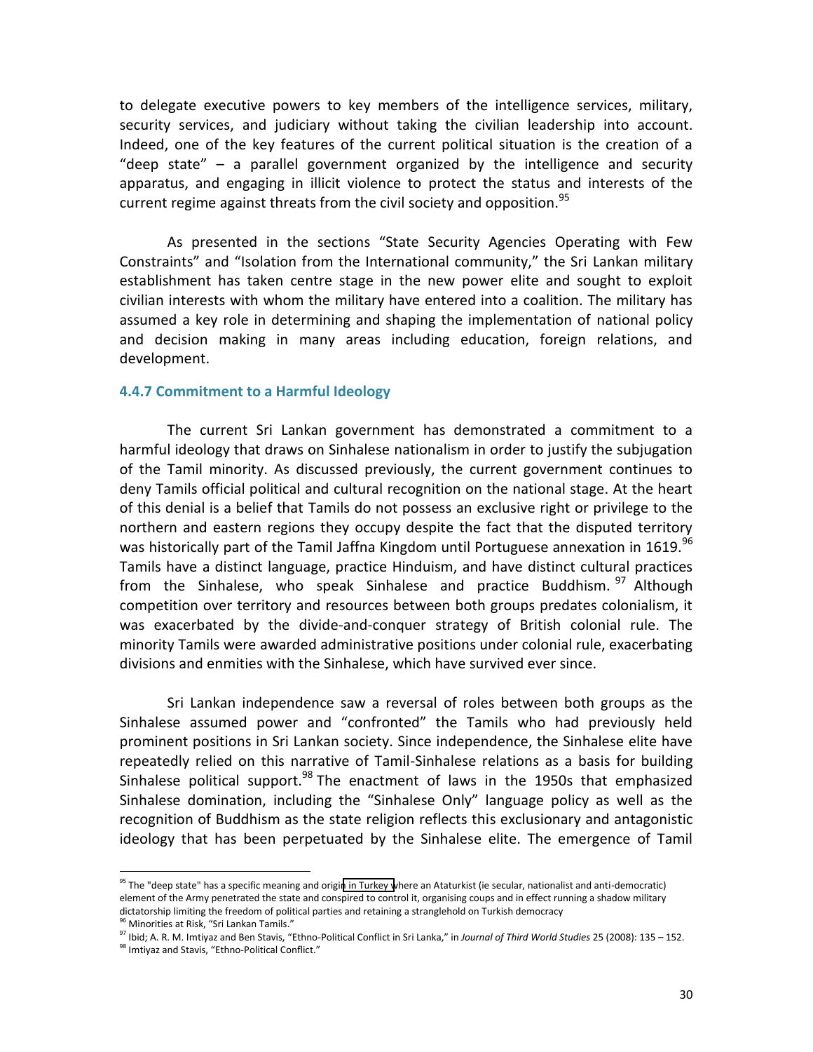to delegate executive powers to key members of the intelligence services, military, security services, and judiciary without taking the civilian leadership into account. Indeed, one of the key features of the current political situation is the creation of a "deep state" – a parallel government organized by the intelligence and security apparatus, and engaging in illicit violence to protect the status and interests of the current regime against threats from the civil society and opposition.[95]

As presented in the sections "State Security Agencies Operating with Few Constraints" and "Isolation from the International community," the Sri Lankan military establishment has taken centre stage in the new power elite and sought to exploit civilian interests with whom the military have entered into a coalition. The military has assumed a key role in determining and shaping the implementation of national policy and decision making in many areas including education, foreign relations, and development.

### 4.4.7 Commitment to a Harmful Ideology

The current Sri Lankan government has demonstrated a commitment to a harmful ideology that draws on Sinhalese nationalism in order to justify the subjugation of the Tamil minority. As discussed previously, the current government continues to deny Tamils official political and cultural recognition on the national stage. At the heart of this denial is a belief that Tamils do not possess an exclusive right or privilege to the northern and eastern regions they occupy despite the fact that the disputed territory was historically part of the Tamil Jaffna Kingdom until Portuguese annexation in 1619.[96] Tamils have a distinct language, practice Hinduism, and have distinct cultural practices from the Sinhalese, who speak Sinhalese and practice Buddhism.[97] Although competition over territory and resources between both groups predates colonialism, it was exacerbated by the divide-and-conquer strategy of British colonial rule. The minority Tamils were awarded administrative positions under colonial rule, exacerbating divisions and enmities with the Sinhalese, which have survived ever since.

Sri Lankan independence saw a reversal of roles between both groups as the Sinhalese assumed power and "confronted" the Tamils who had previously held prominent positions in Sri Lankan society. Since independence, the Sinhalese elite have repeatedly relied on this narrative of Tamil-Sinhalese relations as a basis for building Sinhalese political support.[98] The enactment of laws in the 1950s that emphasized Sinhalese domination, including the "Sinhalese Only" language policy as well as the recognition of Buddhism as the state religion reflects this exclusionary and antagonistic ideology that has been perpetuated by the Sinhalese elite. The emergence of Tamil

---

[95] The "deep state" has a specific meaning and origin in Turkey where an Ataturkist (ie secular, nationalist and anti-democratic) element of the Army penetrated the state and conspired to control it, organising coups and in effect running a shadow military dictatorship limiting the freedom of political parties and retaining a stranglehold on Turkish democracy

[96] Minorities at Risk, "Sri Lankan Tamils."

[97] Ibid; A. R. M. Imtiyaz and Ben Stavis, "Ethno-Political Conflict in Sri Lanka," in *Journal of Third World Studies* 25 (2008): 135 – 152.

[98] Imtiyaz and Stavis, "Ethno-Political Conflict."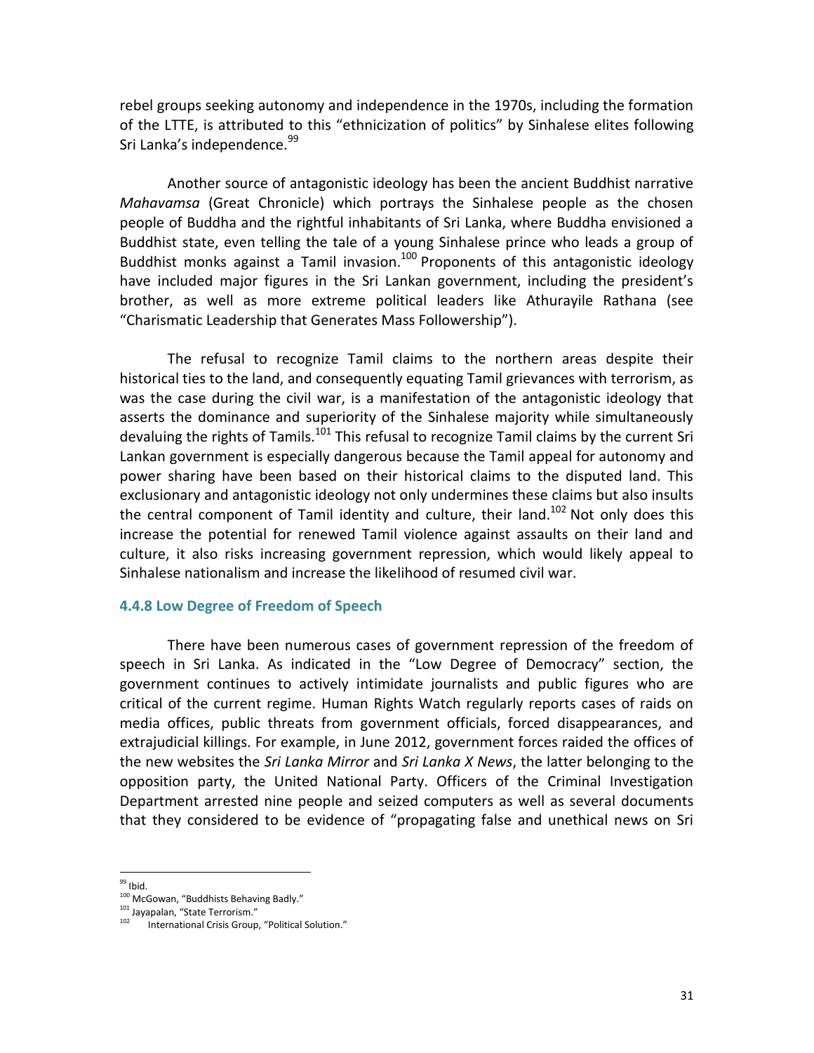rebel groups seeking autonomy and independence in the 1970s, including the formation of the LTTE, is attributed to this "ethnicization of politics" by Sinhalese elites following Sri Lanka's independence.[99]

Another source of antagonistic ideology has been the ancient Buddhist narrative *Mahavamsa* (Great Chronicle) which portrays the Sinhalese people as the chosen people of Buddha and the rightful inhabitants of Sri Lanka, where Buddha envisioned a Buddhist state, even telling the tale of a young Sinhalese prince who leads a group of Buddhist monks against a Tamil invasion.[100] Proponents of this antagonistic ideology have included major figures in the Sri Lankan government, including the president's brother, as well as more extreme political leaders like Athurayile Rathana (see "Charismatic Leadership that Generates Mass Followership").

The refusal to recognize Tamil claims to the northern areas despite their historical ties to the land, and consequently equating Tamil grievances with terrorism, as was the case during the civil war, is a manifestation of the antagonistic ideology that asserts the dominance and superiority of the Sinhalese majority while simultaneously devaluing the rights of Tamils.[101] This refusal to recognize Tamil claims by the current Sri Lankan government is especially dangerous because the Tamil appeal for autonomy and power sharing have been based on their historical claims to the disputed land. This exclusionary and antagonistic ideology not only undermines these claims but also insults the central component of Tamil identity and culture, their land.[102] Not only does this increase the potential for renewed Tamil violence against assaults on their land and culture, it also risks increasing government repression, which would likely appeal to Sinhalese nationalism and increase the likelihood of resumed civil war.

### 4.4.8 Low Degree of Freedom of Speech

There have been numerous cases of government repression of the freedom of speech in Sri Lanka. As indicated in the "Low Degree of Democracy" section, the government continues to actively intimidate journalists and public figures who are critical of the current regime. Human Rights Watch regularly reports cases of raids on media offices, public threats from government officials, forced disappearances, and extrajudicial killings. For example, in June 2012, government forces raided the offices of the new websites the *Sri Lanka Mirror* and *Sri Lanka X News*, the latter belonging to the opposition party, the United National Party. Officers of the Criminal Investigation Department arrested nine people and seized computers as well as several documents that they considered to be evidence of "propagating false and unethical news on Sri

---

[99] Ibid.
[100] McGowan, "Buddhists Behaving Badly."
[101] Jayapalan, "State Terrorism."
[102] International Crisis Group, "Political Solution."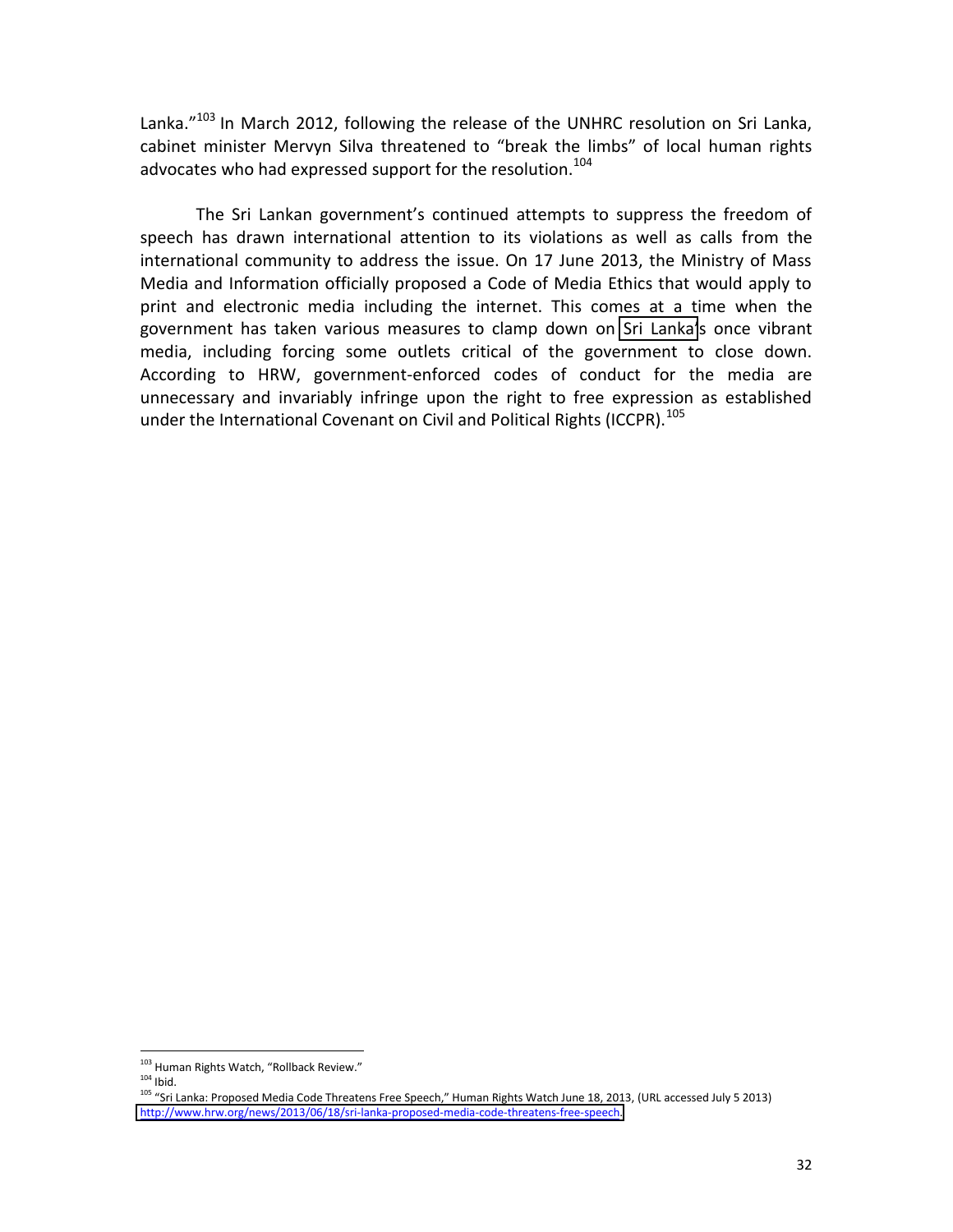Lanka."[103] In March 2012, following the release of the UNHRC resolution on Sri Lanka, cabinet minister Mervyn Silva threatened to "break the limbs" of local human rights advocates who had expressed support for the resolution.[104]

The Sri Lankan government's continued attempts to suppress the freedom of speech has drawn international attention to its violations as well as calls from the international community to address the issue. On 17 June 2013, the Ministry of Mass Media and Information officially proposed a Code of Media Ethics that would apply to print and electronic media including the internet. This comes at a time when the government has taken various measures to clamp down on Sri Lanka's once vibrant media, including forcing some outlets critical of the government to close down. According to HRW, government-enforced codes of conduct for the media are unnecessary and invariably infringe upon the right to free expression as established under the International Covenant on Civil and Political Rights (ICCPR).[105]

---

[103] Human Rights Watch, "Rollback Review."

[104] Ibid.

[105] "Sri Lanka: Proposed Media Code Threatens Free Speech," Human Rights Watch June 18, 2013, (URL accessed July 5 2013) http://www.hrw.org/news/2013/06/18/sri-lanka-proposed-media-code-threatens-free-speech.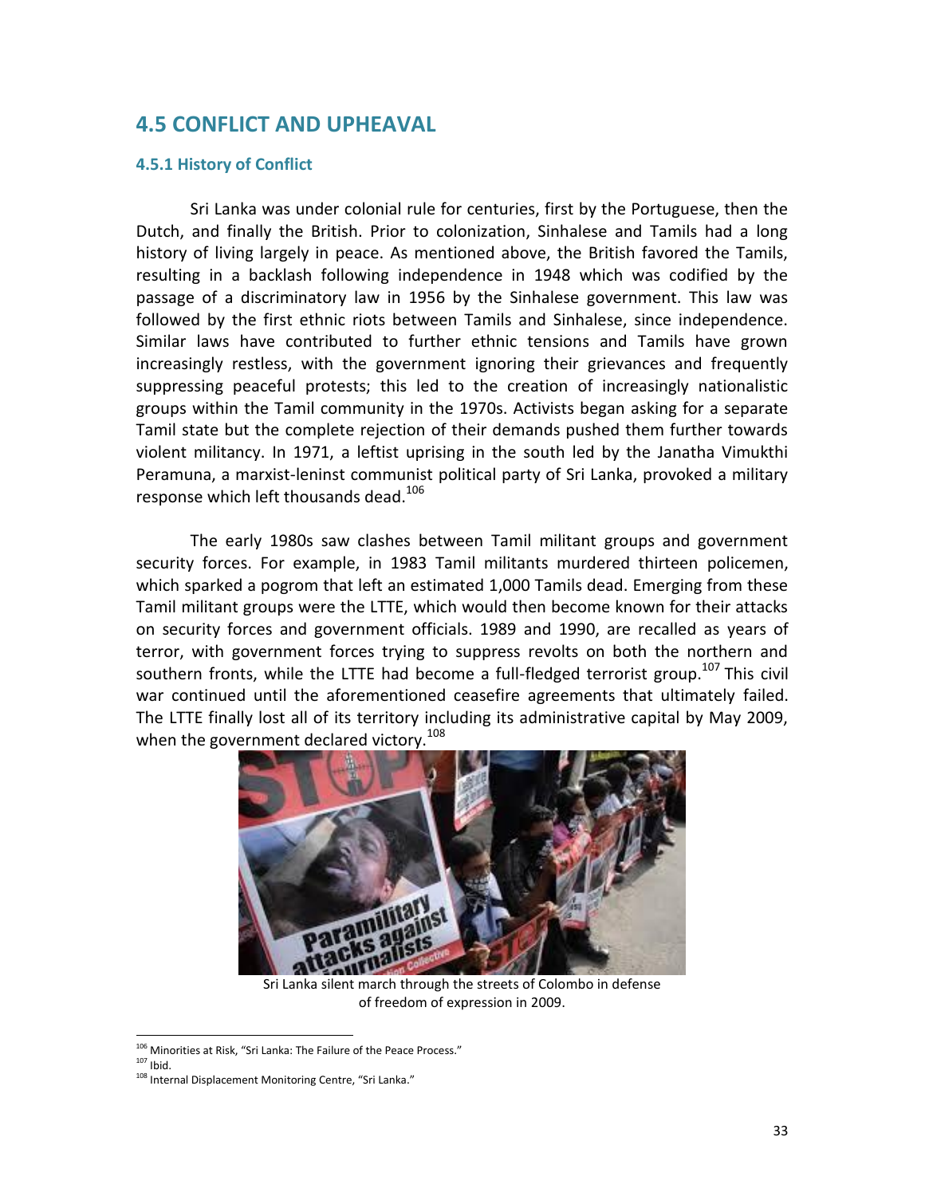## 4.5 CONFLICT AND UPHEAVAL

### 4.5.1 History of Conflict

Sri Lanka was under colonial rule for centuries, first by the Portuguese, then the Dutch, and finally the British. Prior to colonization, Sinhalese and Tamils had a long history of living largely in peace. As mentioned above, the British favored the Tamils, resulting in a backlash following independence in 1948 which was codified by the passage of a discriminatory law in 1956 by the Sinhalese government. This law was followed by the first ethnic riots between Tamils and Sinhalese, since independence. Similar laws have contributed to further ethnic tensions and Tamils have grown increasingly restless, with the government ignoring their grievances and frequently suppressing peaceful protests; this led to the creation of increasingly nationalistic groups within the Tamil community in the 1970s. Activists began asking for a separate Tamil state but the complete rejection of their demands pushed them further towards violent militancy. In 1971, a leftist uprising in the south led by the Janatha Vimukthi Peramuna, a marxist-leninst communist political party of Sri Lanka, provoked a military response which left thousands dead.[106]

The early 1980s saw clashes between Tamil militant groups and government security forces. For example, in 1983 Tamil militants murdered thirteen policemen, which sparked a pogrom that left an estimated 1,000 Tamils dead. Emerging from these Tamil militant groups were the LTTE, which would then become known for their attacks on security forces and government officials. 1989 and 1990, are recalled as years of terror, with government forces trying to suppress revolts on both the northern and southern fronts, while the LTTE had become a full-fledged terrorist group.[107] This civil war continued until the aforementioned ceasefire agreements that ultimately failed. The LTTE finally lost all of its territory including its administrative capital by May 2009, when the government declared victory.[108]

Sri Lanka silent march through the streets of Colombo in defense of freedom of expression in 2009.

---

[106] Minorities at Risk, "Sri Lanka: The Failure of the Peace Process."

[107] Ibid.

[108] Internal Displacement Monitoring Centre, "Sri Lanka."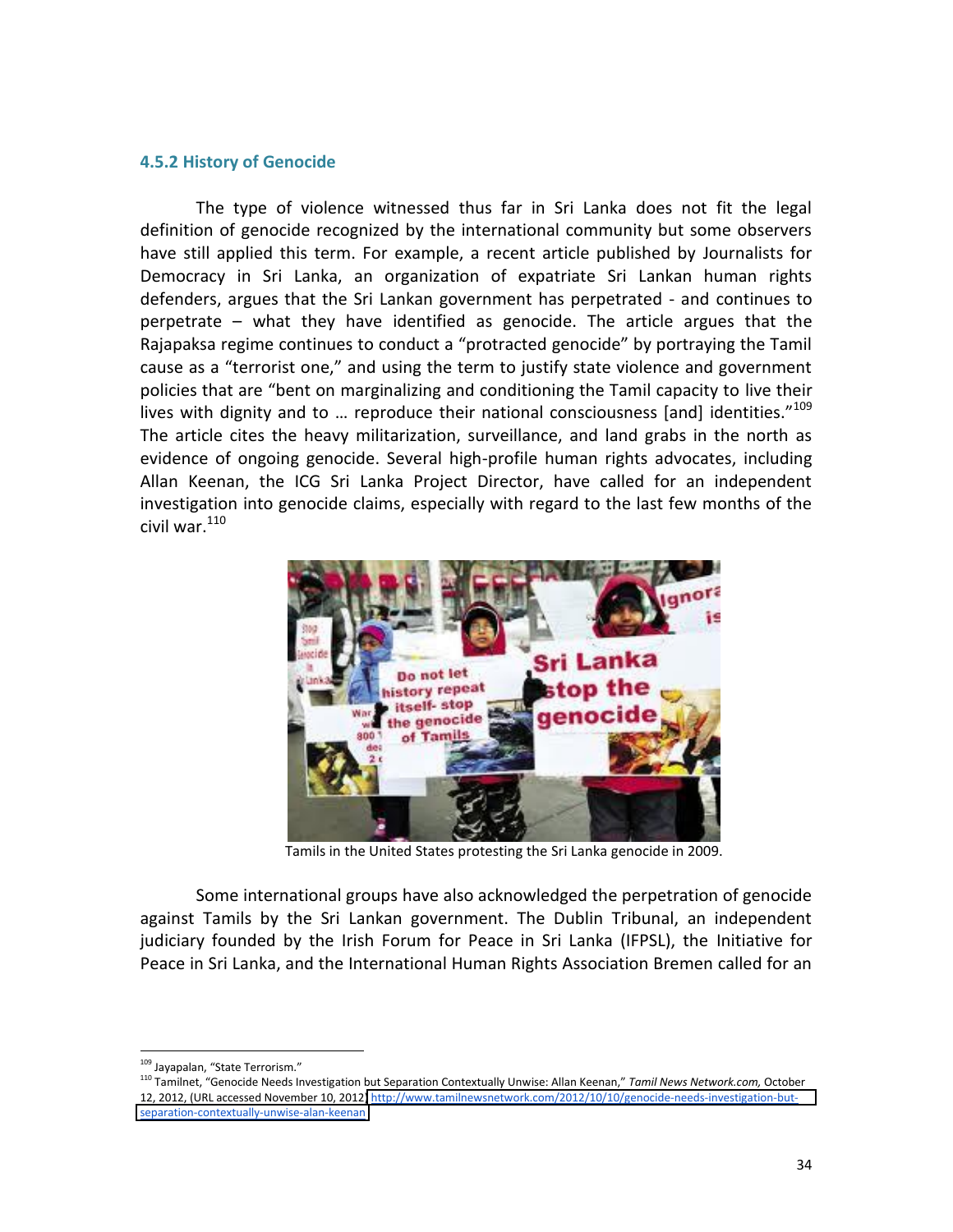### 4.5.2 History of Genocide

The type of violence witnessed thus far in Sri Lanka does not fit the legal definition of genocide recognized by the international community but some observers have still applied this term. For example, a recent article published by Journalists for Democracy in Sri Lanka, an organization of expatriate Sri Lankan human rights defenders, argues that the Sri Lankan government has perpetrated - and continues to perpetrate – what they have identified as genocide. The article argues that the Rajapaksa regime continues to conduct a "protracted genocide" by portraying the Tamil cause as a "terrorist one," and using the term to justify state violence and government policies that are "bent on marginalizing and conditioning the Tamil capacity to live their lives with dignity and to … reproduce their national consciousness [and] identities."[109] The article cites the heavy militarization, surveillance, and land grabs in the north as evidence of ongoing genocide. Several high-profile human rights advocates, including Allan Keenan, the ICG Sri Lanka Project Director, have called for an independent investigation into genocide claims, especially with regard to the last few months of the civil war.[110]

Tamils in the United States protesting the Sri Lanka genocide in 2009.

Some international groups have also acknowledged the perpetration of genocide against Tamils by the Sri Lankan government. The Dublin Tribunal, an independent judiciary founded by the Irish Forum for Peace in Sri Lanka (IFPSL), the Initiative for Peace in Sri Lanka, and the International Human Rights Association Bremen called for an

---

[109] Jayapalan, "State Terrorism."

[110] Tamilnet, "Genocide Needs Investigation but Separation Contextually Unwise: Allan Keenan," *Tamil News Network.com,* October 12, 2012, (URL accessed November 10, 2012) http://www.tamilnewsnetwork.com/2012/10/10/genocide-needs-investigation-but-separation-contextually-unwise-alan-keenan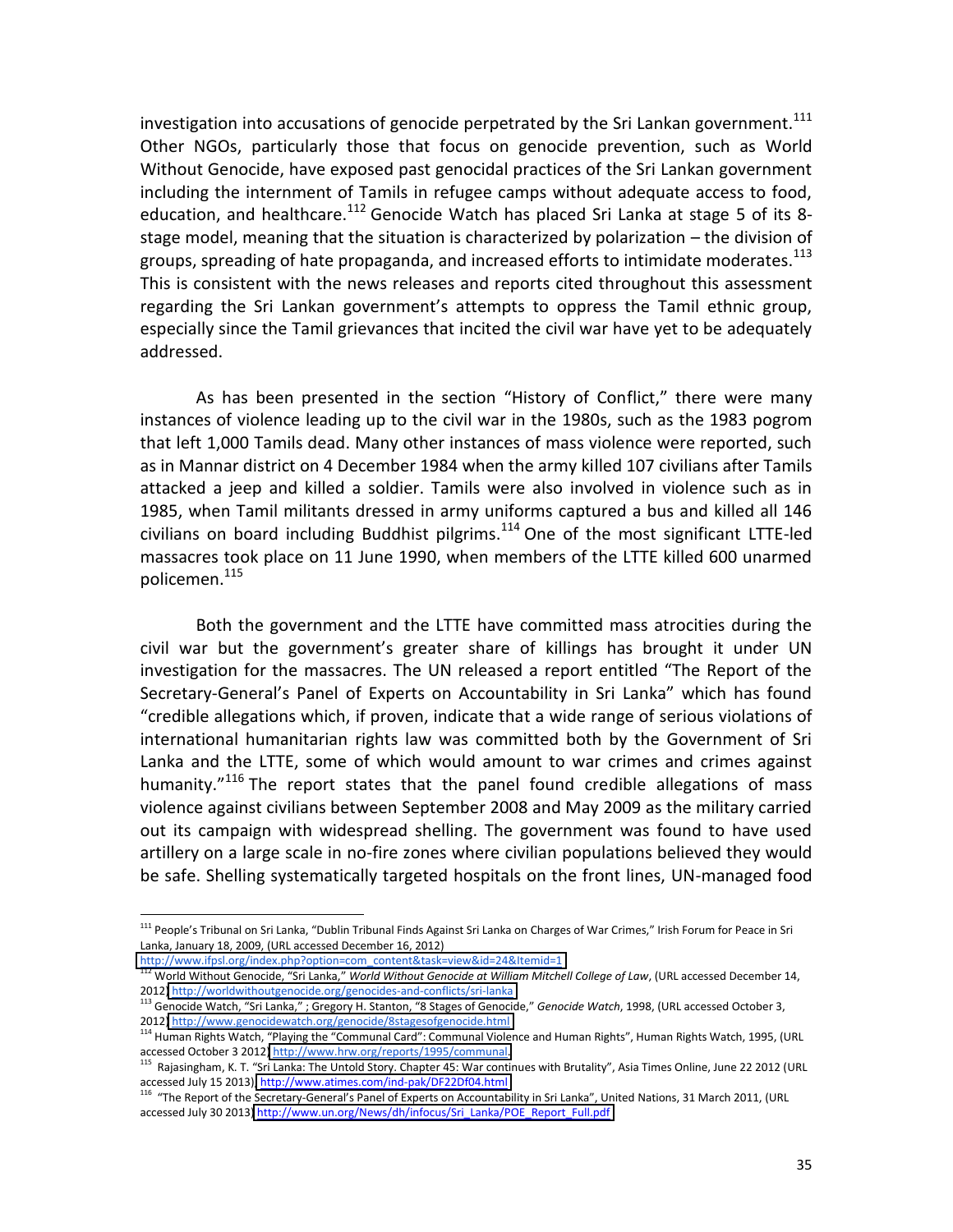investigation into accusations of genocide perpetrated by the Sri Lankan government.[111] Other NGOs, particularly those that focus on genocide prevention, such as World Without Genocide, have exposed past genocidal practices of the Sri Lankan government including the internment of Tamils in refugee camps without adequate access to food, education, and healthcare.[112] Genocide Watch has placed Sri Lanka at stage 5 of its 8-stage model, meaning that the situation is characterized by polarization – the division of groups, spreading of hate propaganda, and increased efforts to intimidate moderates.[113] This is consistent with the news releases and reports cited throughout this assessment regarding the Sri Lankan government's attempts to oppress the Tamil ethnic group, especially since the Tamil grievances that incited the civil war have yet to be adequately addressed.

As has been presented in the section "History of Conflict," there were many instances of violence leading up to the civil war in the 1980s, such as the 1983 pogrom that left 1,000 Tamils dead. Many other instances of mass violence were reported, such as in Mannar district on 4 December 1984 when the army killed 107 civilians after Tamils attacked a jeep and killed a soldier. Tamils were also involved in violence such as in 1985, when Tamil militants dressed in army uniforms captured a bus and killed all 146 civilians on board including Buddhist pilgrims.[114] One of the most significant LTTE-led massacres took place on 11 June 1990, when members of the LTTE killed 600 unarmed policemen.[115]

Both the government and the LTTE have committed mass atrocities during the civil war but the government's greater share of killings has brought it under UN investigation for the massacres. The UN released a report entitled "The Report of the Secretary-General's Panel of Experts on Accountability in Sri Lanka" which has found "credible allegations which, if proven, indicate that a wide range of serious violations of international humanitarian rights law was committed both by the Government of Sri Lanka and the LTTE, some of which would amount to war crimes and crimes against humanity."[116] The report states that the panel found credible allegations of mass violence against civilians between September 2008 and May 2009 as the military carried out its campaign with widespread shelling. The government was found to have used artillery on a large scale in no-fire zones where civilian populations believed they would be safe. Shelling systematically targeted hospitals on the front lines, UN-managed food

---

[111] People's Tribunal on Sri Lanka, "Dublin Tribunal Finds Against Sri Lanka on Charges of War Crimes," Irish Forum for Peace in Sri Lanka, January 18, 2009, (URL accessed December 16, 2012) http://www.ifpsl.org/index.php?option=com_content&task=view&id=24&Itemid=1

[112] World Without Genocide, "Sri Lanka," *World Without Genocide at William Mitchell College of Law*, (URL accessed December 14, 2012) http://worldwithoutgenocide.org/genocides-and-conflicts/sri-lanka

[113] Genocide Watch, "Sri Lanka," ; Gregory H. Stanton, "8 Stages of Genocide," *Genocide Watch*, 1998, (URL accessed October 3, 2012) http://www.genocidewatch.org/genocide/8stagesofgenocide.html

[114] Human Rights Watch, "Playing the "Communal Card": Communal Violence and Human Rights", Human Rights Watch, 1995, (URL accessed October 3 2012) http://www.hrw.org/reports/1995/communal.

[115] Rajasingham, K. T. "Sri Lanka: The Untold Story. Chapter 45: War continues with Brutality", Asia Times Online, June 22 2012 (URL accessed July 15 2013) http://www.atimes.com/ind-pak/DF22Df04.html

[116] "The Report of the Secretary-General's Panel of Experts on Accountability in Sri Lanka", United Nations, 31 March 2011, (URL accessed July 30 2013) http://www.un.org/News/dh/infocus/Sri_Lanka/POE_Report_Full.pdf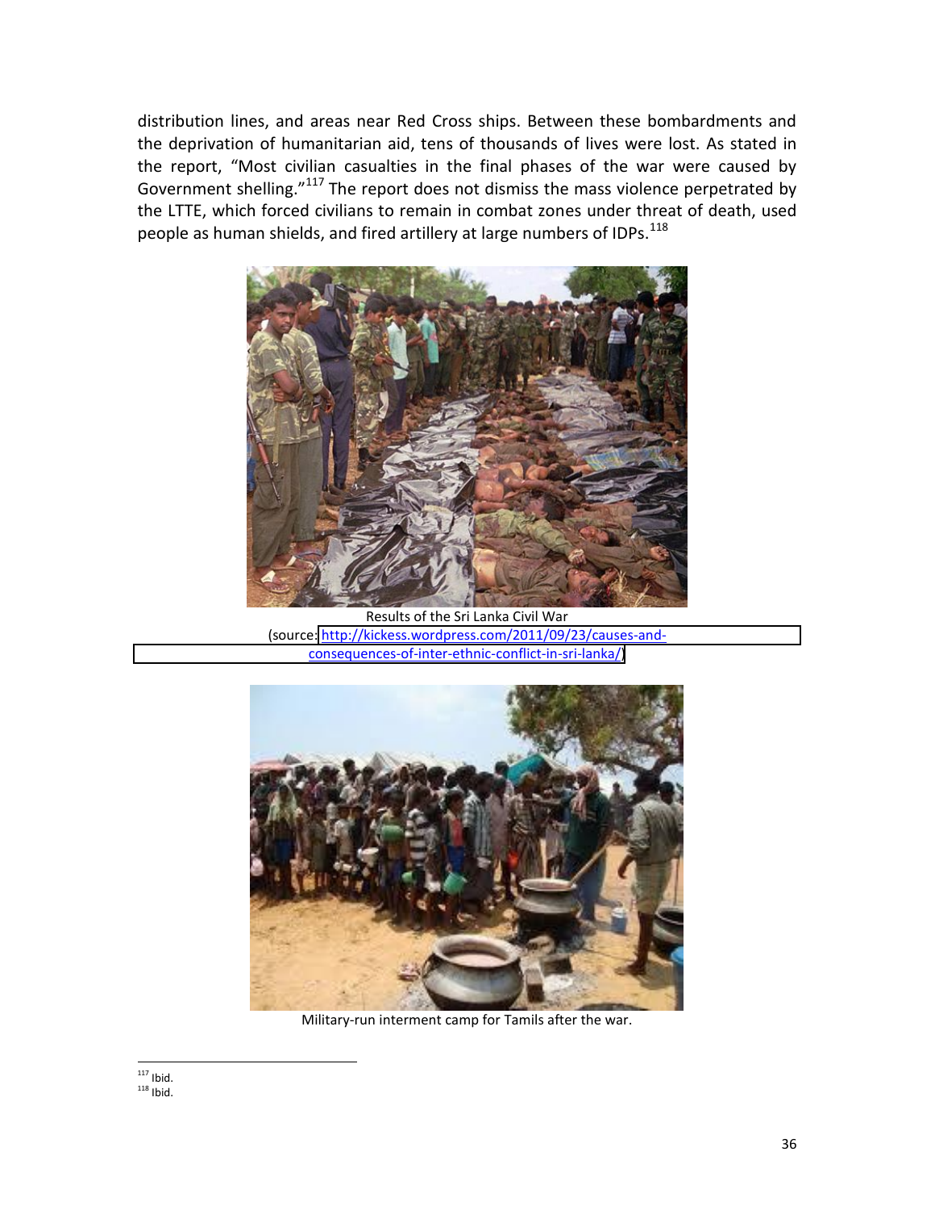distribution lines, and areas near Red Cross ships. Between these bombardments and the deprivation of humanitarian aid, tens of thousands of lives were lost. As stated in the report, "Most civilian casualties in the final phases of the war were caused by Government shelling."[117] The report does not dismiss the mass violence perpetrated by the LTTE, which forced civilians to remain in combat zones under threat of death, used people as human shields, and fired artillery at large numbers of IDPs.[118]

Results of the Sri Lanka Civil War
(source: http://kickess.wordpress.com/2011/09/23/causes-and-consequences-of-inter-ethnic-conflict-in-sri-lanka/)

Military-run interment camp for Tamils after the war.

[117] Ibid.
[118] Ibid.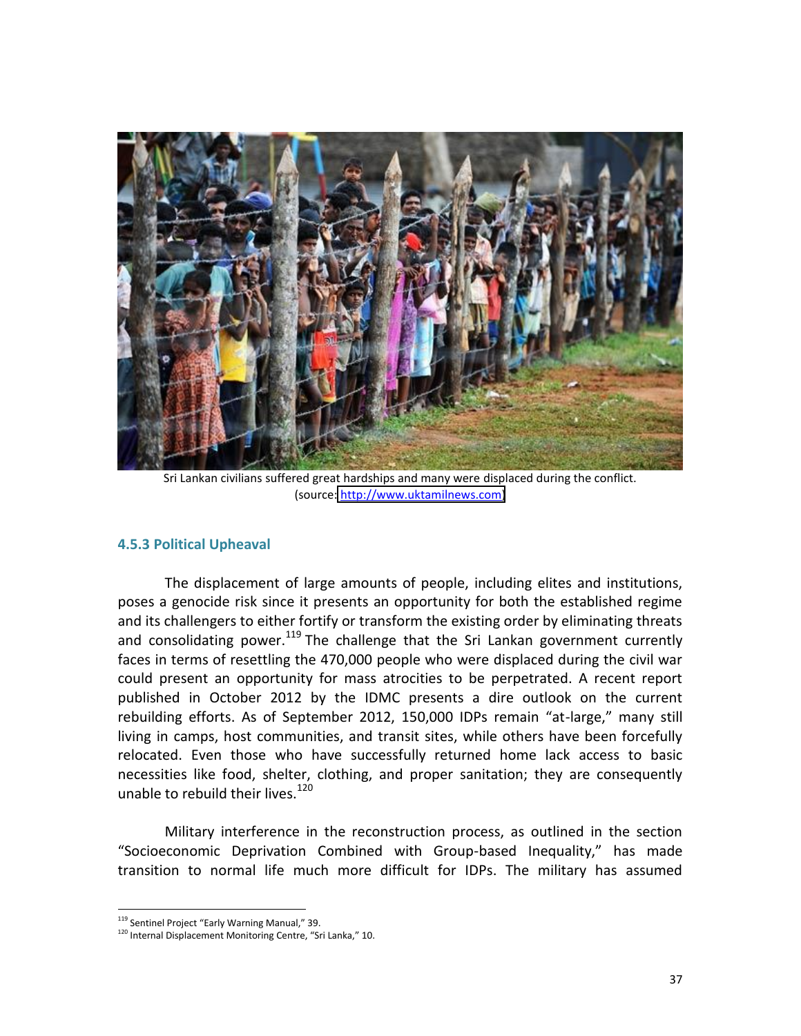Sri Lankan civilians suffered great hardships and many were displaced during the conflict. (source: http://www.uktamilnews.com)

### 4.5.3 Political Upheaval

The displacement of large amounts of people, including elites and institutions, poses a genocide risk since it presents an opportunity for both the established regime and its challengers to either fortify or transform the existing order by eliminating threats and consolidating power.[119] The challenge that the Sri Lankan government currently faces in terms of resettling the 470,000 people who were displaced during the civil war could present an opportunity for mass atrocities to be perpetrated. A recent report published in October 2012 by the IDMC presents a dire outlook on the current rebuilding efforts. As of September 2012, 150,000 IDPs remain "at-large," many still living in camps, host communities, and transit sites, while others have been forcefully relocated. Even those who have successfully returned home lack access to basic necessities like food, shelter, clothing, and proper sanitation; they are consequently unable to rebuild their lives.[120]

Military interference in the reconstruction process, as outlined in the section "Socioeconomic Deprivation Combined with Group-based Inequality," has made transition to normal life much more difficult for IDPs. The military has assumed

[119] Sentinel Project "Early Warning Manual," 39.

[120] Internal Displacement Monitoring Centre, "Sri Lanka," 10.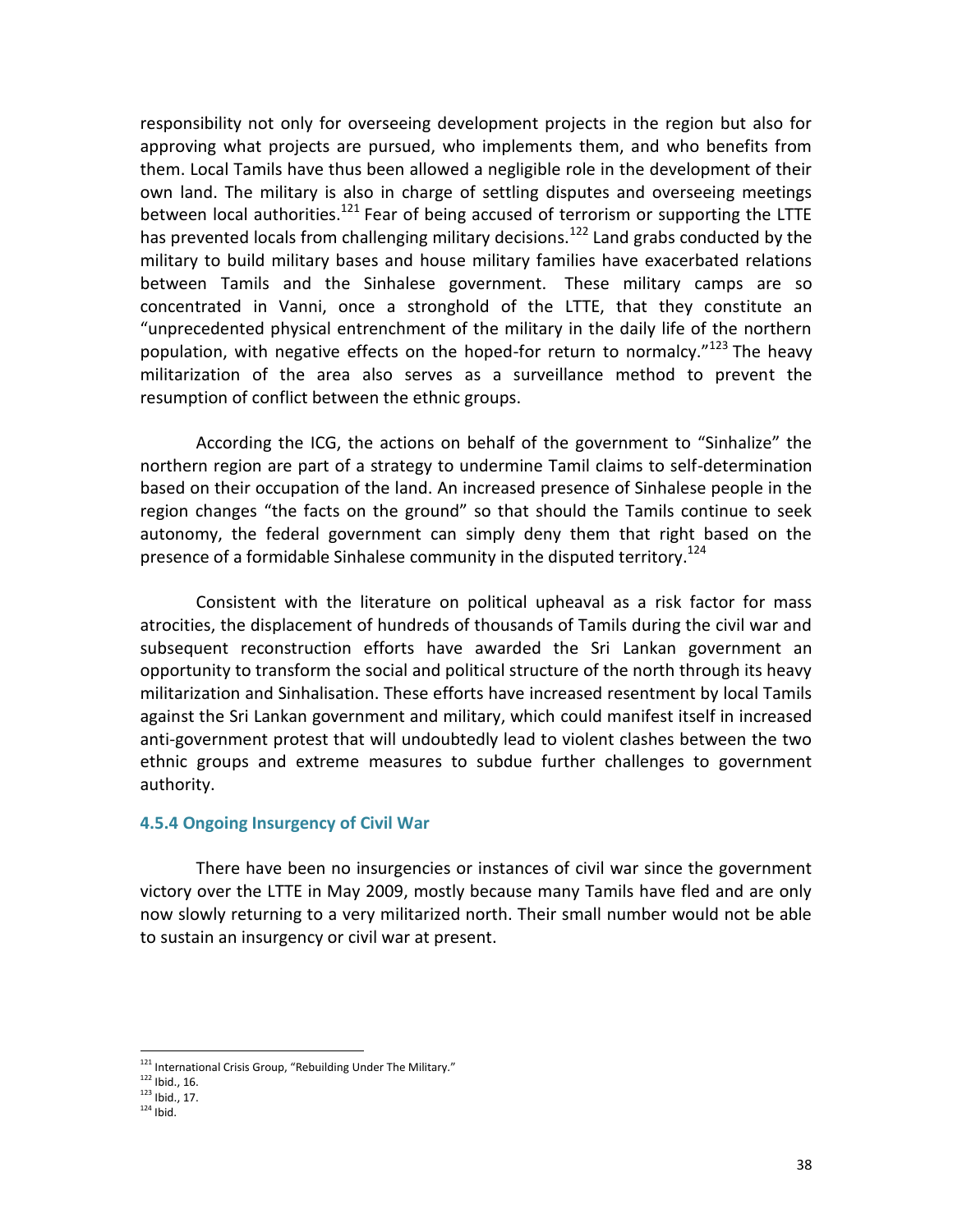responsibility not only for overseeing development projects in the region but also for approving what projects are pursued, who implements them, and who benefits from them. Local Tamils have thus been allowed a negligible role in the development of their own land. The military is also in charge of settling disputes and overseeing meetings between local authorities.[121] Fear of being accused of terrorism or supporting the LTTE has prevented locals from challenging military decisions.[122] Land grabs conducted by the military to build military bases and house military families have exacerbated relations between Tamils and the Sinhalese government. These military camps are so concentrated in Vanni, once a stronghold of the LTTE, that they constitute an "unprecedented physical entrenchment of the military in the daily life of the northern population, with negative effects on the hoped-for return to normalcy."[123] The heavy militarization of the area also serves as a surveillance method to prevent the resumption of conflict between the ethnic groups.

According the ICG, the actions on behalf of the government to "Sinhalize" the northern region are part of a strategy to undermine Tamil claims to self-determination based on their occupation of the land. An increased presence of Sinhalese people in the region changes "the facts on the ground" so that should the Tamils continue to seek autonomy, the federal government can simply deny them that right based on the presence of a formidable Sinhalese community in the disputed territory.[124]

Consistent with the literature on political upheaval as a risk factor for mass atrocities, the displacement of hundreds of thousands of Tamils during the civil war and subsequent reconstruction efforts have awarded the Sri Lankan government an opportunity to transform the social and political structure of the north through its heavy militarization and Sinhalisation. These efforts have increased resentment by local Tamils against the Sri Lankan government and military, which could manifest itself in increased anti-government protest that will undoubtedly lead to violent clashes between the two ethnic groups and extreme measures to subdue further challenges to government authority.

### 4.5.4 Ongoing Insurgency of Civil War

There have been no insurgencies or instances of civil war since the government victory over the LTTE in May 2009, mostly because many Tamils have fled and are only now slowly returning to a very militarized north. Their small number would not be able to sustain an insurgency or civil war at present.

---

[121] International Crisis Group, "Rebuilding Under The Military."

[122] Ibid., 16.

[123] Ibid., 17.

[124] Ibid.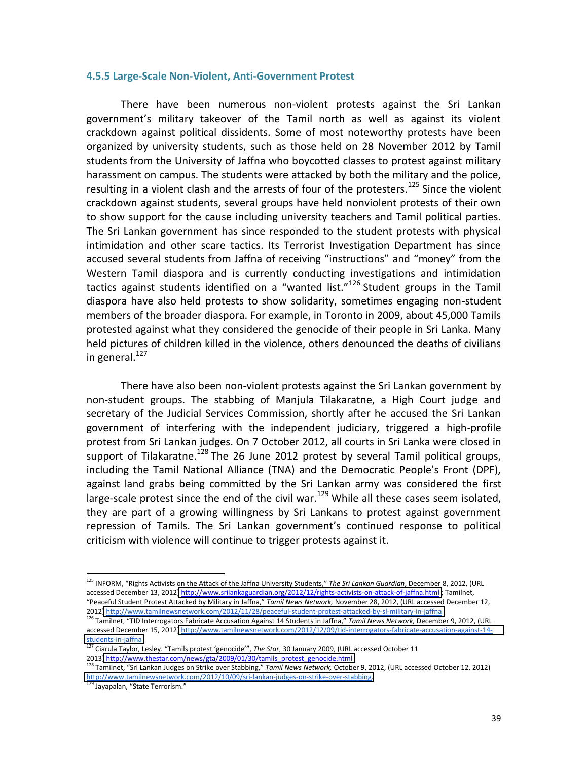### 4.5.5 Large-Scale Non-Violent, Anti-Government Protest

There have been numerous non-violent protests against the Sri Lankan government's military takeover of the Tamil north as well as against its violent crackdown against political dissidents. Some of most noteworthy protests have been organized by university students, such as those held on 28 November 2012 by Tamil students from the University of Jaffna who boycotted classes to protest against military harassment on campus. The students were attacked by both the military and the police, resulting in a violent clash and the arrests of four of the protesters.[125] Since the violent crackdown against students, several groups have held nonviolent protests of their own to show support for the cause including university teachers and Tamil political parties. The Sri Lankan government has since responded to the student protests with physical intimidation and other scare tactics. Its Terrorist Investigation Department has since accused several students from Jaffna of receiving "instructions" and "money" from the Western Tamil diaspora and is currently conducting investigations and intimidation tactics against students identified on a "wanted list."[126] Student groups in the Tamil diaspora have also held protests to show solidarity, sometimes engaging non-student members of the broader diaspora. For example, in Toronto in 2009, about 45,000 Tamils protested against what they considered the genocide of their people in Sri Lanka. Many held pictures of children killed in the violence, others denounced the deaths of civilians in general.[127]

There have also been non-violent protests against the Sri Lankan government by non-student groups. The stabbing of Manjula Tilakaratne, a High Court judge and secretary of the Judicial Services Commission, shortly after he accused the Sri Lankan government of interfering with the independent judiciary, triggered a high-profile protest from Sri Lankan judges. On 7 October 2012, all courts in Sri Lanka were closed in support of Tilakaratne.[128] The 26 June 2012 protest by several Tamil political groups, including the Tamil National Alliance (TNA) and the Democratic People's Front (DPF), against land grabs being committed by the Sri Lankan army was considered the first large-scale protest since the end of the civil war.[129] While all these cases seem isolated, they are part of a growing willingness by Sri Lankans to protest against government repression of Tamils. The Sri Lankan government's continued response to political criticism with violence will continue to trigger protests against it.

---

[125] INFORM, "Rights Activists on the Attack of the Jaffna University Students," *The Sri Lankan Guardian*, December 8, 2012, (URL accessed December 13, 2012) http://www.srilankaguardian.org/2012/12/rights-activists-on-attack-of-jaffna.html ; Tamilnet, "Peaceful Student Protest Attacked by Military in Jaffna," *Tamil News Network,* November 28, 2012, (URL accessed December 12, 2012) http://www.tamilnewsnetwork.com/2012/11/28/peaceful-student-protest-attacked-by-sl-military-in-jaffna

[126] Tamilnet, "TID Interrogators Fabricate Accusation Against 14 Students in Jaffna," *Tamil News Network,* December 9, 2012, (URL accessed December 15, 2012) http://www.tamilnewsnetwork.com/2012/12/09/tid-interrogators-fabricate-accusation-against-14-students-in-jaffna

[127] Ciarula Taylor, Lesley. "Tamils protest 'genocide'", *The Star*, 30 January 2009, (URL accessed October 11 2013) http://www.thestar.com/news/gta/2009/01/30/tamils_protest_genocide.html

[128] Tamilnet, "Sri Lankan Judges on Strike over Stabbing," *Tamil News Network,* October 9, 2012, (URL accessed October 12, 2012) http://www.tamilnewsnetwork.com/2012/10/09/sri-lankan-judges-on-strike-over-stabbing

[129] Jayapalan, "State Terrorism."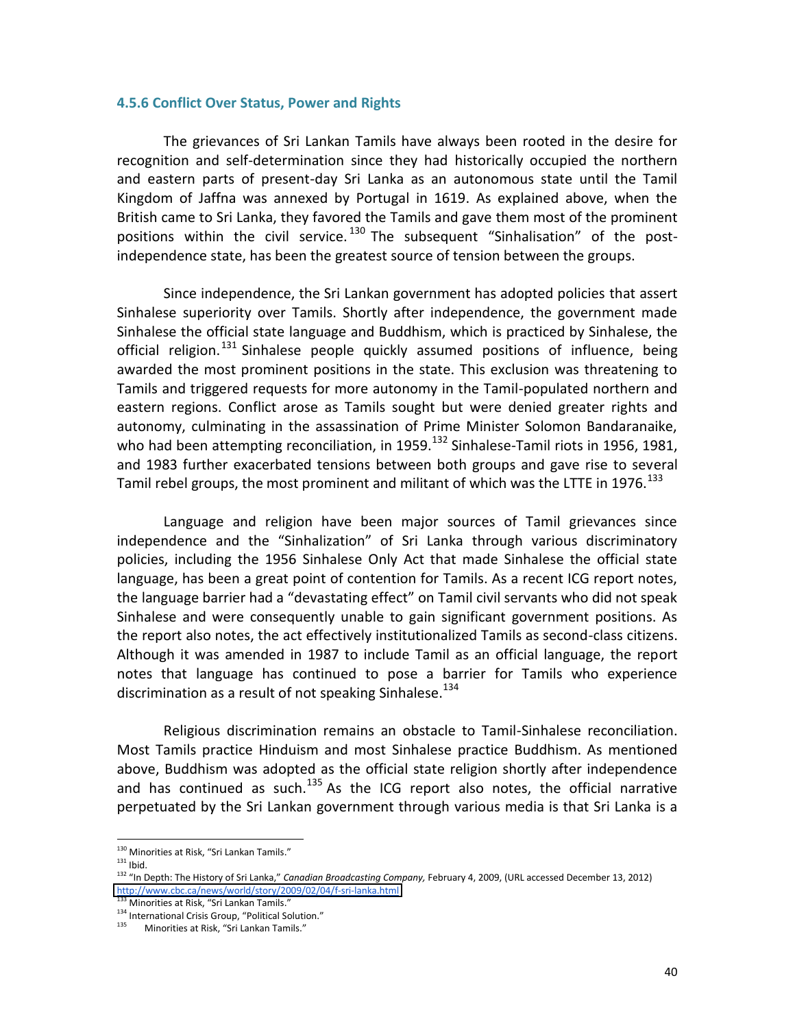### 4.5.6 Conflict Over Status, Power and Rights

The grievances of Sri Lankan Tamils have always been rooted in the desire for recognition and self-determination since they had historically occupied the northern and eastern parts of present-day Sri Lanka as an autonomous state until the Tamil Kingdom of Jaffna was annexed by Portugal in 1619. As explained above, when the British came to Sri Lanka, they favored the Tamils and gave them most of the prominent positions within the civil service.[130] The subsequent "Sinhalisation" of the post-independence state, has been the greatest source of tension between the groups.

Since independence, the Sri Lankan government has adopted policies that assert Sinhalese superiority over Tamils. Shortly after independence, the government made Sinhalese the official state language and Buddhism, which is practiced by Sinhalese, the official religion.[131] Sinhalese people quickly assumed positions of influence, being awarded the most prominent positions in the state. This exclusion was threatening to Tamils and triggered requests for more autonomy in the Tamil-populated northern and eastern regions. Conflict arose as Tamils sought but were denied greater rights and autonomy, culminating in the assassination of Prime Minister Solomon Bandaranaike, who had been attempting reconciliation, in 1959.[132] Sinhalese-Tamil riots in 1956, 1981, and 1983 further exacerbated tensions between both groups and gave rise to several Tamil rebel groups, the most prominent and militant of which was the LTTE in 1976.[133]

Language and religion have been major sources of Tamil grievances since independence and the "Sinhalization" of Sri Lanka through various discriminatory policies, including the 1956 Sinhalese Only Act that made Sinhalese the official state language, has been a great point of contention for Tamils. As a recent ICG report notes, the language barrier had a "devastating effect" on Tamil civil servants who did not speak Sinhalese and were consequently unable to gain significant government positions. As the report also notes, the act effectively institutionalized Tamils as second-class citizens. Although it was amended in 1987 to include Tamil as an official language, the report notes that language has continued to pose a barrier for Tamils who experience discrimination as a result of not speaking Sinhalese.[134]

Religious discrimination remains an obstacle to Tamil-Sinhalese reconciliation. Most Tamils practice Hinduism and most Sinhalese practice Buddhism. As mentioned above, Buddhism was adopted as the official state religion shortly after independence and has continued as such.[135] As the ICG report also notes, the official narrative perpetuated by the Sri Lankan government through various media is that Sri Lanka is a

---

[130] Minorities at Risk, "Sri Lankan Tamils."

[131] Ibid.

[132] "In Depth: The History of Sri Lanka," *Canadian Broadcasting Company,* February 4, 2009, (URL accessed December 13, 2012) http://www.cbc.ca/news/world/story/2009/02/04/f-sri-lanka.html

[133] Minorities at Risk, "Sri Lankan Tamils."

[134] International Crisis Group, "Political Solution."

[135] Minorities at Risk, "Sri Lankan Tamils."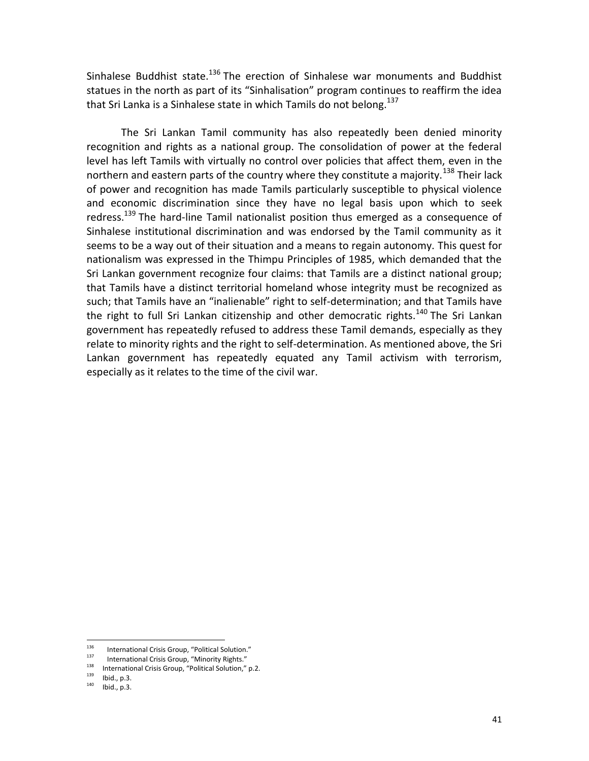Sinhalese Buddhist state.[136] The erection of Sinhalese war monuments and Buddhist statues in the north as part of its "Sinhalisation" program continues to reaffirm the idea that Sri Lanka is a Sinhalese state in which Tamils do not belong.[137]

The Sri Lankan Tamil community has also repeatedly been denied minority recognition and rights as a national group. The consolidation of power at the federal level has left Tamils with virtually no control over policies that affect them, even in the northern and eastern parts of the country where they constitute a majority.[138] Their lack of power and recognition has made Tamils particularly susceptible to physical violence and economic discrimination since they have no legal basis upon which to seek redress.[139] The hard-line Tamil nationalist position thus emerged as a consequence of Sinhalese institutional discrimination and was endorsed by the Tamil community as it seems to be a way out of their situation and a means to regain autonomy. This quest for nationalism was expressed in the Thimpu Principles of 1985, which demanded that the Sri Lankan government recognize four claims: that Tamils are a distinct national group; that Tamils have a distinct territorial homeland whose integrity must be recognized as such; that Tamils have an "inalienable" right to self-determination; and that Tamils have the right to full Sri Lankan citizenship and other democratic rights.[140] The Sri Lankan government has repeatedly refused to address these Tamil demands, especially as they relate to minority rights and the right to self-determination. As mentioned above, the Sri Lankan government has repeatedly equated any Tamil activism with terrorism, especially as it relates to the time of the civil war.

---

[136] International Crisis Group, "Political Solution."
[137] International Crisis Group, "Minority Rights."
[138] International Crisis Group, "Political Solution," p.2.
[139] Ibid., p.3.
[140] Ibid., p.3.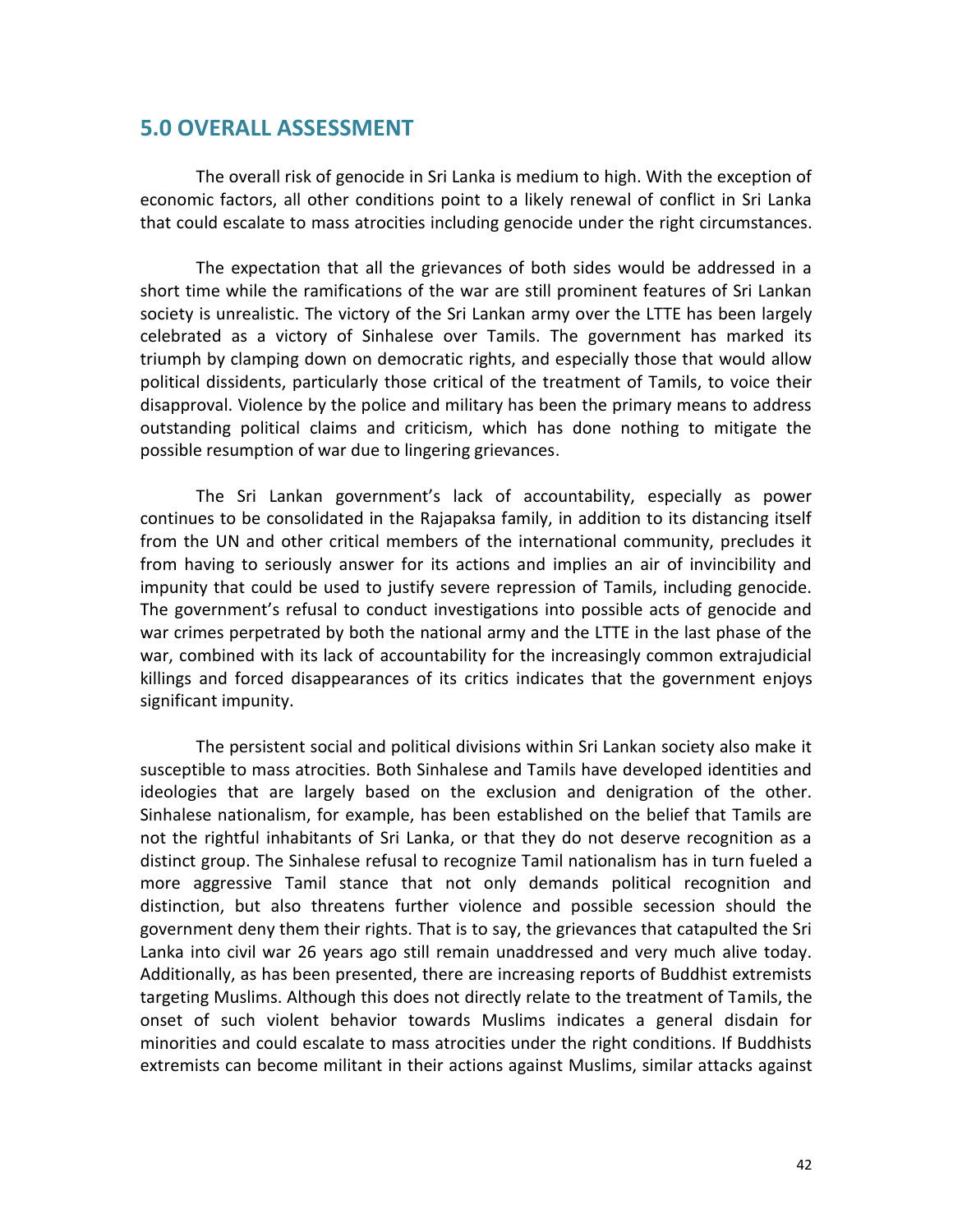## 5.0 OVERALL ASSESSMENT

The overall risk of genocide in Sri Lanka is medium to high. With the exception of economic factors, all other conditions point to a likely renewal of conflict in Sri Lanka that could escalate to mass atrocities including genocide under the right circumstances.

The expectation that all the grievances of both sides would be addressed in a short time while the ramifications of the war are still prominent features of Sri Lankan society is unrealistic. The victory of the Sri Lankan army over the LTTE has been largely celebrated as a victory of Sinhalese over Tamils. The government has marked its triumph by clamping down on democratic rights, and especially those that would allow political dissidents, particularly those critical of the treatment of Tamils, to voice their disapproval. Violence by the police and military has been the primary means to address outstanding political claims and criticism, which has done nothing to mitigate the possible resumption of war due to lingering grievances.

The Sri Lankan government's lack of accountability, especially as power continues to be consolidated in the Rajapaksa family, in addition to its distancing itself from the UN and other critical members of the international community, precludes it from having to seriously answer for its actions and implies an air of invincibility and impunity that could be used to justify severe repression of Tamils, including genocide. The government's refusal to conduct investigations into possible acts of genocide and war crimes perpetrated by both the national army and the LTTE in the last phase of the war, combined with its lack of accountability for the increasingly common extrajudicial killings and forced disappearances of its critics indicates that the government enjoys significant impunity.

The persistent social and political divisions within Sri Lankan society also make it susceptible to mass atrocities. Both Sinhalese and Tamils have developed identities and ideologies that are largely based on the exclusion and denigration of the other. Sinhalese nationalism, for example, has been established on the belief that Tamils are not the rightful inhabitants of Sri Lanka, or that they do not deserve recognition as a distinct group. The Sinhalese refusal to recognize Tamil nationalism has in turn fueled a more aggressive Tamil stance that not only demands political recognition and distinction, but also threatens further violence and possible secession should the government deny them their rights. That is to say, the grievances that catapulted the Sri Lanka into civil war 26 years ago still remain unaddressed and very much alive today. Additionally, as has been presented, there are increasing reports of Buddhist extremists targeting Muslims. Although this does not directly relate to the treatment of Tamils, the onset of such violent behavior towards Muslims indicates a general disdain for minorities and could escalate to mass atrocities under the right conditions. If Buddhists extremists can become militant in their actions against Muslims, similar attacks against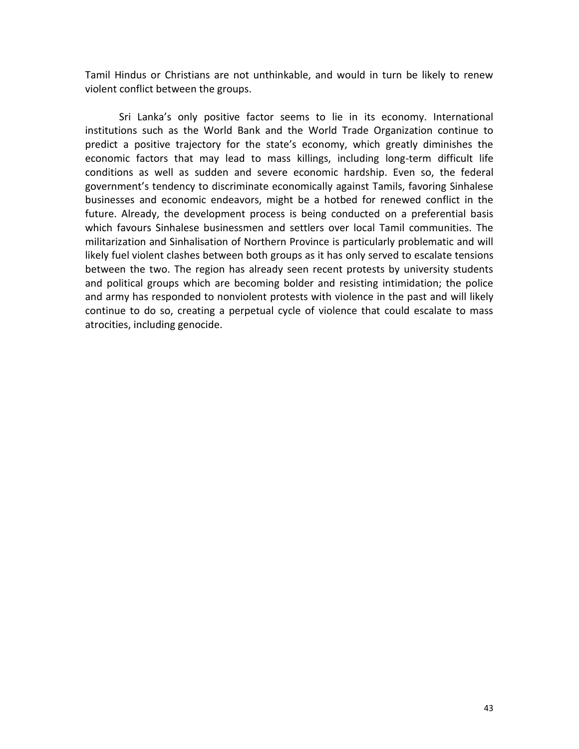Tamil Hindus or Christians are not unthinkable, and would in turn be likely to renew violent conflict between the groups.

Sri Lanka's only positive factor seems to lie in its economy. International institutions such as the World Bank and the World Trade Organization continue to predict a positive trajectory for the state's economy, which greatly diminishes the economic factors that may lead to mass killings, including long-term difficult life conditions as well as sudden and severe economic hardship. Even so, the federal government's tendency to discriminate economically against Tamils, favoring Sinhalese businesses and economic endeavors, might be a hotbed for renewed conflict in the future. Already, the development process is being conducted on a preferential basis which favours Sinhalese businessmen and settlers over local Tamil communities. The militarization and Sinhalisation of Northern Province is particularly problematic and will likely fuel violent clashes between both groups as it has only served to escalate tensions between the two. The region has already seen recent protests by university students and political groups which are becoming bolder and resisting intimidation; the police and army has responded to nonviolent protests with violence in the past and will likely continue to do so, creating a perpetual cycle of violence that could escalate to mass atrocities, including genocide.